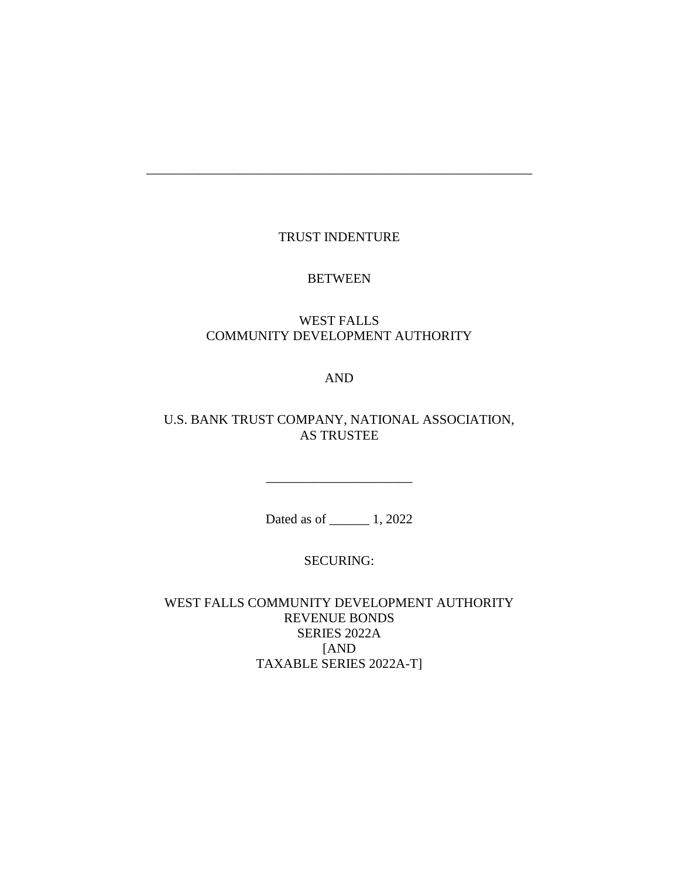---

TRUST INDENTURE

BETWEEN

WEST FALLS
COMMUNITY DEVELOPMENT AUTHORITY

AND

U.S. BANK TRUST COMPANY, NATIONAL ASSOCIATION,
AS TRUSTEE

______________________

Dated as of ______ 1, 2022

SECURING:

WEST FALLS COMMUNITY DEVELOPMENT AUTHORITY
REVENUE BONDS
SERIES 2022A
[AND
TAXABLE SERIES 2022A-T]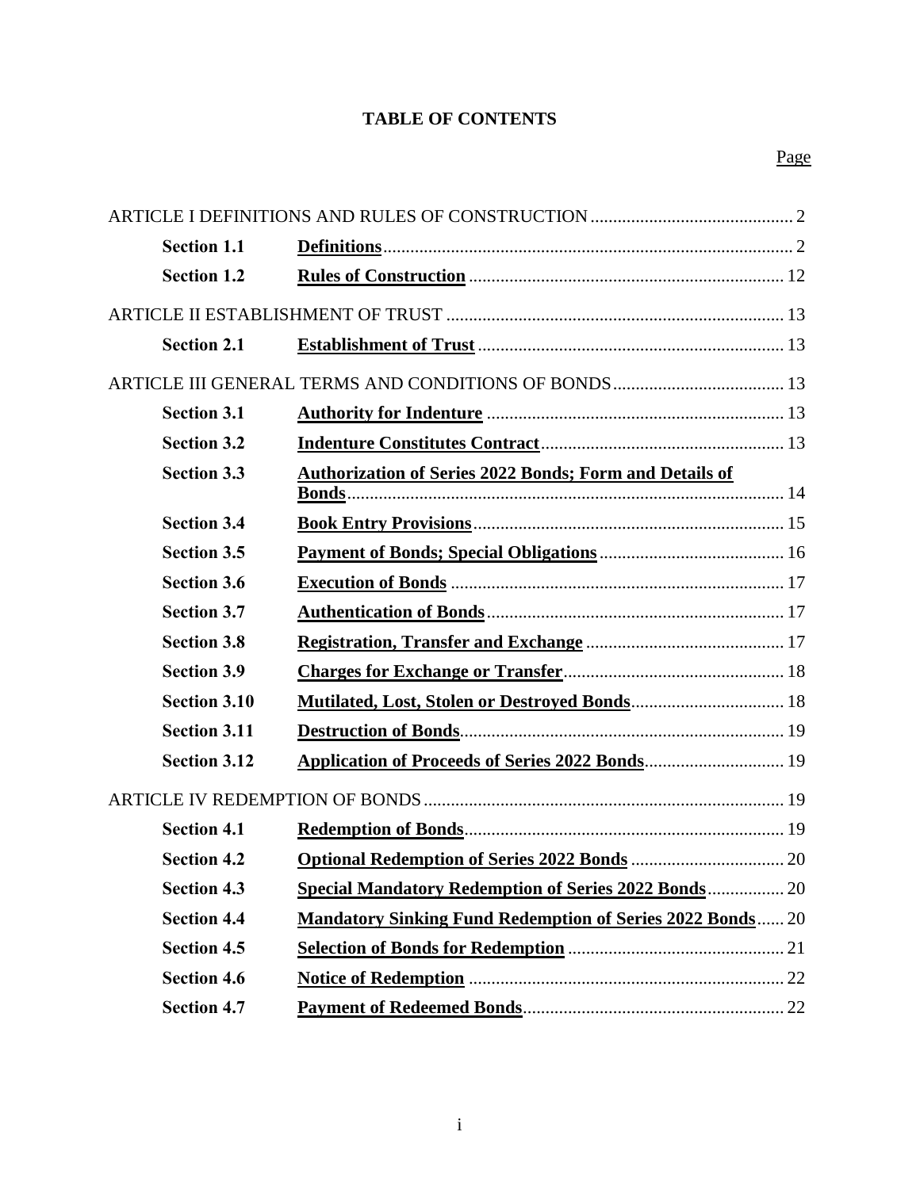# TABLE OF CONTENTS

| | | Page |
|---|---|---|
| ARTICLE I DEFINITIONS AND RULES OF CONSTRUCTION | | 2 |
| **Section 1.1** | **Definitions** | 2 |
| **Section 1.2** | **Rules of Construction** | 12 |
| ARTICLE II ESTABLISHMENT OF TRUST | | 13 |
| **Section 2.1** | **Establishment of Trust** | 13 |
| ARTICLE III GENERAL TERMS AND CONDITIONS OF BONDS | | 13 |
| **Section 3.1** | **Authority for Indenture** | 13 |
| **Section 3.2** | **Indenture Constitutes Contract** | 13 |
| **Section 3.3** | **Authorization of Series 2022 Bonds; Form and Details of Bonds** | 14 |
| **Section 3.4** | **Book Entry Provisions** | 15 |
| **Section 3.5** | **Payment of Bonds; Special Obligations** | 16 |
| **Section 3.6** | **Execution of Bonds** | 17 |
| **Section 3.7** | **Authentication of Bonds** | 17 |
| **Section 3.8** | **Registration, Transfer and Exchange** | 17 |
| **Section 3.9** | **Charges for Exchange or Transfer** | 18 |
| **Section 3.10** | **Mutilated, Lost, Stolen or Destroyed Bonds** | 18 |
| **Section 3.11** | **Destruction of Bonds** | 19 |
| **Section 3.12** | **Application of Proceeds of Series 2022 Bonds** | 19 |
| ARTICLE IV REDEMPTION OF BONDS | | 19 |
| **Section 4.1** | **Redemption of Bonds** | 19 |
| **Section 4.2** | **Optional Redemption of Series 2022 Bonds** | 20 |
| **Section 4.3** | **Special Mandatory Redemption of Series 2022 Bonds** | 20 |
| **Section 4.4** | **Mandatory Sinking Fund Redemption of Series 2022 Bonds** | 20 |
| **Section 4.5** | **Selection of Bonds for Redemption** | 21 |
| **Section 4.6** | **Notice of Redemption** | 22 |
| **Section 4.7** | **Payment of Redeemed Bonds** | 22 |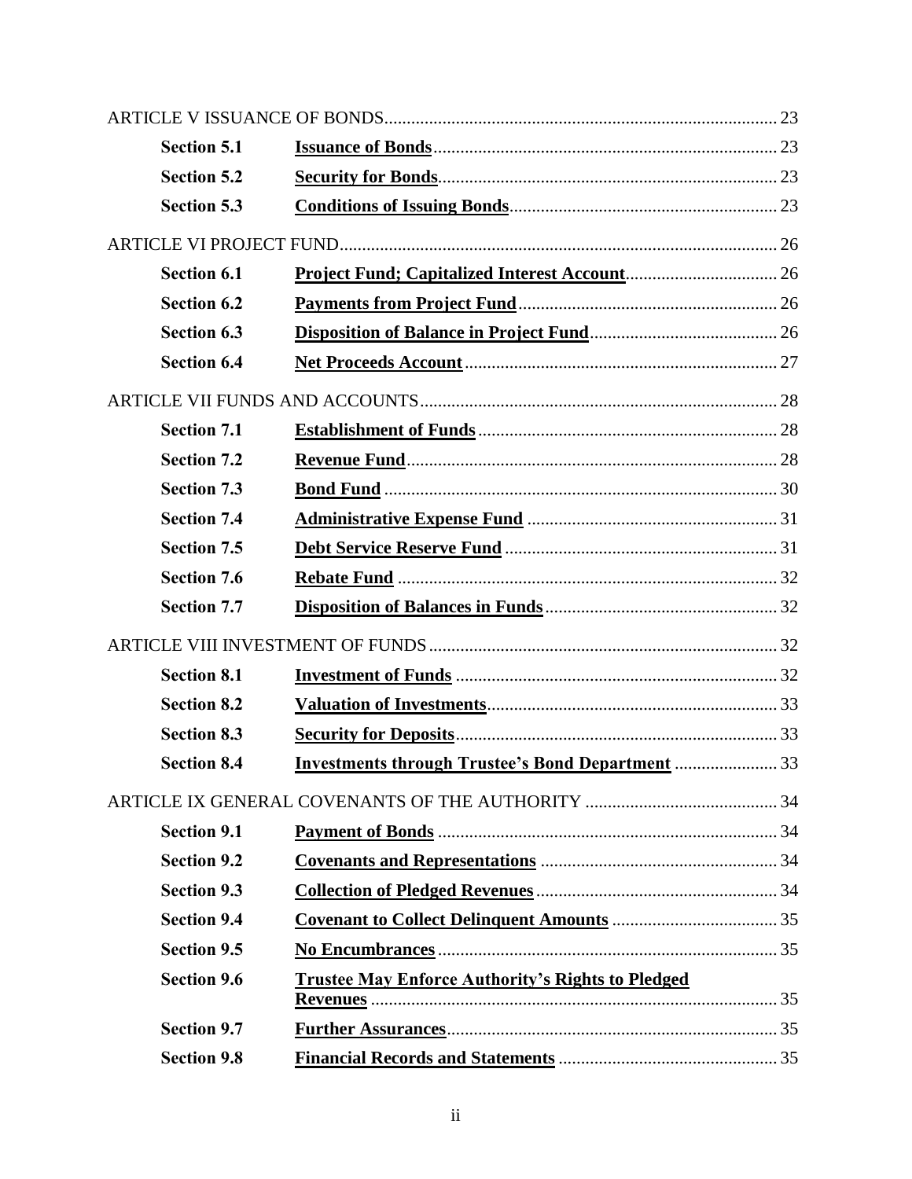| | | |
|---|---|---|
| ARTICLE V ISSUANCE OF BONDS | | 23 |
| **Section 5.1** | **Issuance of Bonds** | 23 |
| **Section 5.2** | **Security for Bonds** | 23 |
| **Section 5.3** | **Conditions of Issuing Bonds** | 23 |
| ARTICLE VI PROJECT FUND | | 26 |
| **Section 6.1** | **Project Fund; Capitalized Interest Account** | 26 |
| **Section 6.2** | **Payments from Project Fund** | 26 |
| **Section 6.3** | **Disposition of Balance in Project Fund** | 26 |
| **Section 6.4** | **Net Proceeds Account** | 27 |
| ARTICLE VII FUNDS AND ACCOUNTS | | 28 |
| **Section 7.1** | **Establishment of Funds** | 28 |
| **Section 7.2** | **Revenue Fund** | 28 |
| **Section 7.3** | **Bond Fund** | 30 |
| **Section 7.4** | **Administrative Expense Fund** | 31 |
| **Section 7.5** | **Debt Service Reserve Fund** | 31 |
| **Section 7.6** | **Rebate Fund** | 32 |
| **Section 7.7** | **Disposition of Balances in Funds** | 32 |
| ARTICLE VIII INVESTMENT OF FUNDS | | 32 |
| **Section 8.1** | **Investment of Funds** | 32 |
| **Section 8.2** | **Valuation of Investments** | 33 |
| **Section 8.3** | **Security for Deposits** | 33 |
| **Section 8.4** | **Investments through Trustee's Bond Department** | 33 |
| ARTICLE IX GENERAL COVENANTS OF THE AUTHORITY | | 34 |
| **Section 9.1** | **Payment of Bonds** | 34 |
| **Section 9.2** | **Covenants and Representations** | 34 |
| **Section 9.3** | **Collection of Pledged Revenues** | 34 |
| **Section 9.4** | **Covenant to Collect Delinquent Amounts** | 35 |
| **Section 9.5** | **No Encumbrances** | 35 |
| **Section 9.6** | **Trustee May Enforce Authority's Rights to Pledged Revenues** | 35 |
| **Section 9.7** | **Further Assurances** | 35 |
| **Section 9.8** | **Financial Records and Statements** | 35 |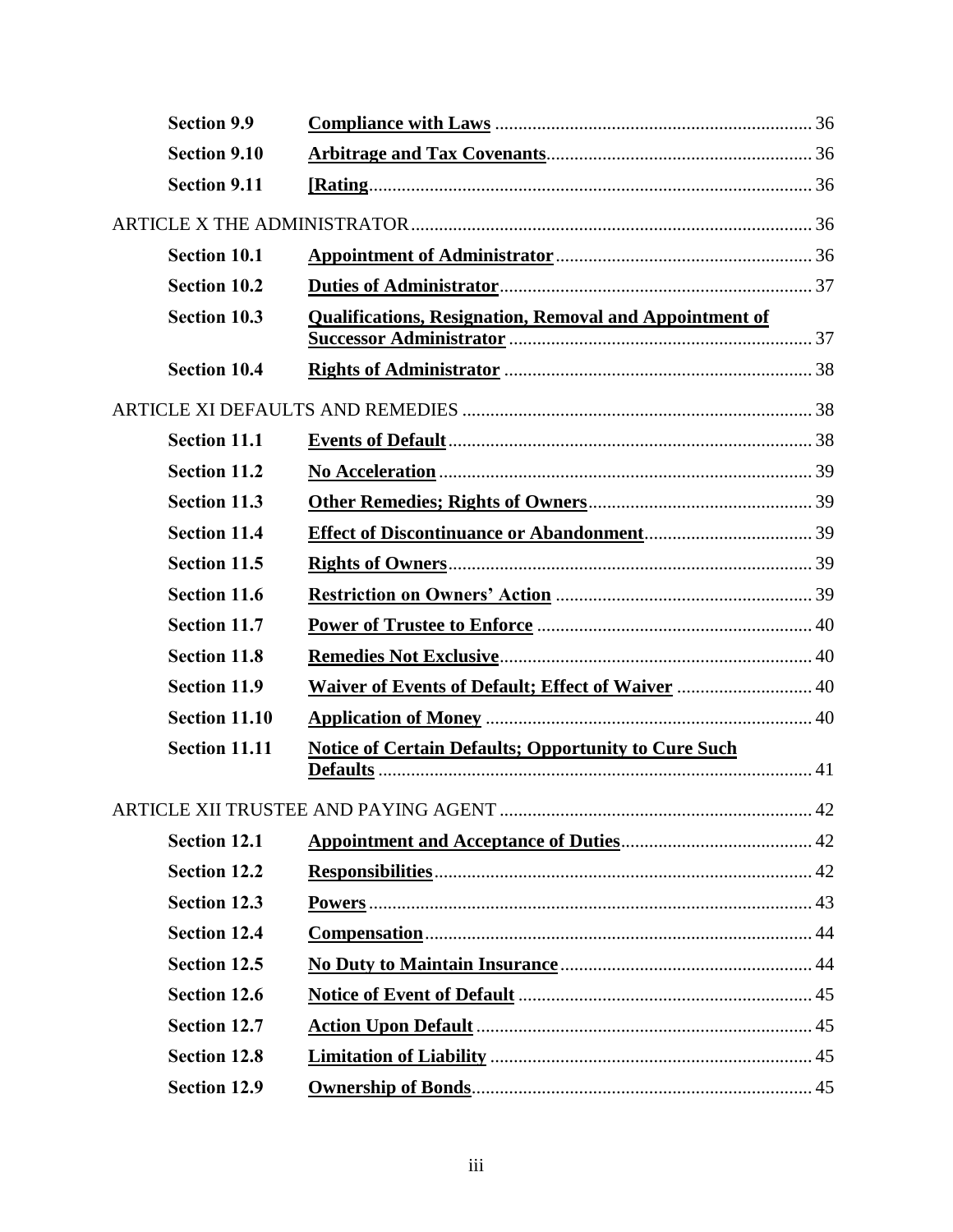| | | |
|---|---|---|
| **Section 9.9** | **Compliance with Laws** | 36 |
| **Section 9.10** | **Arbitrage and Tax Covenants** | 36 |
| **Section 9.11** | **[Rating** | 36 |

ARTICLE X THE ADMINISTRATOR ..... 36

| | | |
|---|---|---|
| **Section 10.1** | **Appointment of Administrator** | 36 |
| **Section 10.2** | **Duties of Administrator** | 37 |
| **Section 10.3** | **Qualifications, Resignation, Removal and Appointment of Successor Administrator** | 37 |
| **Section 10.4** | **Rights of Administrator** | 38 |

ARTICLE XI DEFAULTS AND REMEDIES ..... 38

| | | |
|---|---|---|
| **Section 11.1** | **Events of Default** | 38 |
| **Section 11.2** | **No Acceleration** | 39 |
| **Section 11.3** | **Other Remedies; Rights of Owners** | 39 |
| **Section 11.4** | **Effect of Discontinuance or Abandonment** | 39 |
| **Section 11.5** | **Rights of Owners** | 39 |
| **Section 11.6** | **Restriction on Owners' Action** | 39 |
| **Section 11.7** | **Power of Trustee to Enforce** | 40 |
| **Section 11.8** | **Remedies Not Exclusive** | 40 |
| **Section 11.9** | **Waiver of Events of Default; Effect of Waiver** | 40 |
| **Section 11.10** | **Application of Money** | 40 |
| **Section 11.11** | **Notice of Certain Defaults; Opportunity to Cure Such Defaults** | 41 |

ARTICLE XII TRUSTEE AND PAYING AGENT ..... 42

| | | |
|---|---|---|
| **Section 12.1** | **Appointment and Acceptance of Duties** | 42 |
| **Section 12.2** | **Responsibilities** | 42 |
| **Section 12.3** | **Powers** | 43 |
| **Section 12.4** | **Compensation** | 44 |
| **Section 12.5** | **No Duty to Maintain Insurance** | 44 |
| **Section 12.6** | **Notice of Event of Default** | 45 |
| **Section 12.7** | **Action Upon Default** | 45 |
| **Section 12.8** | **Limitation of Liability** | 45 |
| **Section 12.9** | **Ownership of Bonds** | 45 |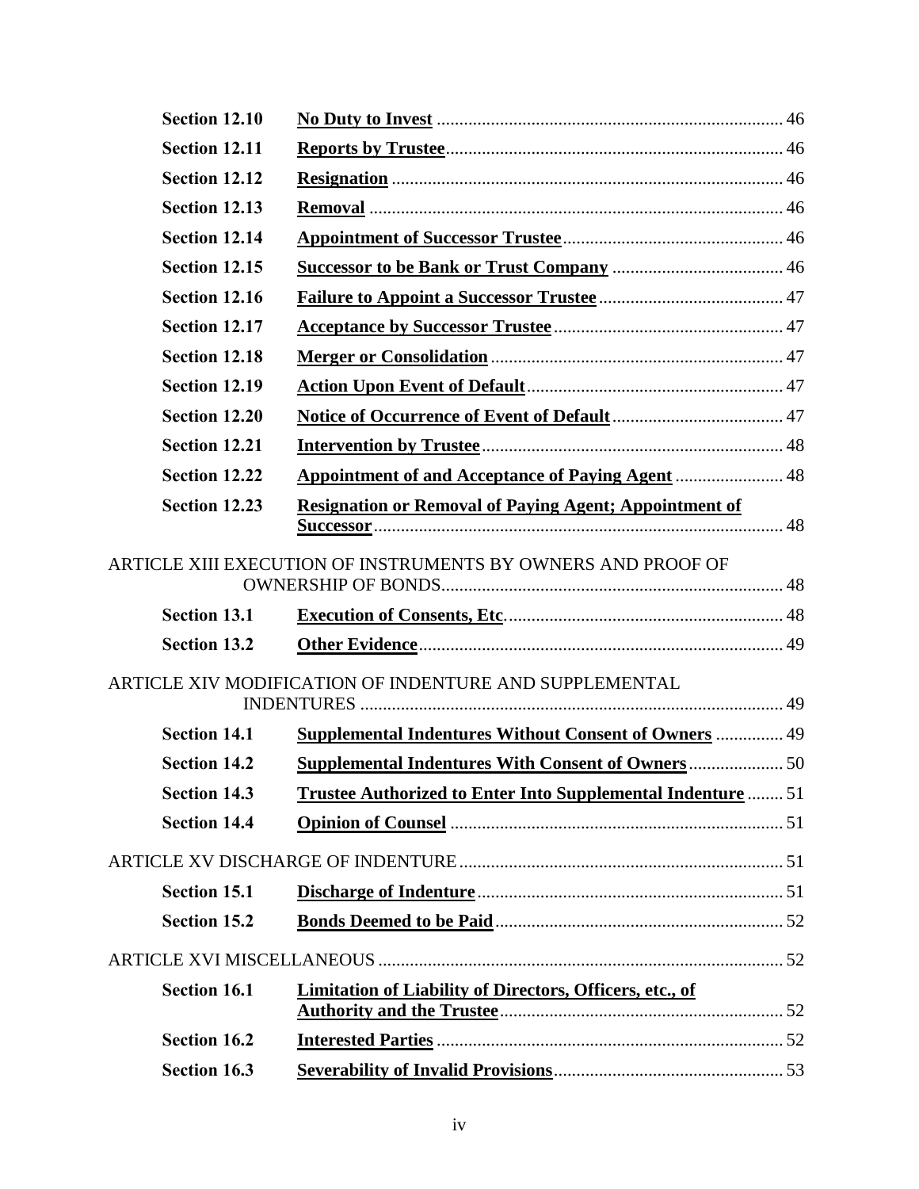| | | |
|---|---|---|
| **Section 12.10** | **No Duty to Invest** | 46 |
| **Section 12.11** | **Reports by Trustee** | 46 |
| **Section 12.12** | **Resignation** | 46 |
| **Section 12.13** | **Removal** | 46 |
| **Section 12.14** | **Appointment of Successor Trustee** | 46 |
| **Section 12.15** | **Successor to be Bank or Trust Company** | 46 |
| **Section 12.16** | **Failure to Appoint a Successor Trustee** | 47 |
| **Section 12.17** | **Acceptance by Successor Trustee** | 47 |
| **Section 12.18** | **Merger or Consolidation** | 47 |
| **Section 12.19** | **Action Upon Event of Default** | 47 |
| **Section 12.20** | **Notice of Occurrence of Event of Default** | 47 |
| **Section 12.21** | **Intervention by Trustee** | 48 |
| **Section 12.22** | **Appointment of and Acceptance of Paying Agent** | 48 |
| **Section 12.23** | **Resignation or Removal of Paying Agent; Appointment of Successor** | 48 |

ARTICLE XIII EXECUTION OF INSTRUMENTS BY OWNERS AND PROOF OF OWNERSHIP OF BONDS ... 48

| | | |
|---|---|---|
| **Section 13.1** | **Execution of Consents, Etc**. | 48 |
| **Section 13.2** | **Other Evidence** | 49 |

ARTICLE XIV MODIFICATION OF INDENTURE AND SUPPLEMENTAL INDENTURES ... 49

| | | |
|---|---|---|
| **Section 14.1** | **Supplemental Indentures Without Consent of Owners** | 49 |
| **Section 14.2** | **Supplemental Indentures With Consent of Owners** | 50 |
| **Section 14.3** | **Trustee Authorized to Enter Into Supplemental Indenture** | 51 |
| **Section 14.4** | **Opinion of Counsel** | 51 |

ARTICLE XV DISCHARGE OF INDENTURE ... 51

| | | |
|---|---|---|
| **Section 15.1** | **Discharge of Indenture** | 51 |
| **Section 15.2** | **Bonds Deemed to be Paid** | 52 |

ARTICLE XVI MISCELLANEOUS ... 52

| | | |
|---|---|---|
| **Section 16.1** | **Limitation of Liability of Directors, Officers, etc., of Authority and the Trustee** | 52 |
| **Section 16.2** | **Interested Parties** | 52 |
| **Section 16.3** | **Severability of Invalid Provisions** | 53 |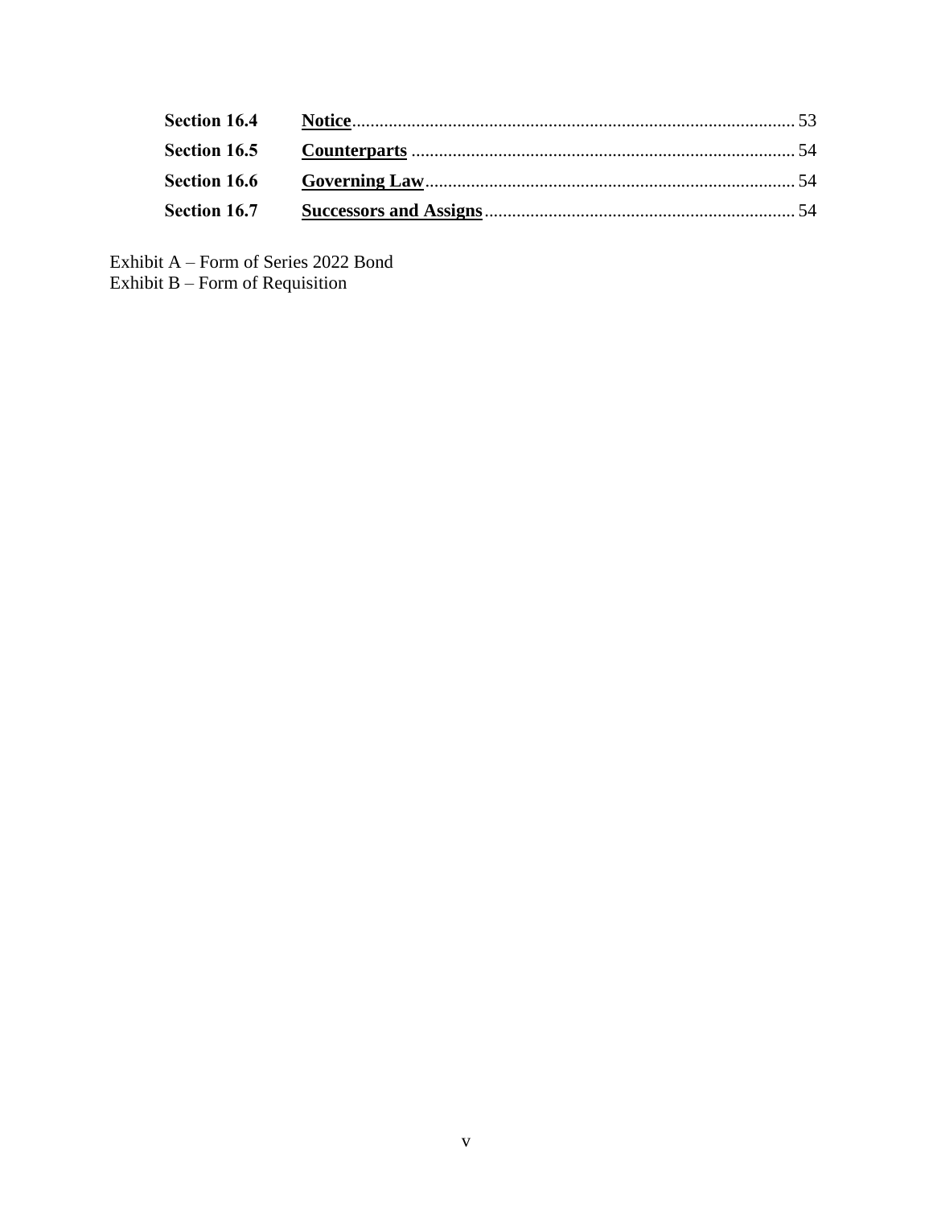| | | |
|---|---|---|
| **Section 16.4** | **Notice** | 53 |
| **Section 16.5** | **Counterparts** | 54 |
| **Section 16.6** | **Governing Law** | 54 |
| **Section 16.7** | **Successors and Assigns** | 54 |

Exhibit A – Form of Series 2022 Bond
Exhibit B – Form of Requisition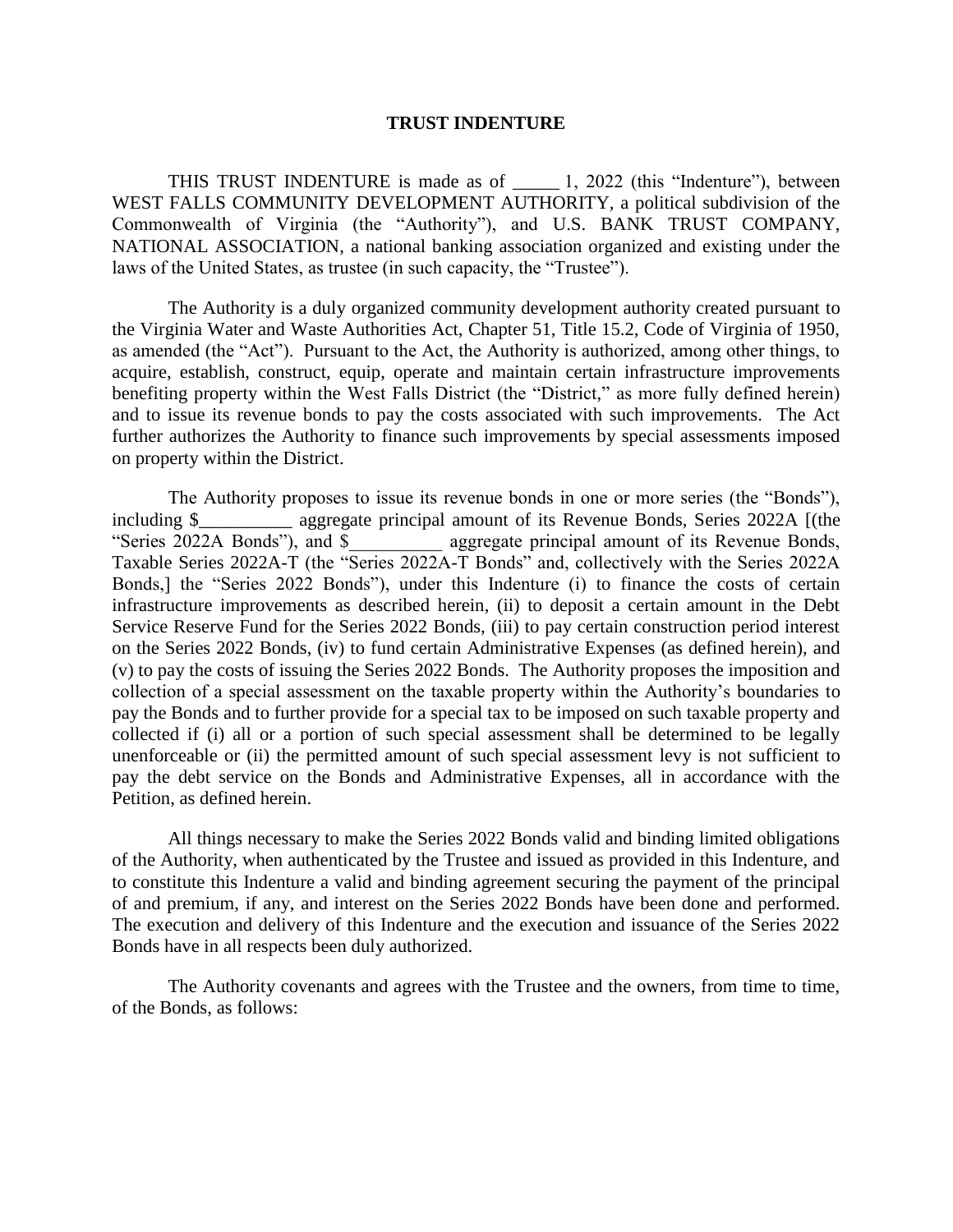# TRUST INDENTURE

THIS TRUST INDENTURE is made as of _____ 1, 2022 (this "Indenture"), between WEST FALLS COMMUNITY DEVELOPMENT AUTHORITY, a political subdivision of the Commonwealth of Virginia (the "Authority"), and U.S. BANK TRUST COMPANY, NATIONAL ASSOCIATION, a national banking association organized and existing under the laws of the United States, as trustee (in such capacity, the "Trustee").

The Authority is a duly organized community development authority created pursuant to the Virginia Water and Waste Authorities Act, Chapter 51, Title 15.2, Code of Virginia of 1950, as amended (the "Act"). Pursuant to the Act, the Authority is authorized, among other things, to acquire, establish, construct, equip, operate and maintain certain infrastructure improvements benefiting property within the West Falls District (the "District," as more fully defined herein) and to issue its revenue bonds to pay the costs associated with such improvements. The Act further authorizes the Authority to finance such improvements by special assessments imposed on property within the District.

The Authority proposes to issue its revenue bonds in one or more series (the "Bonds"), including $__________ aggregate principal amount of its Revenue Bonds, Series 2022A [(the "Series 2022A Bonds"), and $__________ aggregate principal amount of its Revenue Bonds, Taxable Series 2022A-T (the "Series 2022A-T Bonds" and, collectively with the Series 2022A Bonds,] the "Series 2022 Bonds"), under this Indenture (i) to finance the costs of certain infrastructure improvements as described herein, (ii) to deposit a certain amount in the Debt Service Reserve Fund for the Series 2022 Bonds, (iii) to pay certain construction period interest on the Series 2022 Bonds, (iv) to fund certain Administrative Expenses (as defined herein), and (v) to pay the costs of issuing the Series 2022 Bonds. The Authority proposes the imposition and collection of a special assessment on the taxable property within the Authority's boundaries to pay the Bonds and to further provide for a special tax to be imposed on such taxable property and collected if (i) all or a portion of such special assessment shall be determined to be legally unenforceable or (ii) the permitted amount of such special assessment levy is not sufficient to pay the debt service on the Bonds and Administrative Expenses, all in accordance with the Petition, as defined herein.

All things necessary to make the Series 2022 Bonds valid and binding limited obligations of the Authority, when authenticated by the Trustee and issued as provided in this Indenture, and to constitute this Indenture a valid and binding agreement securing the payment of the principal of and premium, if any, and interest on the Series 2022 Bonds have been done and performed. The execution and delivery of this Indenture and the execution and issuance of the Series 2022 Bonds have in all respects been duly authorized.

The Authority covenants and agrees with the Trustee and the owners, from time to time, of the Bonds, as follows: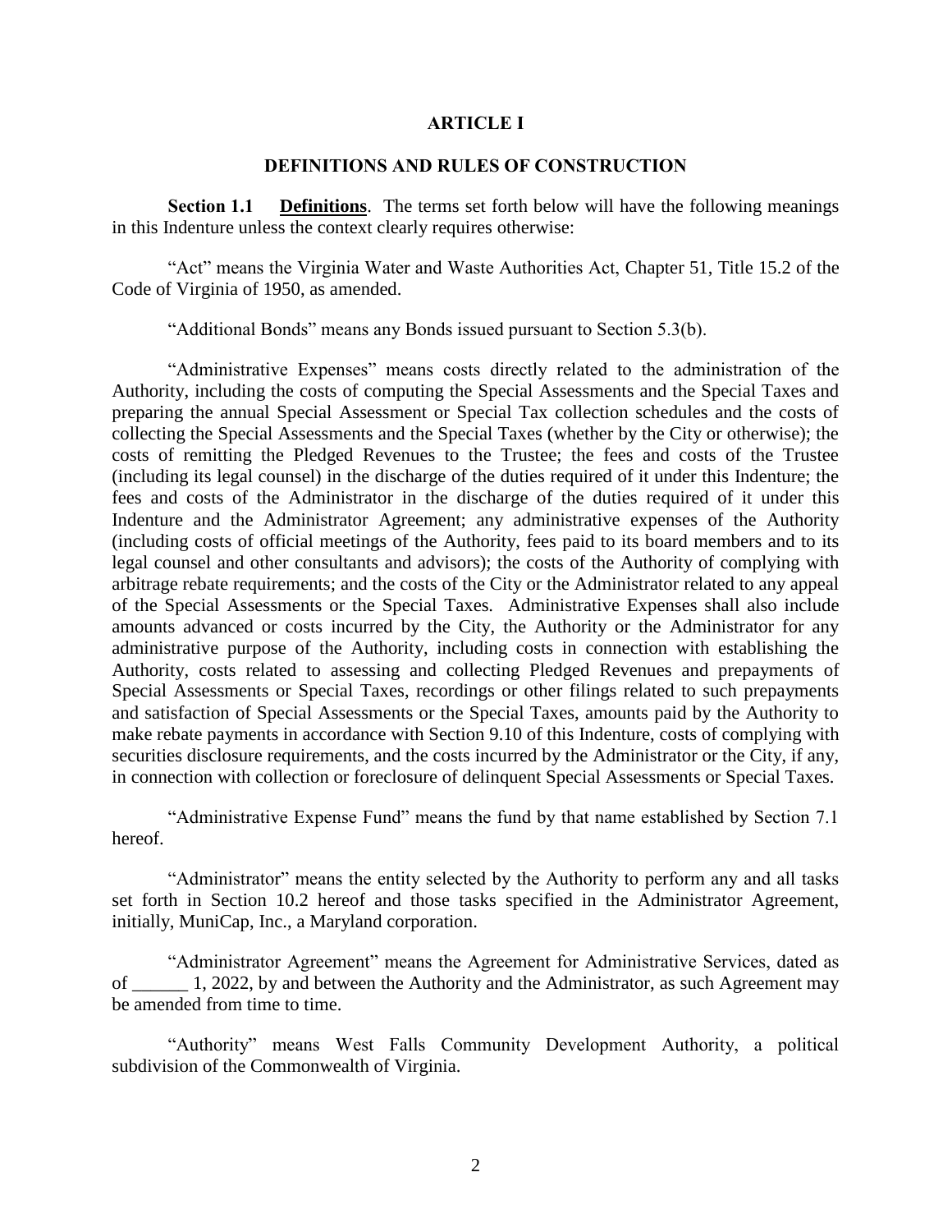# ARTICLE I

## DEFINITIONS AND RULES OF CONSTRUCTION

**Section 1.1** **Definitions**. The terms set forth below will have the following meanings in this Indenture unless the context clearly requires otherwise:

"Act" means the Virginia Water and Waste Authorities Act, Chapter 51, Title 15.2 of the Code of Virginia of 1950, as amended.

"Additional Bonds" means any Bonds issued pursuant to Section 5.3(b).

"Administrative Expenses" means costs directly related to the administration of the Authority, including the costs of computing the Special Assessments and the Special Taxes and preparing the annual Special Assessment or Special Tax collection schedules and the costs of collecting the Special Assessments and the Special Taxes (whether by the City or otherwise); the costs of remitting the Pledged Revenues to the Trustee; the fees and costs of the Trustee (including its legal counsel) in the discharge of the duties required of it under this Indenture; the fees and costs of the Administrator in the discharge of the duties required of it under this Indenture and the Administrator Agreement; any administrative expenses of the Authority (including costs of official meetings of the Authority, fees paid to its board members and to its legal counsel and other consultants and advisors); the costs of the Authority of complying with arbitrage rebate requirements; and the costs of the City or the Administrator related to any appeal of the Special Assessments or the Special Taxes. Administrative Expenses shall also include amounts advanced or costs incurred by the City, the Authority or the Administrator for any administrative purpose of the Authority, including costs in connection with establishing the Authority, costs related to assessing and collecting Pledged Revenues and prepayments of Special Assessments or Special Taxes, recordings or other filings related to such prepayments and satisfaction of Special Assessments or the Special Taxes, amounts paid by the Authority to make rebate payments in accordance with Section 9.10 of this Indenture, costs of complying with securities disclosure requirements, and the costs incurred by the Administrator or the City, if any, in connection with collection or foreclosure of delinquent Special Assessments or Special Taxes.

"Administrative Expense Fund" means the fund by that name established by Section 7.1 hereof.

"Administrator" means the entity selected by the Authority to perform any and all tasks set forth in Section 10.2 hereof and those tasks specified in the Administrator Agreement, initially, MuniCap, Inc., a Maryland corporation.

"Administrator Agreement" means the Agreement for Administrative Services, dated as of ______ 1, 2022, by and between the Authority and the Administrator, as such Agreement may be amended from time to time.

"Authority" means West Falls Community Development Authority, a political subdivision of the Commonwealth of Virginia.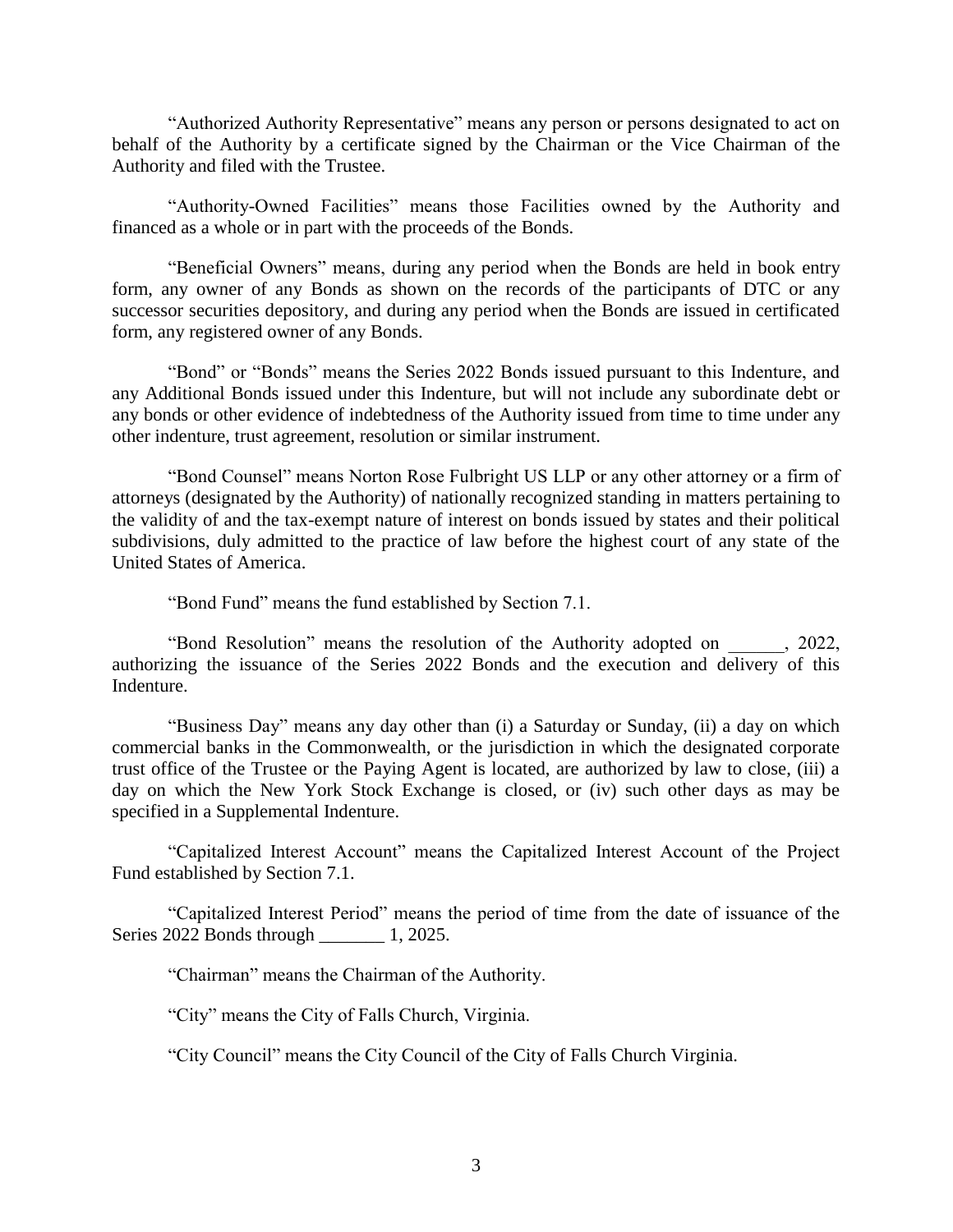"Authorized Authority Representative" means any person or persons designated to act on behalf of the Authority by a certificate signed by the Chairman or the Vice Chairman of the Authority and filed with the Trustee.

"Authority-Owned Facilities" means those Facilities owned by the Authority and financed as a whole or in part with the proceeds of the Bonds.

"Beneficial Owners" means, during any period when the Bonds are held in book entry form, any owner of any Bonds as shown on the records of the participants of DTC or any successor securities depository, and during any period when the Bonds are issued in certificated form, any registered owner of any Bonds.

"Bond" or "Bonds" means the Series 2022 Bonds issued pursuant to this Indenture, and any Additional Bonds issued under this Indenture, but will not include any subordinate debt or any bonds or other evidence of indebtedness of the Authority issued from time to time under any other indenture, trust agreement, resolution or similar instrument.

"Bond Counsel" means Norton Rose Fulbright US LLP or any other attorney or a firm of attorneys (designated by the Authority) of nationally recognized standing in matters pertaining to the validity of and the tax-exempt nature of interest on bonds issued by states and their political subdivisions, duly admitted to the practice of law before the highest court of any state of the United States of America.

"Bond Fund" means the fund established by Section 7.1.

"Bond Resolution" means the resolution of the Authority adopted on ______, 2022, authorizing the issuance of the Series 2022 Bonds and the execution and delivery of this Indenture.

"Business Day" means any day other than (i) a Saturday or Sunday, (ii) a day on which commercial banks in the Commonwealth, or the jurisdiction in which the designated corporate trust office of the Trustee or the Paying Agent is located, are authorized by law to close, (iii) a day on which the New York Stock Exchange is closed, or (iv) such other days as may be specified in a Supplemental Indenture.

"Capitalized Interest Account" means the Capitalized Interest Account of the Project Fund established by Section 7.1.

"Capitalized Interest Period" means the period of time from the date of issuance of the Series 2022 Bonds through _______ 1, 2025.

"Chairman" means the Chairman of the Authority.

"City" means the City of Falls Church, Virginia.

"City Council" means the City Council of the City of Falls Church Virginia.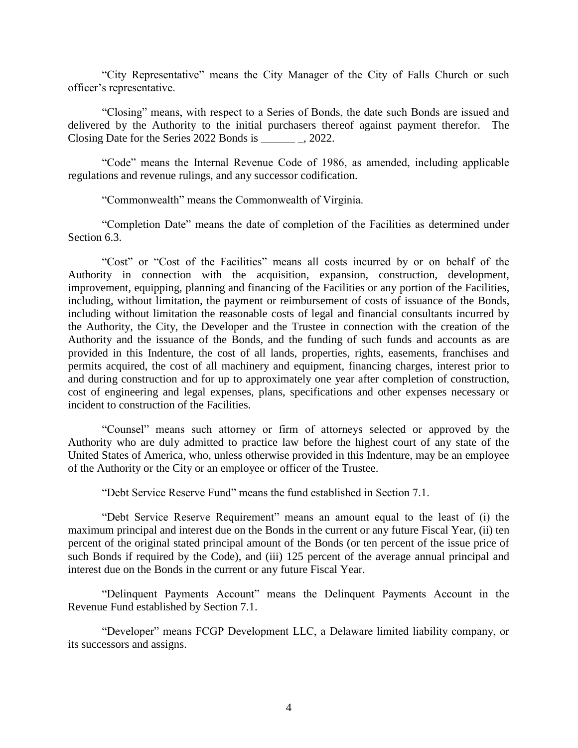"City Representative" means the City Manager of the City of Falls Church or such officer's representative.

"Closing" means, with respect to a Series of Bonds, the date such Bonds are issued and delivered by the Authority to the initial purchasers thereof against payment therefor. The Closing Date for the Series 2022 Bonds is ______ _, 2022.

"Code" means the Internal Revenue Code of 1986, as amended, including applicable regulations and revenue rulings, and any successor codification.

"Commonwealth" means the Commonwealth of Virginia.

"Completion Date" means the date of completion of the Facilities as determined under Section 6.3.

"Cost" or "Cost of the Facilities" means all costs incurred by or on behalf of the Authority in connection with the acquisition, expansion, construction, development, improvement, equipping, planning and financing of the Facilities or any portion of the Facilities, including, without limitation, the payment or reimbursement of costs of issuance of the Bonds, including without limitation the reasonable costs of legal and financial consultants incurred by the Authority, the City, the Developer and the Trustee in connection with the creation of the Authority and the issuance of the Bonds, and the funding of such funds and accounts as are provided in this Indenture, the cost of all lands, properties, rights, easements, franchises and permits acquired, the cost of all machinery and equipment, financing charges, interest prior to and during construction and for up to approximately one year after completion of construction, cost of engineering and legal expenses, plans, specifications and other expenses necessary or incident to construction of the Facilities.

"Counsel" means such attorney or firm of attorneys selected or approved by the Authority who are duly admitted to practice law before the highest court of any state of the United States of America, who, unless otherwise provided in this Indenture, may be an employee of the Authority or the City or an employee or officer of the Trustee.

"Debt Service Reserve Fund" means the fund established in Section 7.1.

"Debt Service Reserve Requirement" means an amount equal to the least of (i) the maximum principal and interest due on the Bonds in the current or any future Fiscal Year, (ii) ten percent of the original stated principal amount of the Bonds (or ten percent of the issue price of such Bonds if required by the Code), and (iii) 125 percent of the average annual principal and interest due on the Bonds in the current or any future Fiscal Year.

"Delinquent Payments Account" means the Delinquent Payments Account in the Revenue Fund established by Section 7.1.

"Developer" means FCGP Development LLC, a Delaware limited liability company, or its successors and assigns.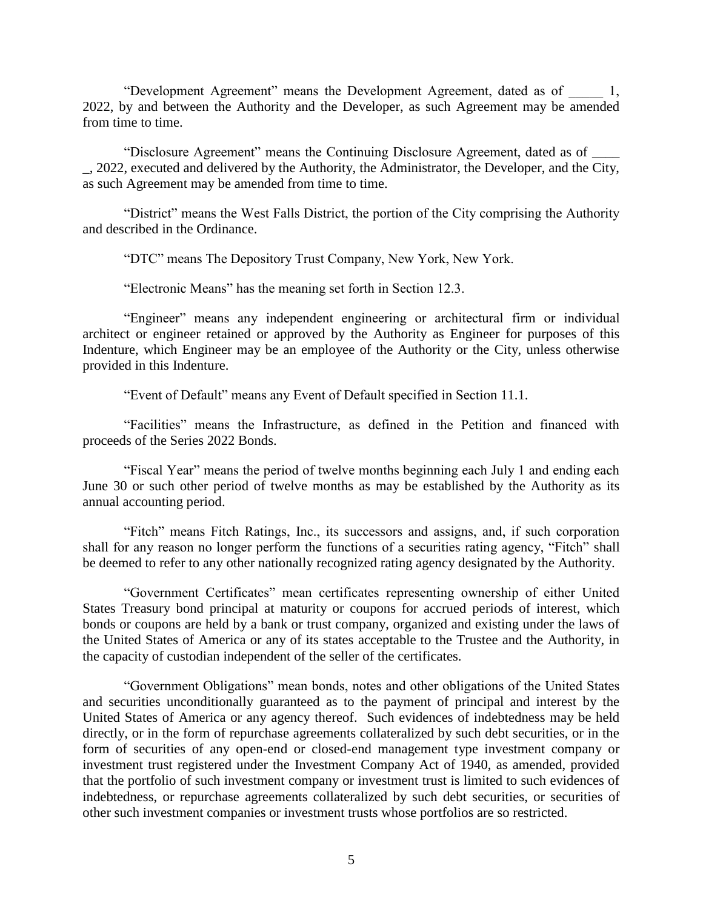"Development Agreement" means the Development Agreement, dated as of _____ 1, 2022, by and between the Authority and the Developer, as such Agreement may be amended from time to time.

"Disclosure Agreement" means the Continuing Disclosure Agreement, dated as of _____, 2022, executed and delivered by the Authority, the Administrator, the Developer, and the City, as such Agreement may be amended from time to time.

"District" means the West Falls District, the portion of the City comprising the Authority and described in the Ordinance.

"DTC" means The Depository Trust Company, New York, New York.

"Electronic Means" has the meaning set forth in Section 12.3.

"Engineer" means any independent engineering or architectural firm or individual architect or engineer retained or approved by the Authority as Engineer for purposes of this Indenture, which Engineer may be an employee of the Authority or the City, unless otherwise provided in this Indenture.

"Event of Default" means any Event of Default specified in Section 11.1.

"Facilities" means the Infrastructure, as defined in the Petition and financed with proceeds of the Series 2022 Bonds.

"Fiscal Year" means the period of twelve months beginning each July 1 and ending each June 30 or such other period of twelve months as may be established by the Authority as its annual accounting period.

"Fitch" means Fitch Ratings, Inc., its successors and assigns, and, if such corporation shall for any reason no longer perform the functions of a securities rating agency, "Fitch" shall be deemed to refer to any other nationally recognized rating agency designated by the Authority.

"Government Certificates" mean certificates representing ownership of either United States Treasury bond principal at maturity or coupons for accrued periods of interest, which bonds or coupons are held by a bank or trust company, organized and existing under the laws of the United States of America or any of its states acceptable to the Trustee and the Authority, in the capacity of custodian independent of the seller of the certificates.

"Government Obligations" mean bonds, notes and other obligations of the United States and securities unconditionally guaranteed as to the payment of principal and interest by the United States of America or any agency thereof. Such evidences of indebtedness may be held directly, or in the form of repurchase agreements collateralized by such debt securities, or in the form of securities of any open-end or closed-end management type investment company or investment trust registered under the Investment Company Act of 1940, as amended, provided that the portfolio of such investment company or investment trust is limited to such evidences of indebtedness, or repurchase agreements collateralized by such debt securities, or securities of other such investment companies or investment trusts whose portfolios are so restricted.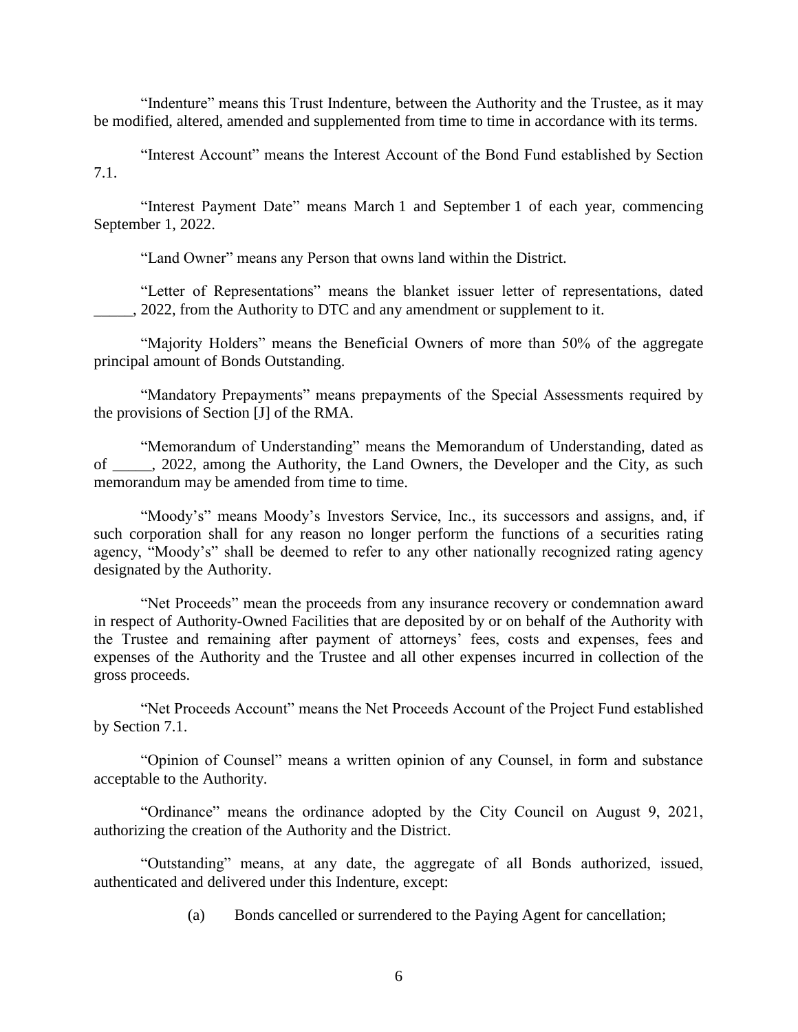"Indenture" means this Trust Indenture, between the Authority and the Trustee, as it may be modified, altered, amended and supplemented from time to time in accordance with its terms.

"Interest Account" means the Interest Account of the Bond Fund established by Section 7.1.

"Interest Payment Date" means March 1 and September 1 of each year, commencing September 1, 2022.

"Land Owner" means any Person that owns land within the District.

"Letter of Representations" means the blanket issuer letter of representations, dated _____, 2022, from the Authority to DTC and any amendment or supplement to it.

"Majority Holders" means the Beneficial Owners of more than 50% of the aggregate principal amount of Bonds Outstanding.

"Mandatory Prepayments" means prepayments of the Special Assessments required by the provisions of Section [J] of the RMA.

"Memorandum of Understanding" means the Memorandum of Understanding, dated as of _____, 2022, among the Authority, the Land Owners, the Developer and the City, as such memorandum may be amended from time to time.

"Moody's" means Moody's Investors Service, Inc., its successors and assigns, and, if such corporation shall for any reason no longer perform the functions of a securities rating agency, "Moody's" shall be deemed to refer to any other nationally recognized rating agency designated by the Authority.

"Net Proceeds" mean the proceeds from any insurance recovery or condemnation award in respect of Authority-Owned Facilities that are deposited by or on behalf of the Authority with the Trustee and remaining after payment of attorneys' fees, costs and expenses, fees and expenses of the Authority and the Trustee and all other expenses incurred in collection of the gross proceeds.

"Net Proceeds Account" means the Net Proceeds Account of the Project Fund established by Section 7.1.

"Opinion of Counsel" means a written opinion of any Counsel, in form and substance acceptable to the Authority.

"Ordinance" means the ordinance adopted by the City Council on August 9, 2021, authorizing the creation of the Authority and the District.

"Outstanding" means, at any date, the aggregate of all Bonds authorized, issued, authenticated and delivered under this Indenture, except:

(a) Bonds cancelled or surrendered to the Paying Agent for cancellation;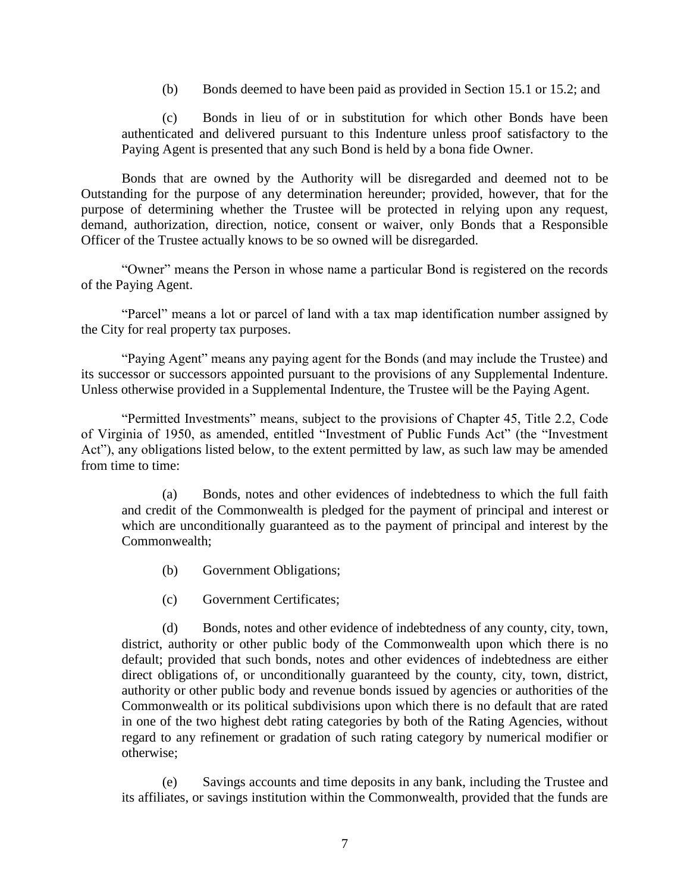(b) Bonds deemed to have been paid as provided in Section 15.1 or 15.2; and

(c) Bonds in lieu of or in substitution for which other Bonds have been authenticated and delivered pursuant to this Indenture unless proof satisfactory to the Paying Agent is presented that any such Bond is held by a bona fide Owner.

Bonds that are owned by the Authority will be disregarded and deemed not to be Outstanding for the purpose of any determination hereunder; provided, however, that for the purpose of determining whether the Trustee will be protected in relying upon any request, demand, authorization, direction, notice, consent or waiver, only Bonds that a Responsible Officer of the Trustee actually knows to be so owned will be disregarded.

"Owner" means the Person in whose name a particular Bond is registered on the records of the Paying Agent.

"Parcel" means a lot or parcel of land with a tax map identification number assigned by the City for real property tax purposes.

"Paying Agent" means any paying agent for the Bonds (and may include the Trustee) and its successor or successors appointed pursuant to the provisions of any Supplemental Indenture. Unless otherwise provided in a Supplemental Indenture, the Trustee will be the Paying Agent.

"Permitted Investments" means, subject to the provisions of Chapter 45, Title 2.2, Code of Virginia of 1950, as amended, entitled "Investment of Public Funds Act" (the "Investment Act"), any obligations listed below, to the extent permitted by law, as such law may be amended from time to time:

(a) Bonds, notes and other evidences of indebtedness to which the full faith and credit of the Commonwealth is pledged for the payment of principal and interest or which are unconditionally guaranteed as to the payment of principal and interest by the Commonwealth;

(b) Government Obligations;

(c) Government Certificates;

(d) Bonds, notes and other evidence of indebtedness of any county, city, town, district, authority or other public body of the Commonwealth upon which there is no default; provided that such bonds, notes and other evidences of indebtedness are either direct obligations of, or unconditionally guaranteed by the county, city, town, district, authority or other public body and revenue bonds issued by agencies or authorities of the Commonwealth or its political subdivisions upon which there is no default that are rated in one of the two highest debt rating categories by both of the Rating Agencies, without regard to any refinement or gradation of such rating category by numerical modifier or otherwise;

(e) Savings accounts and time deposits in any bank, including the Trustee and its affiliates, or savings institution within the Commonwealth, provided that the funds are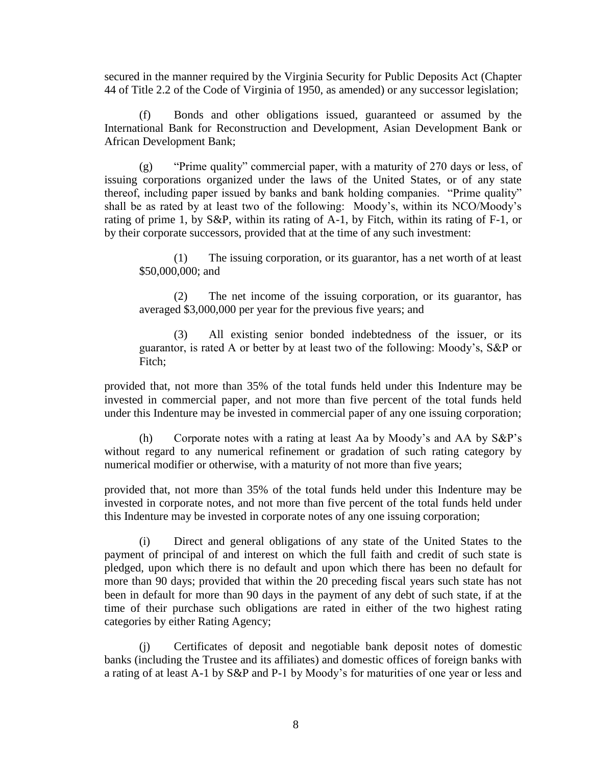secured in the manner required by the Virginia Security for Public Deposits Act (Chapter 44 of Title 2.2 of the Code of Virginia of 1950, as amended) or any successor legislation;

(f) Bonds and other obligations issued, guaranteed or assumed by the International Bank for Reconstruction and Development, Asian Development Bank or African Development Bank;

(g) "Prime quality" commercial paper, with a maturity of 270 days or less, of issuing corporations organized under the laws of the United States, or of any state thereof, including paper issued by banks and bank holding companies. "Prime quality" shall be as rated by at least two of the following: Moody's, within its NCO/Moody's rating of prime 1, by S&P, within its rating of A-1, by Fitch, within its rating of F-1, or by their corporate successors, provided that at the time of any such investment:

(1) The issuing corporation, or its guarantor, has a net worth of at least $50,000,000; and

(2) The net income of the issuing corporation, or its guarantor, has averaged $3,000,000 per year for the previous five years; and

(3) All existing senior bonded indebtedness of the issuer, or its guarantor, is rated A or better by at least two of the following: Moody's, S&P or Fitch;

provided that, not more than 35% of the total funds held under this Indenture may be invested in commercial paper, and not more than five percent of the total funds held under this Indenture may be invested in commercial paper of any one issuing corporation;

(h) Corporate notes with a rating at least Aa by Moody's and AA by S&P's without regard to any numerical refinement or gradation of such rating category by numerical modifier or otherwise, with a maturity of not more than five years;

provided that, not more than 35% of the total funds held under this Indenture may be invested in corporate notes, and not more than five percent of the total funds held under this Indenture may be invested in corporate notes of any one issuing corporation;

(i) Direct and general obligations of any state of the United States to the payment of principal of and interest on which the full faith and credit of such state is pledged, upon which there is no default and upon which there has been no default for more than 90 days; provided that within the 20 preceding fiscal years such state has not been in default for more than 90 days in the payment of any debt of such state, if at the time of their purchase such obligations are rated in either of the two highest rating categories by either Rating Agency;

(j) Certificates of deposit and negotiable bank deposit notes of domestic banks (including the Trustee and its affiliates) and domestic offices of foreign banks with a rating of at least A-1 by S&P and P-1 by Moody's for maturities of one year or less and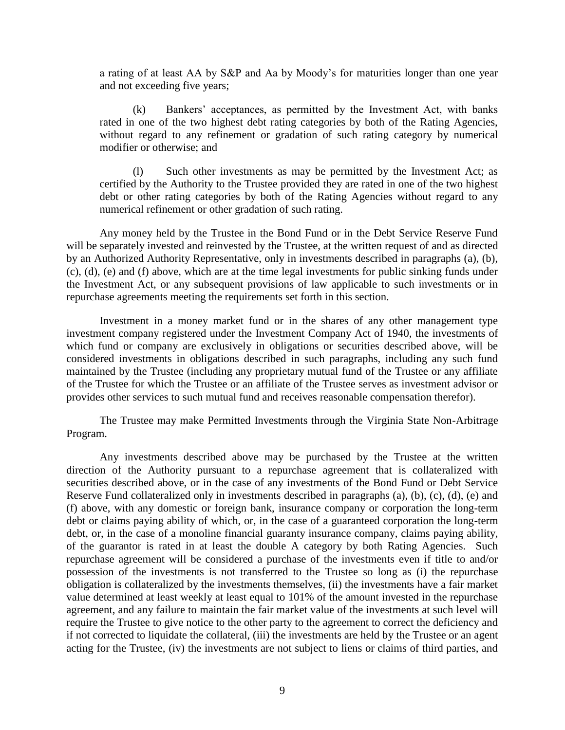a rating of at least AA by S&P and Aa by Moody's for maturities longer than one year and not exceeding five years;

(k) Bankers' acceptances, as permitted by the Investment Act, with banks rated in one of the two highest debt rating categories by both of the Rating Agencies, without regard to any refinement or gradation of such rating category by numerical modifier or otherwise; and

(l) Such other investments as may be permitted by the Investment Act; as certified by the Authority to the Trustee provided they are rated in one of the two highest debt or other rating categories by both of the Rating Agencies without regard to any numerical refinement or other gradation of such rating.

Any money held by the Trustee in the Bond Fund or in the Debt Service Reserve Fund will be separately invested and reinvested by the Trustee, at the written request of and as directed by an Authorized Authority Representative, only in investments described in paragraphs (a), (b), (c), (d), (e) and (f) above, which are at the time legal investments for public sinking funds under the Investment Act, or any subsequent provisions of law applicable to such investments or in repurchase agreements meeting the requirements set forth in this section.

Investment in a money market fund or in the shares of any other management type investment company registered under the Investment Company Act of 1940, the investments of which fund or company are exclusively in obligations or securities described above, will be considered investments in obligations described in such paragraphs, including any such fund maintained by the Trustee (including any proprietary mutual fund of the Trustee or any affiliate of the Trustee for which the Trustee or an affiliate of the Trustee serves as investment advisor or provides other services to such mutual fund and receives reasonable compensation therefor).

The Trustee may make Permitted Investments through the Virginia State Non-Arbitrage Program.

Any investments described above may be purchased by the Trustee at the written direction of the Authority pursuant to a repurchase agreement that is collateralized with securities described above, or in the case of any investments of the Bond Fund or Debt Service Reserve Fund collateralized only in investments described in paragraphs (a), (b), (c), (d), (e) and (f) above, with any domestic or foreign bank, insurance company or corporation the long-term debt or claims paying ability of which, or, in the case of a guaranteed corporation the long-term debt, or, in the case of a monoline financial guaranty insurance company, claims paying ability, of the guarantor is rated in at least the double A category by both Rating Agencies. Such repurchase agreement will be considered a purchase of the investments even if title to and/or possession of the investments is not transferred to the Trustee so long as (i) the repurchase obligation is collateralized by the investments themselves, (ii) the investments have a fair market value determined at least weekly at least equal to 101% of the amount invested in the repurchase agreement, and any failure to maintain the fair market value of the investments at such level will require the Trustee to give notice to the other party to the agreement to correct the deficiency and if not corrected to liquidate the collateral, (iii) the investments are held by the Trustee or an agent acting for the Trustee, (iv) the investments are not subject to liens or claims of third parties, and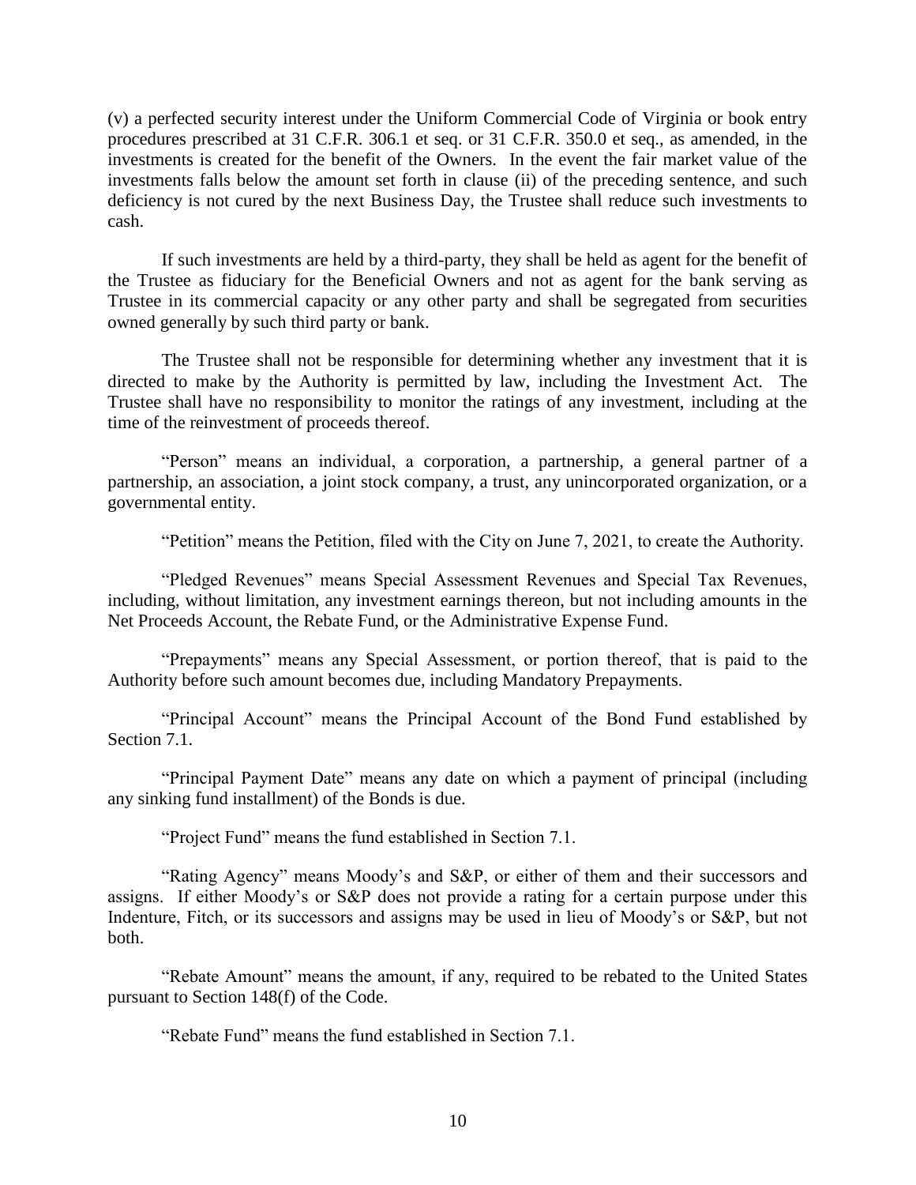(v) a perfected security interest under the Uniform Commercial Code of Virginia or book entry procedures prescribed at 31 C.F.R. 306.1 et seq. or 31 C.F.R. 350.0 et seq., as amended, in the investments is created for the benefit of the Owners. In the event the fair market value of the investments falls below the amount set forth in clause (ii) of the preceding sentence, and such deficiency is not cured by the next Business Day, the Trustee shall reduce such investments to cash.

If such investments are held by a third-party, they shall be held as agent for the benefit of the Trustee as fiduciary for the Beneficial Owners and not as agent for the bank serving as Trustee in its commercial capacity or any other party and shall be segregated from securities owned generally by such third party or bank.

The Trustee shall not be responsible for determining whether any investment that it is directed to make by the Authority is permitted by law, including the Investment Act. The Trustee shall have no responsibility to monitor the ratings of any investment, including at the time of the reinvestment of proceeds thereof.

"Person" means an individual, a corporation, a partnership, a general partner of a partnership, an association, a joint stock company, a trust, any unincorporated organization, or a governmental entity.

"Petition" means the Petition, filed with the City on June 7, 2021, to create the Authority.

"Pledged Revenues" means Special Assessment Revenues and Special Tax Revenues, including, without limitation, any investment earnings thereon, but not including amounts in the Net Proceeds Account, the Rebate Fund, or the Administrative Expense Fund.

"Prepayments" means any Special Assessment, or portion thereof, that is paid to the Authority before such amount becomes due, including Mandatory Prepayments.

"Principal Account" means the Principal Account of the Bond Fund established by Section 7.1.

"Principal Payment Date" means any date on which a payment of principal (including any sinking fund installment) of the Bonds is due.

"Project Fund" means the fund established in Section 7.1.

"Rating Agency" means Moody's and S&P, or either of them and their successors and assigns. If either Moody's or S&P does not provide a rating for a certain purpose under this Indenture, Fitch, or its successors and assigns may be used in lieu of Moody's or S&P, but not both.

"Rebate Amount" means the amount, if any, required to be rebated to the United States pursuant to Section 148(f) of the Code.

"Rebate Fund" means the fund established in Section 7.1.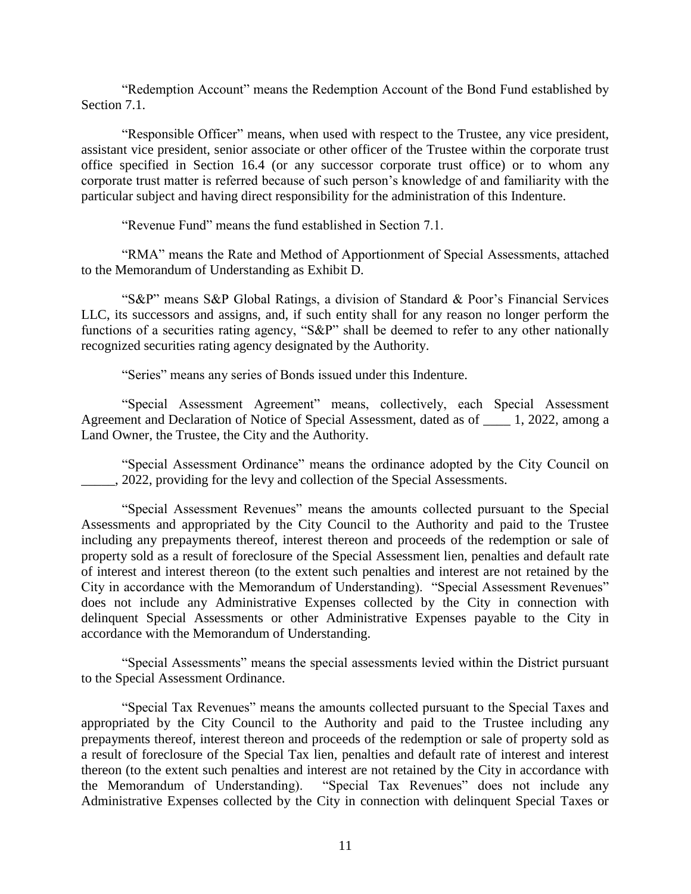"Redemption Account" means the Redemption Account of the Bond Fund established by Section 7.1.

"Responsible Officer" means, when used with respect to the Trustee, any vice president, assistant vice president, senior associate or other officer of the Trustee within the corporate trust office specified in Section 16.4 (or any successor corporate trust office) or to whom any corporate trust matter is referred because of such person's knowledge of and familiarity with the particular subject and having direct responsibility for the administration of this Indenture.

"Revenue Fund" means the fund established in Section 7.1.

"RMA" means the Rate and Method of Apportionment of Special Assessments, attached to the Memorandum of Understanding as Exhibit D.

"S&P" means S&P Global Ratings, a division of Standard & Poor's Financial Services LLC, its successors and assigns, and, if such entity shall for any reason no longer perform the functions of a securities rating agency, "S&P" shall be deemed to refer to any other nationally recognized securities rating agency designated by the Authority.

"Series" means any series of Bonds issued under this Indenture.

"Special Assessment Agreement" means, collectively, each Special Assessment Agreement and Declaration of Notice of Special Assessment, dated as of ____ 1, 2022, among a Land Owner, the Trustee, the City and the Authority.

"Special Assessment Ordinance" means the ordinance adopted by the City Council on _____, 2022, providing for the levy and collection of the Special Assessments.

"Special Assessment Revenues" means the amounts collected pursuant to the Special Assessments and appropriated by the City Council to the Authority and paid to the Trustee including any prepayments thereof, interest thereon and proceeds of the redemption or sale of property sold as a result of foreclosure of the Special Assessment lien, penalties and default rate of interest and interest thereon (to the extent such penalties and interest are not retained by the City in accordance with the Memorandum of Understanding). "Special Assessment Revenues" does not include any Administrative Expenses collected by the City in connection with delinquent Special Assessments or other Administrative Expenses payable to the City in accordance with the Memorandum of Understanding.

"Special Assessments" means the special assessments levied within the District pursuant to the Special Assessment Ordinance.

"Special Tax Revenues" means the amounts collected pursuant to the Special Taxes and appropriated by the City Council to the Authority and paid to the Trustee including any prepayments thereof, interest thereon and proceeds of the redemption or sale of property sold as a result of foreclosure of the Special Tax lien, penalties and default rate of interest and interest thereon (to the extent such penalties and interest are not retained by the City in accordance with the Memorandum of Understanding). "Special Tax Revenues" does not include any Administrative Expenses collected by the City in connection with delinquent Special Taxes or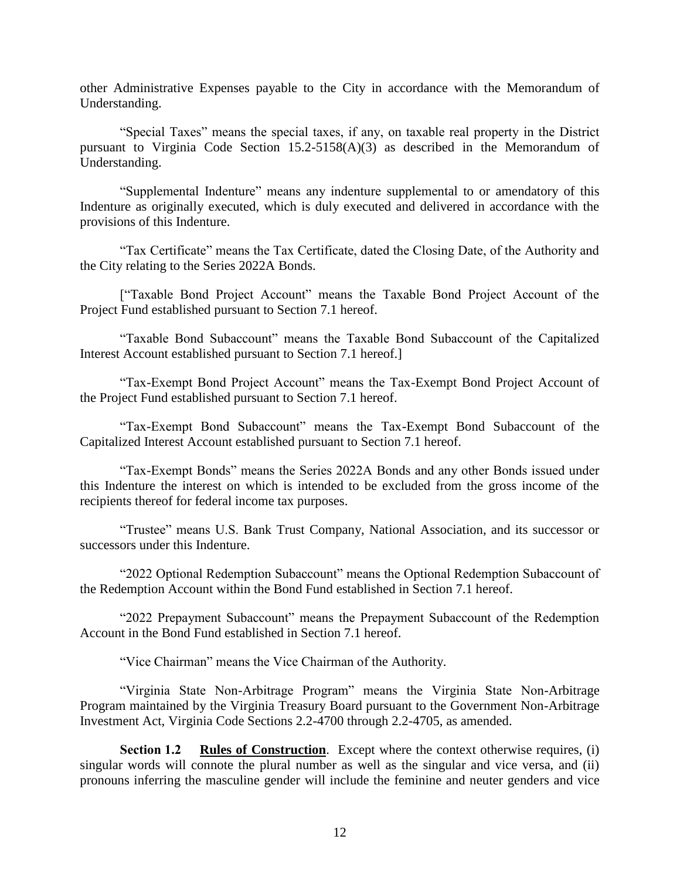other Administrative Expenses payable to the City in accordance with the Memorandum of Understanding.

"Special Taxes" means the special taxes, if any, on taxable real property in the District pursuant to Virginia Code Section 15.2-5158(A)(3) as described in the Memorandum of Understanding.

"Supplemental Indenture" means any indenture supplemental to or amendatory of this Indenture as originally executed, which is duly executed and delivered in accordance with the provisions of this Indenture.

"Tax Certificate" means the Tax Certificate, dated the Closing Date, of the Authority and the City relating to the Series 2022A Bonds.

["Taxable Bond Project Account" means the Taxable Bond Project Account of the Project Fund established pursuant to Section 7.1 hereof.

"Taxable Bond Subaccount" means the Taxable Bond Subaccount of the Capitalized Interest Account established pursuant to Section 7.1 hereof.]

"Tax-Exempt Bond Project Account" means the Tax-Exempt Bond Project Account of the Project Fund established pursuant to Section 7.1 hereof.

"Tax-Exempt Bond Subaccount" means the Tax-Exempt Bond Subaccount of the Capitalized Interest Account established pursuant to Section 7.1 hereof.

"Tax-Exempt Bonds" means the Series 2022A Bonds and any other Bonds issued under this Indenture the interest on which is intended to be excluded from the gross income of the recipients thereof for federal income tax purposes.

"Trustee" means U.S. Bank Trust Company, National Association, and its successor or successors under this Indenture.

"2022 Optional Redemption Subaccount" means the Optional Redemption Subaccount of the Redemption Account within the Bond Fund established in Section 7.1 hereof.

"2022 Prepayment Subaccount" means the Prepayment Subaccount of the Redemption Account in the Bond Fund established in Section 7.1 hereof.

"Vice Chairman" means the Vice Chairman of the Authority.

"Virginia State Non-Arbitrage Program" means the Virginia State Non-Arbitrage Program maintained by the Virginia Treasury Board pursuant to the Government Non-Arbitrage Investment Act, Virginia Code Sections 2.2-4700 through 2.2-4705, as amended.

**Section 1.2 Rules of Construction**. Except where the context otherwise requires, (i) singular words will connote the plural number as well as the singular and vice versa, and (ii) pronouns inferring the masculine gender will include the feminine and neuter genders and vice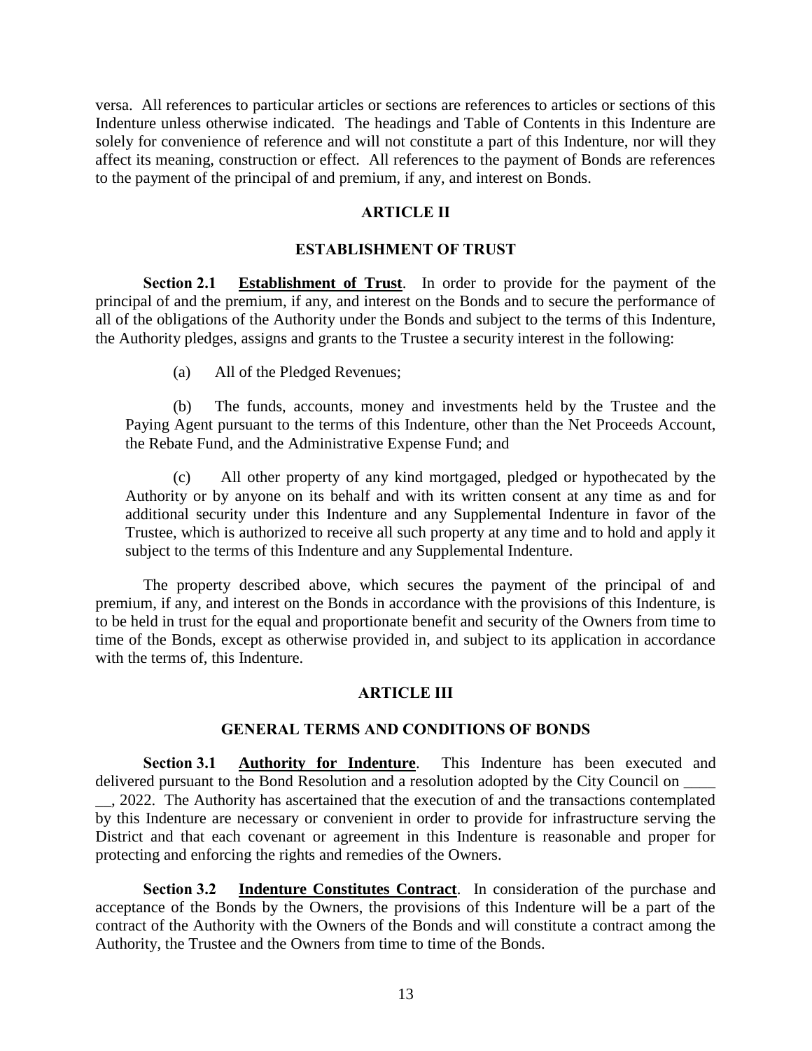versa. All references to particular articles or sections are references to articles or sections of this Indenture unless otherwise indicated. The headings and Table of Contents in this Indenture are solely for convenience of reference and will not constitute a part of this Indenture, nor will they affect its meaning, construction or effect. All references to the payment of Bonds are references to the payment of the principal of and premium, if any, and interest on Bonds.

## ARTICLE II

## ESTABLISHMENT OF TRUST

**Section 2.1 Establishment of Trust**. In order to provide for the payment of the principal of and the premium, if any, and interest on the Bonds and to secure the performance of all of the obligations of the Authority under the Bonds and subject to the terms of this Indenture, the Authority pledges, assigns and grants to the Trustee a security interest in the following:

(a) All of the Pledged Revenues;

(b) The funds, accounts, money and investments held by the Trustee and the Paying Agent pursuant to the terms of this Indenture, other than the Net Proceeds Account, the Rebate Fund, and the Administrative Expense Fund; and

(c) All other property of any kind mortgaged, pledged or hypothecated by the Authority or by anyone on its behalf and with its written consent at any time as and for additional security under this Indenture and any Supplemental Indenture in favor of the Trustee, which is authorized to receive all such property at any time and to hold and apply it subject to the terms of this Indenture and any Supplemental Indenture.

The property described above, which secures the payment of the principal of and premium, if any, and interest on the Bonds in accordance with the provisions of this Indenture, is to be held in trust for the equal and proportionate benefit and security of the Owners from time to time of the Bonds, except as otherwise provided in, and subject to its application in accordance with the terms of, this Indenture.

## ARTICLE III

## GENERAL TERMS AND CONDITIONS OF BONDS

**Section 3.1 Authority for Indenture**. This Indenture has been executed and delivered pursuant to the Bond Resolution and a resolution adopted by the City Council on ____ __, 2022. The Authority has ascertained that the execution of and the transactions contemplated by this Indenture are necessary or convenient in order to provide for infrastructure serving the District and that each covenant or agreement in this Indenture is reasonable and proper for protecting and enforcing the rights and remedies of the Owners.

**Section 3.2 Indenture Constitutes Contract**. In consideration of the purchase and acceptance of the Bonds by the Owners, the provisions of this Indenture will be a part of the contract of the Authority with the Owners of the Bonds and will constitute a contract among the Authority, the Trustee and the Owners from time to time of the Bonds.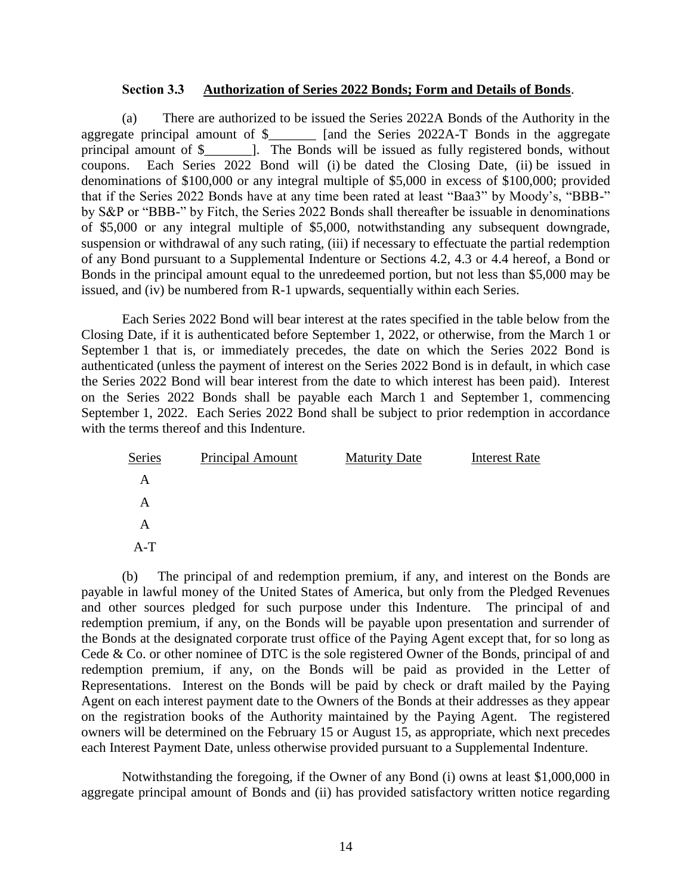**Section 3.3 Authorization of Series 2022 Bonds; Form and Details of Bonds**.

(a) There are authorized to be issued the Series 2022A Bonds of the Authority in the aggregate principal amount of $_______ [and the Series 2022A-T Bonds in the aggregate principal amount of $_______]. The Bonds will be issued as fully registered bonds, without coupons. Each Series 2022 Bond will (i) be dated the Closing Date, (ii) be issued in denominations of $100,000 or any integral multiple of $5,000 in excess of $100,000; provided that if the Series 2022 Bonds have at any time been rated at least "Baa3" by Moody's, "BBB-" by S&P or "BBB-" by Fitch, the Series 2022 Bonds shall thereafter be issuable in denominations of $5,000 or any integral multiple of $5,000, notwithstanding any subsequent downgrade, suspension or withdrawal of any such rating, (iii) if necessary to effectuate the partial redemption of any Bond pursuant to a Supplemental Indenture or Sections 4.2, 4.3 or 4.4 hereof, a Bond or Bonds in the principal amount equal to the unredeemed portion, but not less than $5,000 may be issued, and (iv) be numbered from R-1 upwards, sequentially within each Series.

Each Series 2022 Bond will bear interest at the rates specified in the table below from the Closing Date, if it is authenticated before September 1, 2022, or otherwise, from the March 1 or September 1 that is, or immediately precedes, the date on which the Series 2022 Bond is authenticated (unless the payment of interest on the Series 2022 Bond is in default, in which case the Series 2022 Bond will bear interest from the date to which interest has been paid). Interest on the Series 2022 Bonds shall be payable each March 1 and September 1, commencing September 1, 2022. Each Series 2022 Bond shall be subject to prior redemption in accordance with the terms thereof and this Indenture.

| Series | Principal Amount | Maturity Date | Interest Rate |
|---|---|---|---|
| A | | | |
| A | | | |
| A | | | |
| A-T | | | |

(b) The principal of and redemption premium, if any, and interest on the Bonds are payable in lawful money of the United States of America, but only from the Pledged Revenues and other sources pledged for such purpose under this Indenture. The principal of and redemption premium, if any, on the Bonds will be payable upon presentation and surrender of the Bonds at the designated corporate trust office of the Paying Agent except that, for so long as Cede & Co. or other nominee of DTC is the sole registered Owner of the Bonds, principal of and redemption premium, if any, on the Bonds will be paid as provided in the Letter of Representations. Interest on the Bonds will be paid by check or draft mailed by the Paying Agent on each interest payment date to the Owners of the Bonds at their addresses as they appear on the registration books of the Authority maintained by the Paying Agent. The registered owners will be determined on the February 15 or August 15, as appropriate, which next precedes each Interest Payment Date, unless otherwise provided pursuant to a Supplemental Indenture.

Notwithstanding the foregoing, if the Owner of any Bond (i) owns at least $1,000,000 in aggregate principal amount of Bonds and (ii) has provided satisfactory written notice regarding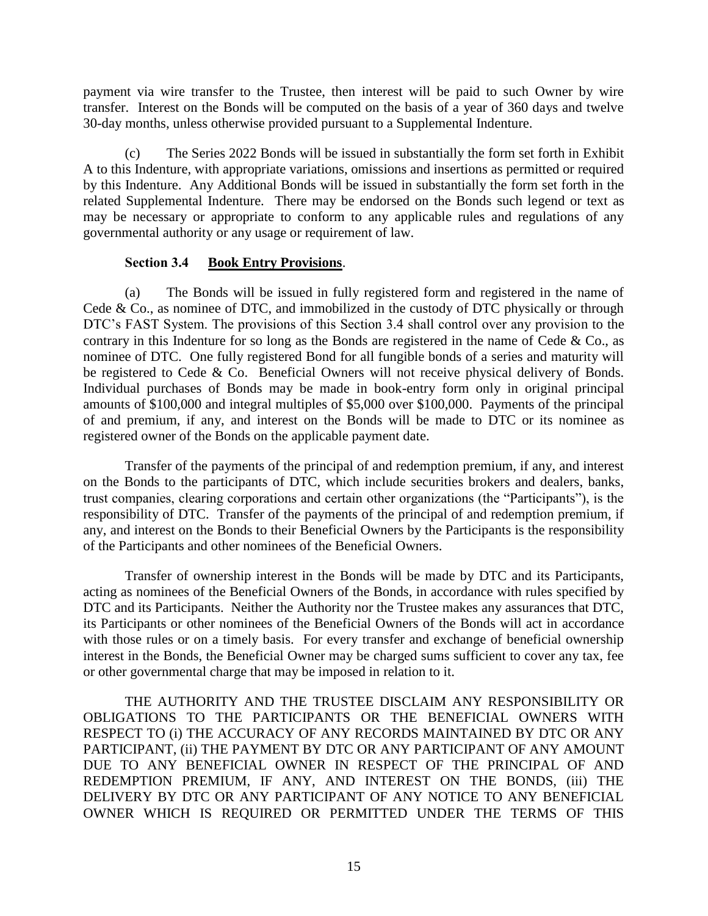payment via wire transfer to the Trustee, then interest will be paid to such Owner by wire transfer. Interest on the Bonds will be computed on the basis of a year of 360 days and twelve 30-day months, unless otherwise provided pursuant to a Supplemental Indenture.

(c) The Series 2022 Bonds will be issued in substantially the form set forth in Exhibit A to this Indenture, with appropriate variations, omissions and insertions as permitted or required by this Indenture. Any Additional Bonds will be issued in substantially the form set forth in the related Supplemental Indenture. There may be endorsed on the Bonds such legend or text as may be necessary or appropriate to conform to any applicable rules and regulations of any governmental authority or any usage or requirement of law.

**Section 3.4 <u>Book Entry Provisions</u>.**

(a) The Bonds will be issued in fully registered form and registered in the name of Cede & Co., as nominee of DTC, and immobilized in the custody of DTC physically or through DTC's FAST System. The provisions of this Section 3.4 shall control over any provision to the contrary in this Indenture for so long as the Bonds are registered in the name of Cede & Co., as nominee of DTC. One fully registered Bond for all fungible bonds of a series and maturity will be registered to Cede & Co. Beneficial Owners will not receive physical delivery of Bonds. Individual purchases of Bonds may be made in book-entry form only in original principal amounts of $100,000 and integral multiples of $5,000 over $100,000. Payments of the principal of and premium, if any, and interest on the Bonds will be made to DTC or its nominee as registered owner of the Bonds on the applicable payment date.

Transfer of the payments of the principal of and redemption premium, if any, and interest on the Bonds to the participants of DTC, which include securities brokers and dealers, banks, trust companies, clearing corporations and certain other organizations (the "Participants"), is the responsibility of DTC. Transfer of the payments of the principal of and redemption premium, if any, and interest on the Bonds to their Beneficial Owners by the Participants is the responsibility of the Participants and other nominees of the Beneficial Owners.

Transfer of ownership interest in the Bonds will be made by DTC and its Participants, acting as nominees of the Beneficial Owners of the Bonds, in accordance with rules specified by DTC and its Participants. Neither the Authority nor the Trustee makes any assurances that DTC, its Participants or other nominees of the Beneficial Owners of the Bonds will act in accordance with those rules or on a timely basis. For every transfer and exchange of beneficial ownership interest in the Bonds, the Beneficial Owner may be charged sums sufficient to cover any tax, fee or other governmental charge that may be imposed in relation to it.

THE AUTHORITY AND THE TRUSTEE DISCLAIM ANY RESPONSIBILITY OR OBLIGATIONS TO THE PARTICIPANTS OR THE BENEFICIAL OWNERS WITH RESPECT TO (i) THE ACCURACY OF ANY RECORDS MAINTAINED BY DTC OR ANY PARTICIPANT, (ii) THE PAYMENT BY DTC OR ANY PARTICIPANT OF ANY AMOUNT DUE TO ANY BENEFICIAL OWNER IN RESPECT OF THE PRINCIPAL OF AND REDEMPTION PREMIUM, IF ANY, AND INTEREST ON THE BONDS, (iii) THE DELIVERY BY DTC OR ANY PARTICIPANT OF ANY NOTICE TO ANY BENEFICIAL OWNER WHICH IS REQUIRED OR PERMITTED UNDER THE TERMS OF THIS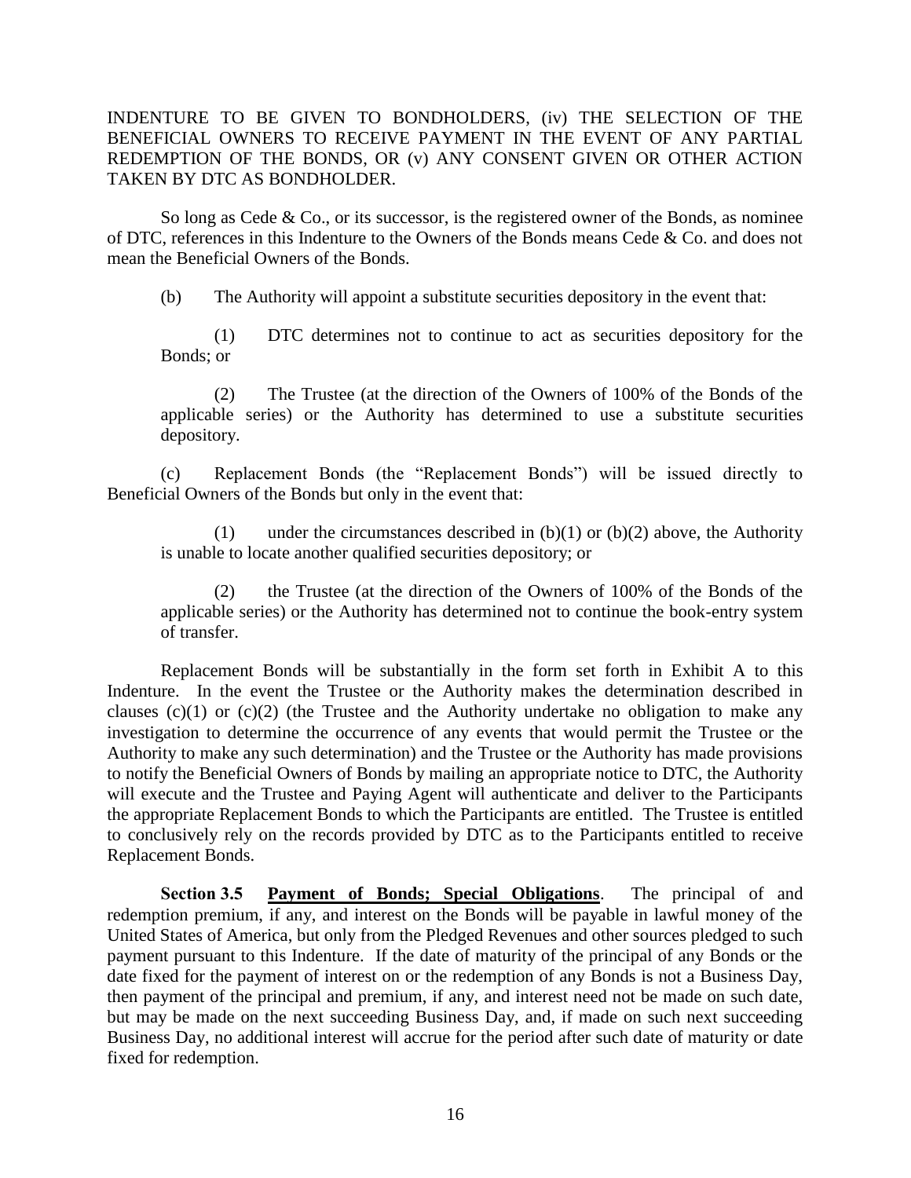INDENTURE TO BE GIVEN TO BONDHOLDERS, (iv) THE SELECTION OF THE BENEFICIAL OWNERS TO RECEIVE PAYMENT IN THE EVENT OF ANY PARTIAL REDEMPTION OF THE BONDS, OR (v) ANY CONSENT GIVEN OR OTHER ACTION TAKEN BY DTC AS BONDHOLDER.

So long as Cede & Co., or its successor, is the registered owner of the Bonds, as nominee of DTC, references in this Indenture to the Owners of the Bonds means Cede & Co. and does not mean the Beneficial Owners of the Bonds.

(b) The Authority will appoint a substitute securities depository in the event that:

(1) DTC determines not to continue to act as securities depository for the Bonds; or

(2) The Trustee (at the direction of the Owners of 100% of the Bonds of the applicable series) or the Authority has determined to use a substitute securities depository.

(c) Replacement Bonds (the "Replacement Bonds") will be issued directly to Beneficial Owners of the Bonds but only in the event that:

(1) under the circumstances described in (b)(1) or (b)(2) above, the Authority is unable to locate another qualified securities depository; or

(2) the Trustee (at the direction of the Owners of 100% of the Bonds of the applicable series) or the Authority has determined not to continue the book-entry system of transfer.

Replacement Bonds will be substantially in the form set forth in Exhibit A to this Indenture. In the event the Trustee or the Authority makes the determination described in clauses (c)(1) or (c)(2) (the Trustee and the Authority undertake no obligation to make any investigation to determine the occurrence of any events that would permit the Trustee or the Authority to make any such determination) and the Trustee or the Authority has made provisions to notify the Beneficial Owners of Bonds by mailing an appropriate notice to DTC, the Authority will execute and the Trustee and Paying Agent will authenticate and deliver to the Participants the appropriate Replacement Bonds to which the Participants are entitled. The Trustee is entitled to conclusively rely on the records provided by DTC as to the Participants entitled to receive Replacement Bonds.

**Section 3.5 Payment of Bonds; Special Obligations**. The principal of and redemption premium, if any, and interest on the Bonds will be payable in lawful money of the United States of America, but only from the Pledged Revenues and other sources pledged to such payment pursuant to this Indenture. If the date of maturity of the principal of any Bonds or the date fixed for the payment of interest on or the redemption of any Bonds is not a Business Day, then payment of the principal and premium, if any, and interest need not be made on such date, but may be made on the next succeeding Business Day, and, if made on such next succeeding Business Day, no additional interest will accrue for the period after such date of maturity or date fixed for redemption.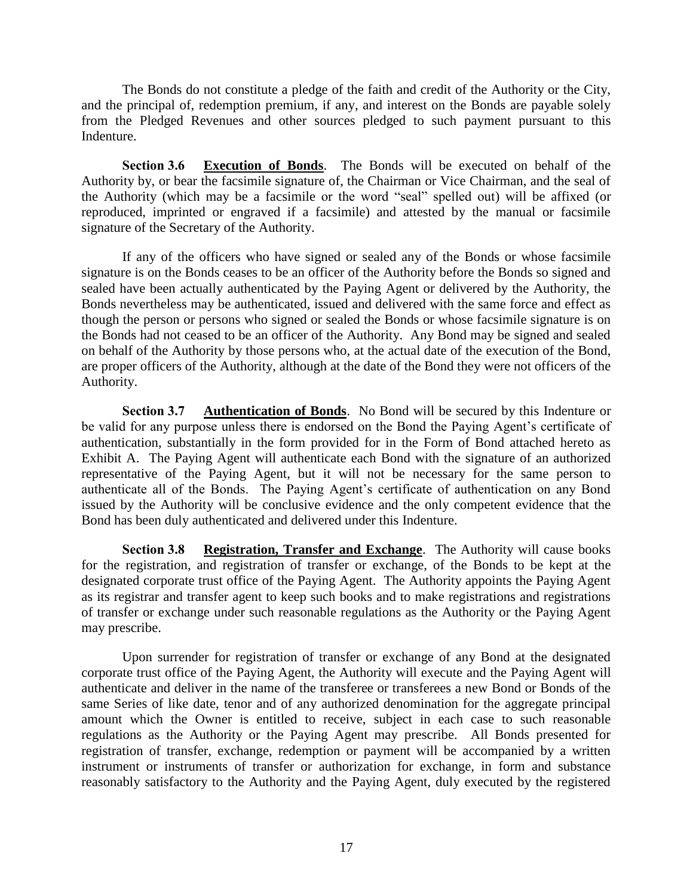The Bonds do not constitute a pledge of the faith and credit of the Authority or the City, and the principal of, redemption premium, if any, and interest on the Bonds are payable solely from the Pledged Revenues and other sources pledged to such payment pursuant to this Indenture.

**Section 3.6 Execution of Bonds**. The Bonds will be executed on behalf of the Authority by, or bear the facsimile signature of, the Chairman or Vice Chairman, and the seal of the Authority (which may be a facsimile or the word "seal" spelled out) will be affixed (or reproduced, imprinted or engraved if a facsimile) and attested by the manual or facsimile signature of the Secretary of the Authority.

If any of the officers who have signed or sealed any of the Bonds or whose facsimile signature is on the Bonds ceases to be an officer of the Authority before the Bonds so signed and sealed have been actually authenticated by the Paying Agent or delivered by the Authority, the Bonds nevertheless may be authenticated, issued and delivered with the same force and effect as though the person or persons who signed or sealed the Bonds or whose facsimile signature is on the Bonds had not ceased to be an officer of the Authority. Any Bond may be signed and sealed on behalf of the Authority by those persons who, at the actual date of the execution of the Bond, are proper officers of the Authority, although at the date of the Bond they were not officers of the Authority.

**Section 3.7 Authentication of Bonds**. No Bond will be secured by this Indenture or be valid for any purpose unless there is endorsed on the Bond the Paying Agent's certificate of authentication, substantially in the form provided for in the Form of Bond attached hereto as Exhibit A. The Paying Agent will authenticate each Bond with the signature of an authorized representative of the Paying Agent, but it will not be necessary for the same person to authenticate all of the Bonds. The Paying Agent's certificate of authentication on any Bond issued by the Authority will be conclusive evidence and the only competent evidence that the Bond has been duly authenticated and delivered under this Indenture.

**Section 3.8 Registration, Transfer and Exchange**. The Authority will cause books for the registration, and registration of transfer or exchange, of the Bonds to be kept at the designated corporate trust office of the Paying Agent. The Authority appoints the Paying Agent as its registrar and transfer agent to keep such books and to make registrations and registrations of transfer or exchange under such reasonable regulations as the Authority or the Paying Agent may prescribe.

Upon surrender for registration of transfer or exchange of any Bond at the designated corporate trust office of the Paying Agent, the Authority will execute and the Paying Agent will authenticate and deliver in the name of the transferee or transferees a new Bond or Bonds of the same Series of like date, tenor and of any authorized denomination for the aggregate principal amount which the Owner is entitled to receive, subject in each case to such reasonable regulations as the Authority or the Paying Agent may prescribe. All Bonds presented for registration of transfer, exchange, redemption or payment will be accompanied by a written instrument or instruments of transfer or authorization for exchange, in form and substance reasonably satisfactory to the Authority and the Paying Agent, duly executed by the registered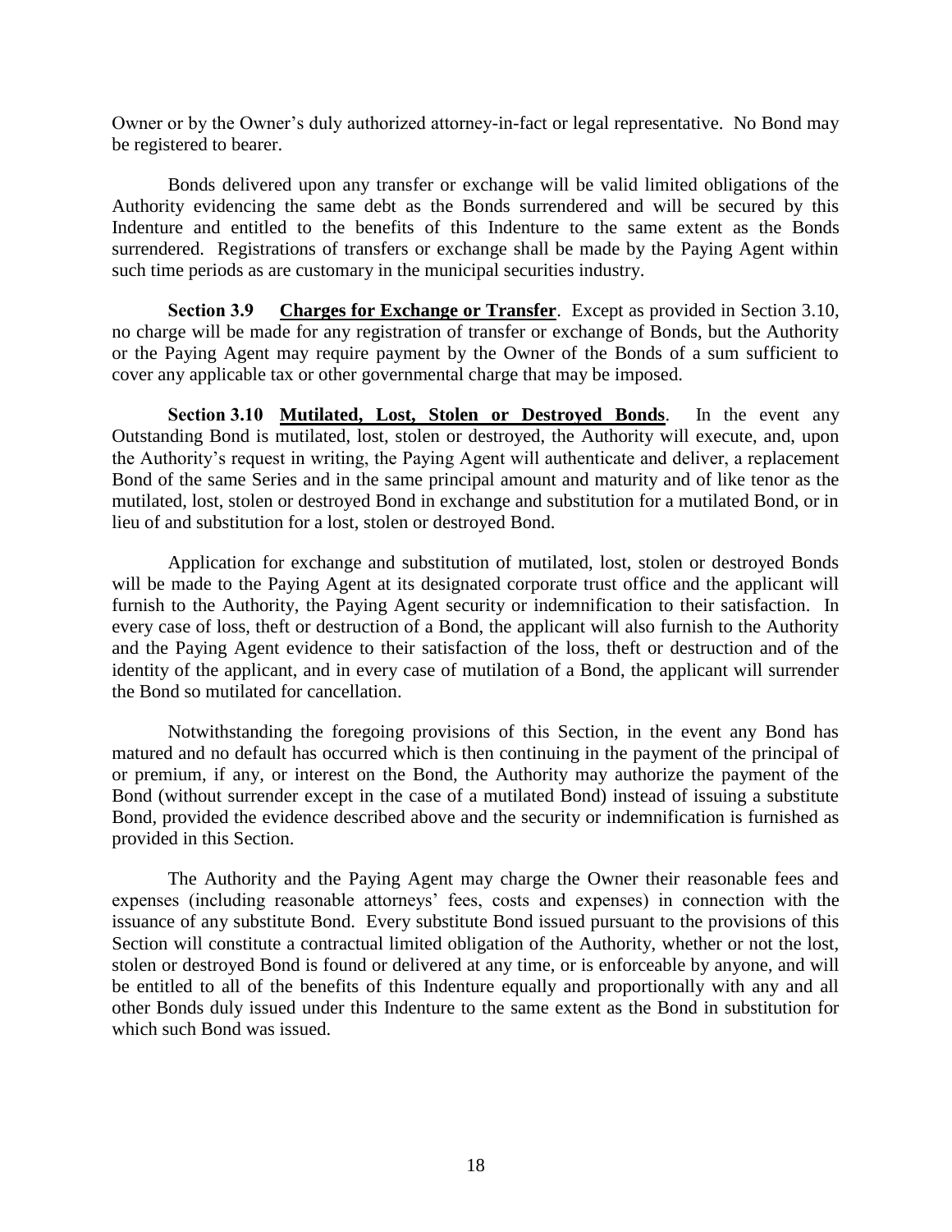Owner or by the Owner's duly authorized attorney-in-fact or legal representative. No Bond may be registered to bearer.

Bonds delivered upon any transfer or exchange will be valid limited obligations of the Authority evidencing the same debt as the Bonds surrendered and will be secured by this Indenture and entitled to the benefits of this Indenture to the same extent as the Bonds surrendered. Registrations of transfers or exchange shall be made by the Paying Agent within such time periods as are customary in the municipal securities industry.

**Section 3.9 <u>Charges for Exchange or Transfer</u>**. Except as provided in Section 3.10, no charge will be made for any registration of transfer or exchange of Bonds, but the Authority or the Paying Agent may require payment by the Owner of the Bonds of a sum sufficient to cover any applicable tax or other governmental charge that may be imposed.

**Section 3.10 <u>Mutilated, Lost, Stolen or Destroyed Bonds</u>**. In the event any Outstanding Bond is mutilated, lost, stolen or destroyed, the Authority will execute, and, upon the Authority's request in writing, the Paying Agent will authenticate and deliver, a replacement Bond of the same Series and in the same principal amount and maturity and of like tenor as the mutilated, lost, stolen or destroyed Bond in exchange and substitution for a mutilated Bond, or in lieu of and substitution for a lost, stolen or destroyed Bond.

Application for exchange and substitution of mutilated, lost, stolen or destroyed Bonds will be made to the Paying Agent at its designated corporate trust office and the applicant will furnish to the Authority, the Paying Agent security or indemnification to their satisfaction. In every case of loss, theft or destruction of a Bond, the applicant will also furnish to the Authority and the Paying Agent evidence to their satisfaction of the loss, theft or destruction and of the identity of the applicant, and in every case of mutilation of a Bond, the applicant will surrender the Bond so mutilated for cancellation.

Notwithstanding the foregoing provisions of this Section, in the event any Bond has matured and no default has occurred which is then continuing in the payment of the principal of or premium, if any, or interest on the Bond, the Authority may authorize the payment of the Bond (without surrender except in the case of a mutilated Bond) instead of issuing a substitute Bond, provided the evidence described above and the security or indemnification is furnished as provided in this Section.

The Authority and the Paying Agent may charge the Owner their reasonable fees and expenses (including reasonable attorneys' fees, costs and expenses) in connection with the issuance of any substitute Bond. Every substitute Bond issued pursuant to the provisions of this Section will constitute a contractual limited obligation of the Authority, whether or not the lost, stolen or destroyed Bond is found or delivered at any time, or is enforceable by anyone, and will be entitled to all of the benefits of this Indenture equally and proportionally with any and all other Bonds duly issued under this Indenture to the same extent as the Bond in substitution for which such Bond was issued.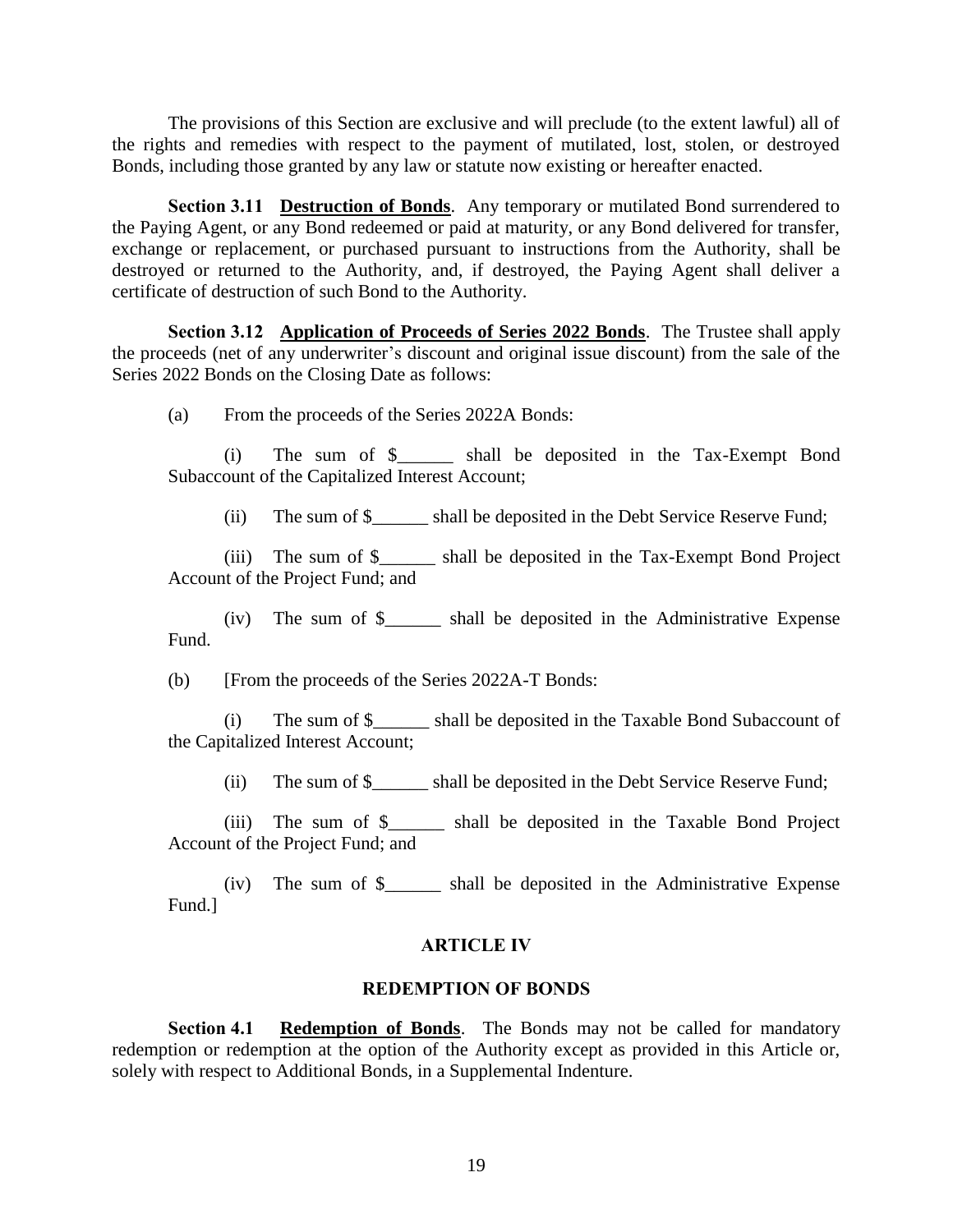The provisions of this Section are exclusive and will preclude (to the extent lawful) all of the rights and remedies with respect to the payment of mutilated, lost, stolen, or destroyed Bonds, including those granted by any law or statute now existing or hereafter enacted.

**Section 3.11 Destruction of Bonds**. Any temporary or mutilated Bond surrendered to the Paying Agent, or any Bond redeemed or paid at maturity, or any Bond delivered for transfer, exchange or replacement, or purchased pursuant to instructions from the Authority, shall be destroyed or returned to the Authority, and, if destroyed, the Paying Agent shall deliver a certificate of destruction of such Bond to the Authority.

**Section 3.12 Application of Proceeds of Series 2022 Bonds**. The Trustee shall apply the proceeds (net of any underwriter's discount and original issue discount) from the sale of the Series 2022 Bonds on the Closing Date as follows:

(a) From the proceeds of the Series 2022A Bonds:

(i) The sum of $______ shall be deposited in the Tax-Exempt Bond Subaccount of the Capitalized Interest Account;

(ii) The sum of $______ shall be deposited in the Debt Service Reserve Fund;

(iii) The sum of $______ shall be deposited in the Tax-Exempt Bond Project Account of the Project Fund; and

(iv) The sum of $______ shall be deposited in the Administrative Expense Fund.

(b) [From the proceeds of the Series 2022A-T Bonds:

(i) The sum of $______ shall be deposited in the Taxable Bond Subaccount of the Capitalized Interest Account;

(ii) The sum of $______ shall be deposited in the Debt Service Reserve Fund;

(iii) The sum of $______ shall be deposited in the Taxable Bond Project Account of the Project Fund; and

(iv) The sum of $______ shall be deposited in the Administrative Expense Fund.]

## ARTICLE IV

## REDEMPTION OF BONDS

**Section 4.1 Redemption of Bonds**. The Bonds may not be called for mandatory redemption or redemption at the option of the Authority except as provided in this Article or, solely with respect to Additional Bonds, in a Supplemental Indenture.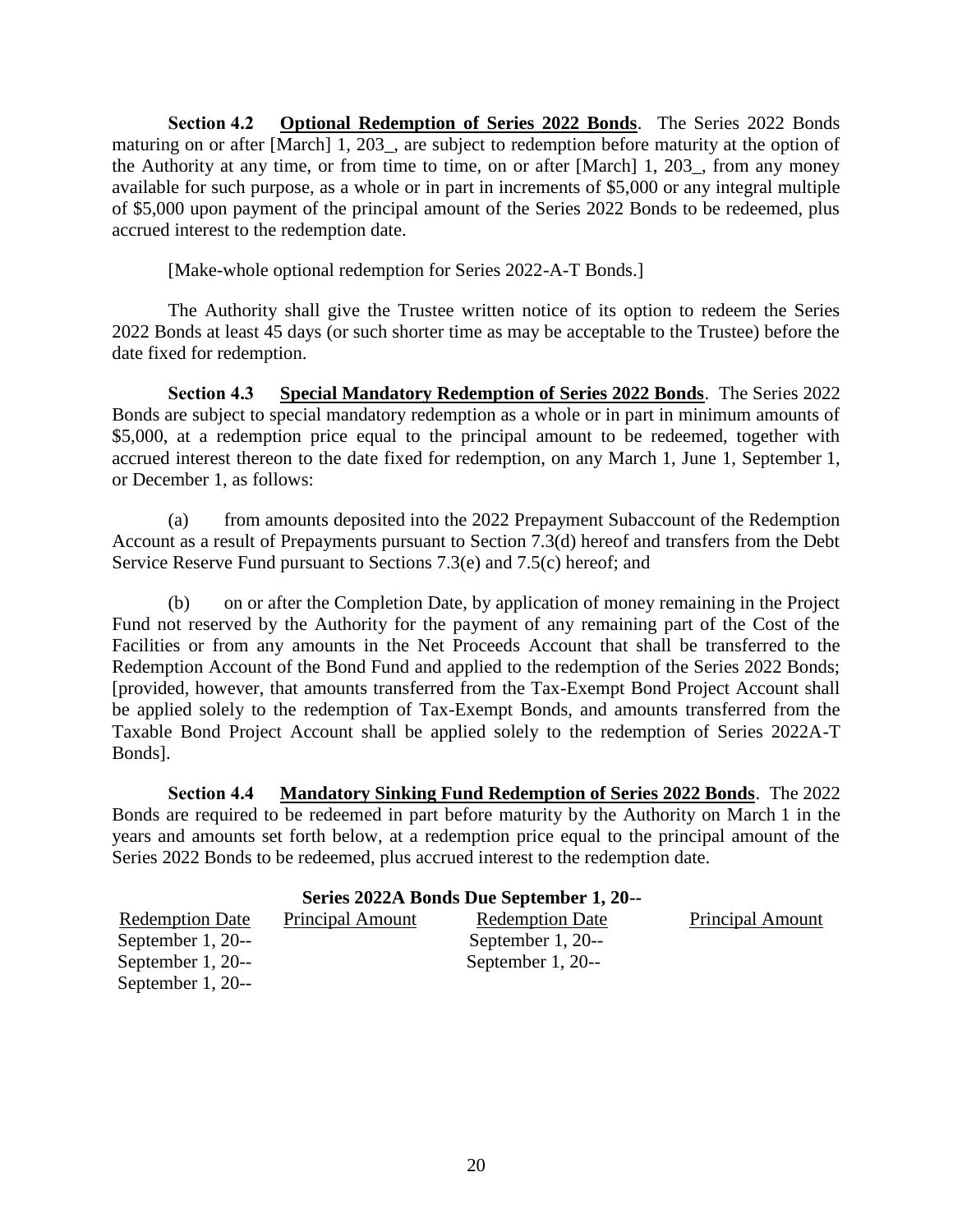**Section 4.2 <u>Optional Redemption of Series 2022 Bonds</u>**. The Series 2022 Bonds maturing on or after [March] 1, 203_, are subject to redemption before maturity at the option of the Authority at any time, or from time to time, on or after [March] 1, 203_, from any money available for such purpose, as a whole or in part in increments of $5,000 or any integral multiple of $5,000 upon payment of the principal amount of the Series 2022 Bonds to be redeemed, plus accrued interest to the redemption date.

[Make-whole optional redemption for Series 2022-A-T Bonds.]

The Authority shall give the Trustee written notice of its option to redeem the Series 2022 Bonds at least 45 days (or such shorter time as may be acceptable to the Trustee) before the date fixed for redemption.

**Section 4.3 <u>Special Mandatory Redemption of Series 2022 Bonds</u>**. The Series 2022 Bonds are subject to special mandatory redemption as a whole or in part in minimum amounts of $5,000, at a redemption price equal to the principal amount to be redeemed, together with accrued interest thereon to the date fixed for redemption, on any March 1, June 1, September 1, or December 1, as follows:

(a) from amounts deposited into the 2022 Prepayment Subaccount of the Redemption Account as a result of Prepayments pursuant to Section 7.3(d) hereof and transfers from the Debt Service Reserve Fund pursuant to Sections 7.3(e) and 7.5(c) hereof; and

(b) on or after the Completion Date, by application of money remaining in the Project Fund not reserved by the Authority for the payment of any remaining part of the Cost of the Facilities or from any amounts in the Net Proceeds Account that shall be transferred to the Redemption Account of the Bond Fund and applied to the redemption of the Series 2022 Bonds; [provided, however, that amounts transferred from the Tax-Exempt Bond Project Account shall be applied solely to the redemption of Tax-Exempt Bonds, and amounts transferred from the Taxable Bond Project Account shall be applied solely to the redemption of Series 2022A-T Bonds].

**Section 4.4 <u>Mandatory Sinking Fund Redemption of Series 2022 Bonds</u>**. The 2022 Bonds are required to be redeemed in part before maturity by the Authority on March 1 in the years and amounts set forth below, at a redemption price equal to the principal amount of the Series 2022 Bonds to be redeemed, plus accrued interest to the redemption date.

**Series 2022A Bonds Due September 1, 20--**

| Redemption Date | Principal Amount | Redemption Date | Principal Amount |
|---|---|---|---|
| September 1, 20-- | | September 1, 20-- | |
| September 1, 20-- | | September 1, 20-- | |
| September 1, 20-- | | | |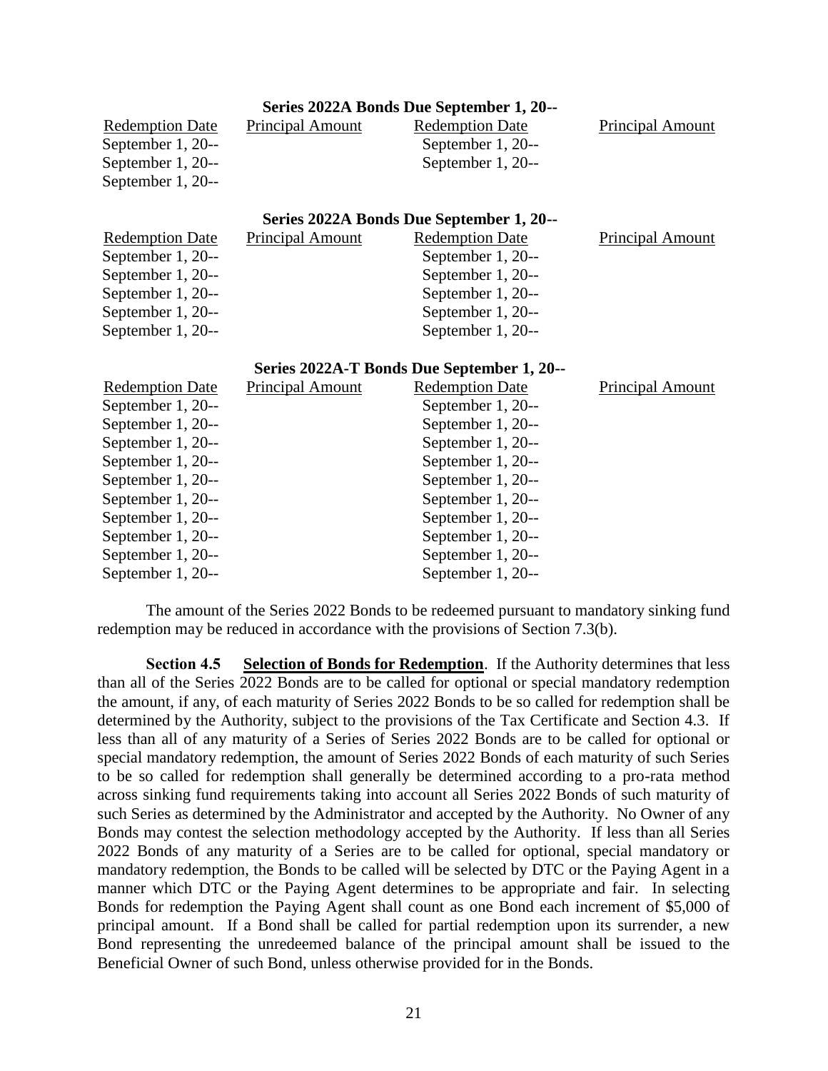**Series 2022A Bonds Due September 1, 20--**

| Redemption Date | Principal Amount | Redemption Date | Principal Amount |
|---|---|---|---|
| September 1, 20-- | | September 1, 20-- | |
| September 1, 20-- | | September 1, 20-- | |
| September 1, 20-- | | | |

**Series 2022A Bonds Due September 1, 20--**

| Redemption Date | Principal Amount | Redemption Date | Principal Amount |
|---|---|---|---|
| September 1, 20-- | | September 1, 20-- | |
| September 1, 20-- | | September 1, 20-- | |
| September 1, 20-- | | September 1, 20-- | |
| September 1, 20-- | | September 1, 20-- | |
| September 1, 20-- | | September 1, 20-- | |

**Series 2022A-T Bonds Due September 1, 20--**

| Redemption Date | Principal Amount | Redemption Date | Principal Amount |
|---|---|---|---|
| September 1, 20-- | | September 1, 20-- | |
| September 1, 20-- | | September 1, 20-- | |
| September 1, 20-- | | September 1, 20-- | |
| September 1, 20-- | | September 1, 20-- | |
| September 1, 20-- | | September 1, 20-- | |
| September 1, 20-- | | September 1, 20-- | |
| September 1, 20-- | | September 1, 20-- | |
| September 1, 20-- | | September 1, 20-- | |
| September 1, 20-- | | September 1, 20-- | |
| September 1, 20-- | | September 1, 20-- | |

The amount of the Series 2022 Bonds to be redeemed pursuant to mandatory sinking fund redemption may be reduced in accordance with the provisions of Section 7.3(b).

**Section 4.5 Selection of Bonds for Redemption**. If the Authority determines that less than all of the Series 2022 Bonds are to be called for optional or special mandatory redemption the amount, if any, of each maturity of Series 2022 Bonds to be so called for redemption shall be determined by the Authority, subject to the provisions of the Tax Certificate and Section 4.3. If less than all of any maturity of a Series of Series 2022 Bonds are to be called for optional or special mandatory redemption, the amount of Series 2022 Bonds of each maturity of such Series to be so called for redemption shall generally be determined according to a pro-rata method across sinking fund requirements taking into account all Series 2022 Bonds of such maturity of such Series as determined by the Administrator and accepted by the Authority. No Owner of any Bonds may contest the selection methodology accepted by the Authority. If less than all Series 2022 Bonds of any maturity of a Series are to be called for optional, special mandatory or mandatory redemption, the Bonds to be called will be selected by DTC or the Paying Agent in a manner which DTC or the Paying Agent determines to be appropriate and fair. In selecting Bonds for redemption the Paying Agent shall count as one Bond each increment of $5,000 of principal amount. If a Bond shall be called for partial redemption upon its surrender, a new Bond representing the unredeemed balance of the principal amount shall be issued to the Beneficial Owner of such Bond, unless otherwise provided for in the Bonds.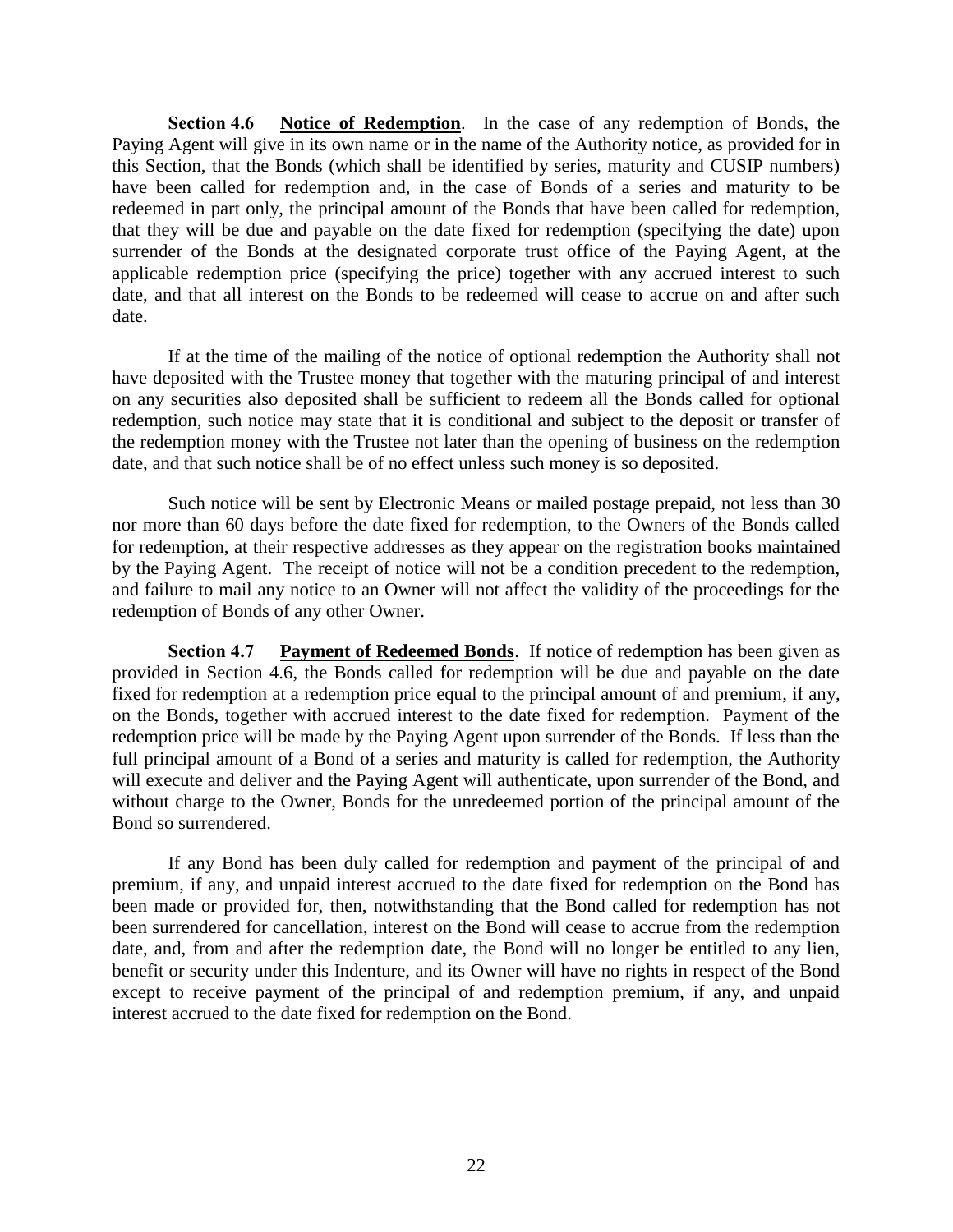**Section 4.6 Notice of Redemption**. In the case of any redemption of Bonds, the Paying Agent will give in its own name or in the name of the Authority notice, as provided for in this Section, that the Bonds (which shall be identified by series, maturity and CUSIP numbers) have been called for redemption and, in the case of Bonds of a series and maturity to be redeemed in part only, the principal amount of the Bonds that have been called for redemption, that they will be due and payable on the date fixed for redemption (specifying the date) upon surrender of the Bonds at the designated corporate trust office of the Paying Agent, at the applicable redemption price (specifying the price) together with any accrued interest to such date, and that all interest on the Bonds to be redeemed will cease to accrue on and after such date.

If at the time of the mailing of the notice of optional redemption the Authority shall not have deposited with the Trustee money that together with the maturing principal of and interest on any securities also deposited shall be sufficient to redeem all the Bonds called for optional redemption, such notice may state that it is conditional and subject to the deposit or transfer of the redemption money with the Trustee not later than the opening of business on the redemption date, and that such notice shall be of no effect unless such money is so deposited.

Such notice will be sent by Electronic Means or mailed postage prepaid, not less than 30 nor more than 60 days before the date fixed for redemption, to the Owners of the Bonds called for redemption, at their respective addresses as they appear on the registration books maintained by the Paying Agent. The receipt of notice will not be a condition precedent to the redemption, and failure to mail any notice to an Owner will not affect the validity of the proceedings for the redemption of Bonds of any other Owner.

**Section 4.7 Payment of Redeemed Bonds**. If notice of redemption has been given as provided in Section 4.6, the Bonds called for redemption will be due and payable on the date fixed for redemption at a redemption price equal to the principal amount of and premium, if any, on the Bonds, together with accrued interest to the date fixed for redemption. Payment of the redemption price will be made by the Paying Agent upon surrender of the Bonds. If less than the full principal amount of a Bond of a series and maturity is called for redemption, the Authority will execute and deliver and the Paying Agent will authenticate, upon surrender of the Bond, and without charge to the Owner, Bonds for the unredeemed portion of the principal amount of the Bond so surrendered.

If any Bond has been duly called for redemption and payment of the principal of and premium, if any, and unpaid interest accrued to the date fixed for redemption on the Bond has been made or provided for, then, notwithstanding that the Bond called for redemption has not been surrendered for cancellation, interest on the Bond will cease to accrue from the redemption date, and, from and after the redemption date, the Bond will no longer be entitled to any lien, benefit or security under this Indenture, and its Owner will have no rights in respect of the Bond except to receive payment of the principal of and redemption premium, if any, and unpaid interest accrued to the date fixed for redemption on the Bond.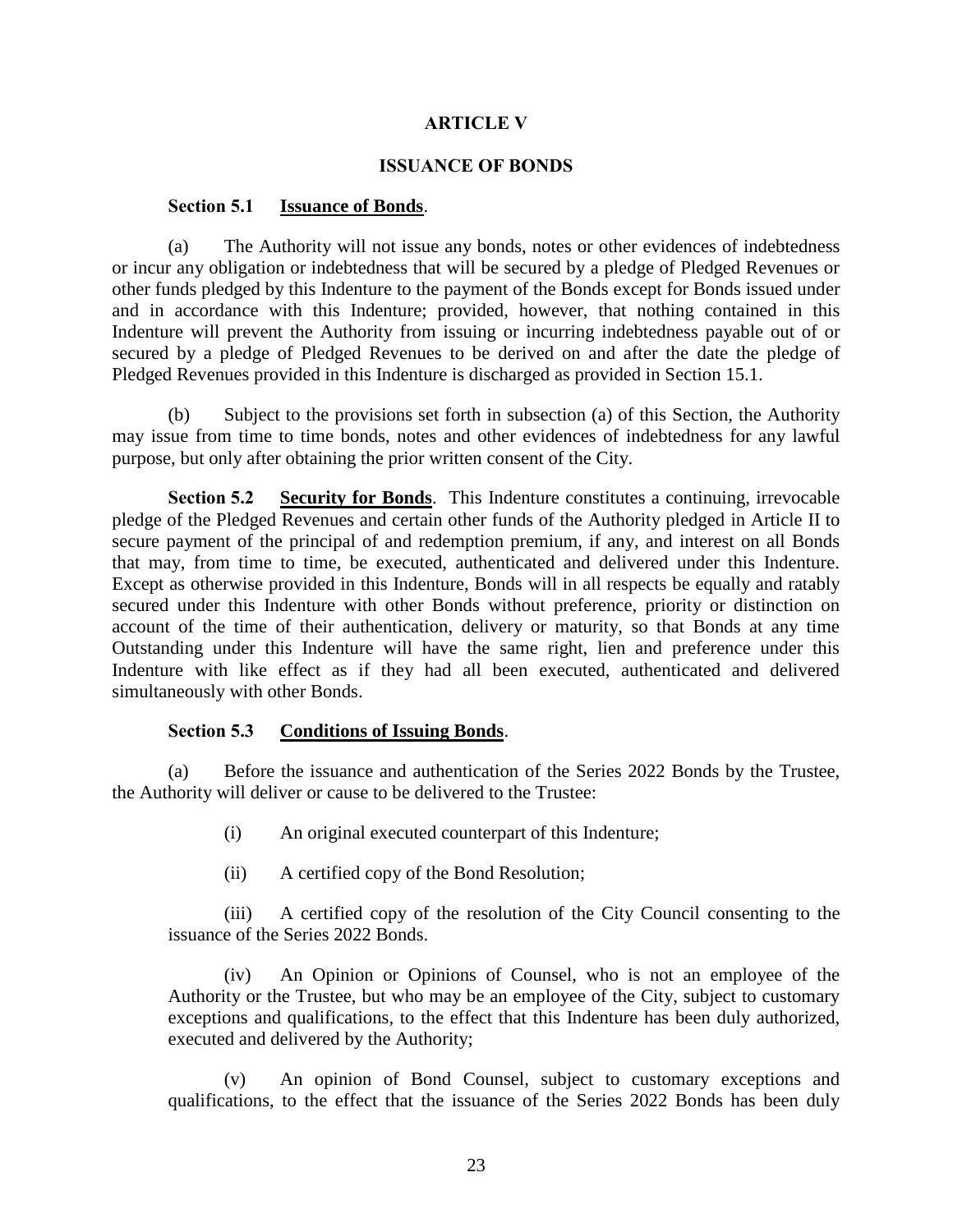# ARTICLE V

## ISSUANCE OF BONDS

**Section 5.1 Issuance of Bonds**.

(a) The Authority will not issue any bonds, notes or other evidences of indebtedness or incur any obligation or indebtedness that will be secured by a pledge of Pledged Revenues or other funds pledged by this Indenture to the payment of the Bonds except for Bonds issued under and in accordance with this Indenture; provided, however, that nothing contained in this Indenture will prevent the Authority from issuing or incurring indebtedness payable out of or secured by a pledge of Pledged Revenues to be derived on and after the date the pledge of Pledged Revenues provided in this Indenture is discharged as provided in Section 15.1.

(b) Subject to the provisions set forth in subsection (a) of this Section, the Authority may issue from time to time bonds, notes and other evidences of indebtedness for any lawful purpose, but only after obtaining the prior written consent of the City.

**Section 5.2 Security for Bonds**. This Indenture constitutes a continuing, irrevocable pledge of the Pledged Revenues and certain other funds of the Authority pledged in Article II to secure payment of the principal of and redemption premium, if any, and interest on all Bonds that may, from time to time, be executed, authenticated and delivered under this Indenture. Except as otherwise provided in this Indenture, Bonds will in all respects be equally and ratably secured under this Indenture with other Bonds without preference, priority or distinction on account of the time of their authentication, delivery or maturity, so that Bonds at any time Outstanding under this Indenture will have the same right, lien and preference under this Indenture with like effect as if they had all been executed, authenticated and delivered simultaneously with other Bonds.

**Section 5.3 Conditions of Issuing Bonds**.

(a) Before the issuance and authentication of the Series 2022 Bonds by the Trustee, the Authority will deliver or cause to be delivered to the Trustee:

(i) An original executed counterpart of this Indenture;

(ii) A certified copy of the Bond Resolution;

(iii) A certified copy of the resolution of the City Council consenting to the issuance of the Series 2022 Bonds.

(iv) An Opinion or Opinions of Counsel, who is not an employee of the Authority or the Trustee, but who may be an employee of the City, subject to customary exceptions and qualifications, to the effect that this Indenture has been duly authorized, executed and delivered by the Authority;

(v) An opinion of Bond Counsel, subject to customary exceptions and qualifications, to the effect that the issuance of the Series 2022 Bonds has been duly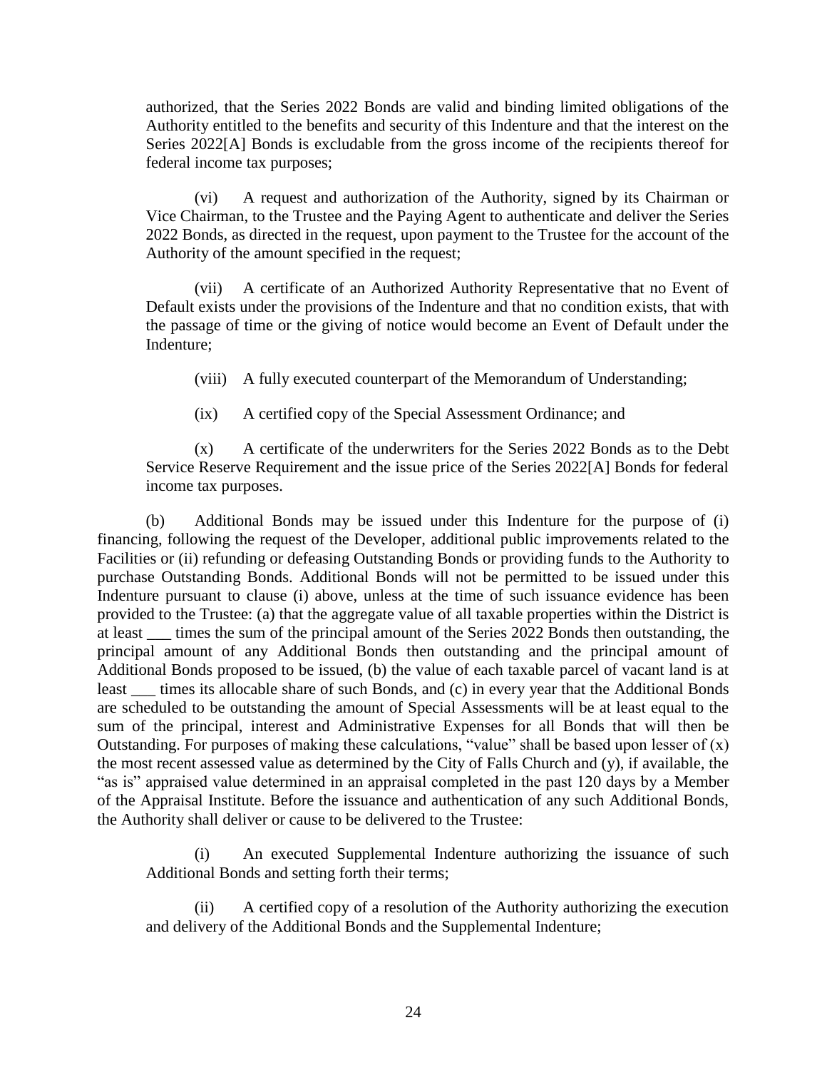authorized, that the Series 2022 Bonds are valid and binding limited obligations of the Authority entitled to the benefits and security of this Indenture and that the interest on the Series 2022[A] Bonds is excludable from the gross income of the recipients thereof for federal income tax purposes;

(vi) A request and authorization of the Authority, signed by its Chairman or Vice Chairman, to the Trustee and the Paying Agent to authenticate and deliver the Series 2022 Bonds, as directed in the request, upon payment to the Trustee for the account of the Authority of the amount specified in the request;

(vii) A certificate of an Authorized Authority Representative that no Event of Default exists under the provisions of the Indenture and that no condition exists, that with the passage of time or the giving of notice would become an Event of Default under the Indenture;

(viii) A fully executed counterpart of the Memorandum of Understanding;

(ix) A certified copy of the Special Assessment Ordinance; and

(x) A certificate of the underwriters for the Series 2022 Bonds as to the Debt Service Reserve Requirement and the issue price of the Series 2022[A] Bonds for federal income tax purposes.

(b) Additional Bonds may be issued under this Indenture for the purpose of (i) financing, following the request of the Developer, additional public improvements related to the Facilities or (ii) refunding or defeasing Outstanding Bonds or providing funds to the Authority to purchase Outstanding Bonds. Additional Bonds will not be permitted to be issued under this Indenture pursuant to clause (i) above, unless at the time of such issuance evidence has been provided to the Trustee: (a) that the aggregate value of all taxable properties within the District is at least ___ times the sum of the principal amount of the Series 2022 Bonds then outstanding, the principal amount of any Additional Bonds then outstanding and the principal amount of Additional Bonds proposed to be issued, (b) the value of each taxable parcel of vacant land is at least ___ times its allocable share of such Bonds, and (c) in every year that the Additional Bonds are scheduled to be outstanding the amount of Special Assessments will be at least equal to the sum of the principal, interest and Administrative Expenses for all Bonds that will then be Outstanding. For purposes of making these calculations, "value" shall be based upon lesser of (x) the most recent assessed value as determined by the City of Falls Church and (y), if available, the "as is" appraised value determined in an appraisal completed in the past 120 days by a Member of the Appraisal Institute. Before the issuance and authentication of any such Additional Bonds, the Authority shall deliver or cause to be delivered to the Trustee:

(i) An executed Supplemental Indenture authorizing the issuance of such Additional Bonds and setting forth their terms;

(ii) A certified copy of a resolution of the Authority authorizing the execution and delivery of the Additional Bonds and the Supplemental Indenture;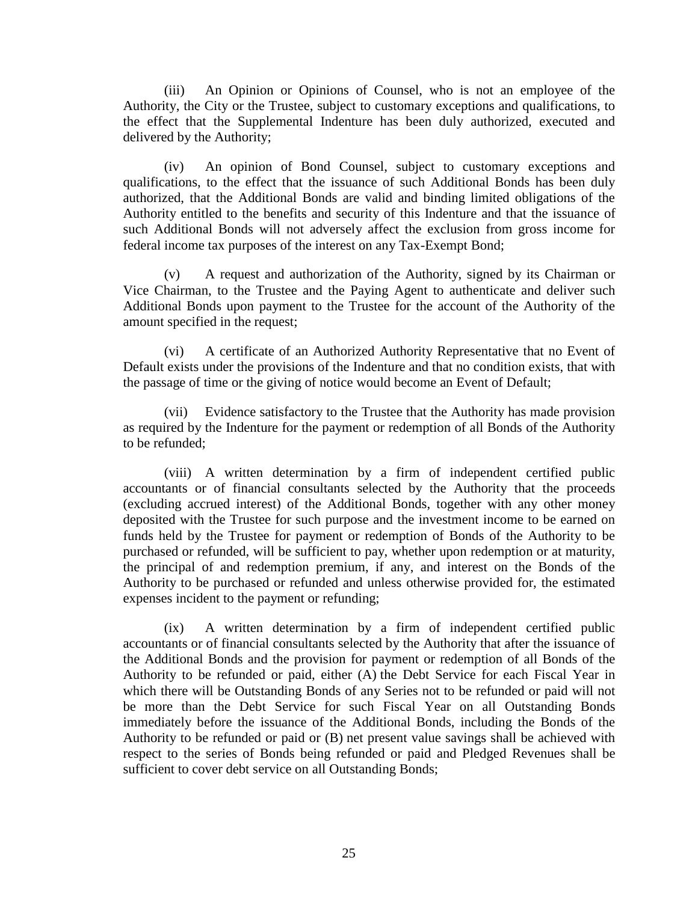(iii) An Opinion or Opinions of Counsel, who is not an employee of the Authority, the City or the Trustee, subject to customary exceptions and qualifications, to the effect that the Supplemental Indenture has been duly authorized, executed and delivered by the Authority;

(iv) An opinion of Bond Counsel, subject to customary exceptions and qualifications, to the effect that the issuance of such Additional Bonds has been duly authorized, that the Additional Bonds are valid and binding limited obligations of the Authority entitled to the benefits and security of this Indenture and that the issuance of such Additional Bonds will not adversely affect the exclusion from gross income for federal income tax purposes of the interest on any Tax-Exempt Bond;

(v) A request and authorization of the Authority, signed by its Chairman or Vice Chairman, to the Trustee and the Paying Agent to authenticate and deliver such Additional Bonds upon payment to the Trustee for the account of the Authority of the amount specified in the request;

(vi) A certificate of an Authorized Authority Representative that no Event of Default exists under the provisions of the Indenture and that no condition exists, that with the passage of time or the giving of notice would become an Event of Default;

(vii) Evidence satisfactory to the Trustee that the Authority has made provision as required by the Indenture for the payment or redemption of all Bonds of the Authority to be refunded;

(viii) A written determination by a firm of independent certified public accountants or of financial consultants selected by the Authority that the proceeds (excluding accrued interest) of the Additional Bonds, together with any other money deposited with the Trustee for such purpose and the investment income to be earned on funds held by the Trustee for payment or redemption of Bonds of the Authority to be purchased or refunded, will be sufficient to pay, whether upon redemption or at maturity, the principal of and redemption premium, if any, and interest on the Bonds of the Authority to be purchased or refunded and unless otherwise provided for, the estimated expenses incident to the payment or refunding;

(ix) A written determination by a firm of independent certified public accountants or of financial consultants selected by the Authority that after the issuance of the Additional Bonds and the provision for payment or redemption of all Bonds of the Authority to be refunded or paid, either (A) the Debt Service for each Fiscal Year in which there will be Outstanding Bonds of any Series not to be refunded or paid will not be more than the Debt Service for such Fiscal Year on all Outstanding Bonds immediately before the issuance of the Additional Bonds, including the Bonds of the Authority to be refunded or paid or (B) net present value savings shall be achieved with respect to the series of Bonds being refunded or paid and Pledged Revenues shall be sufficient to cover debt service on all Outstanding Bonds;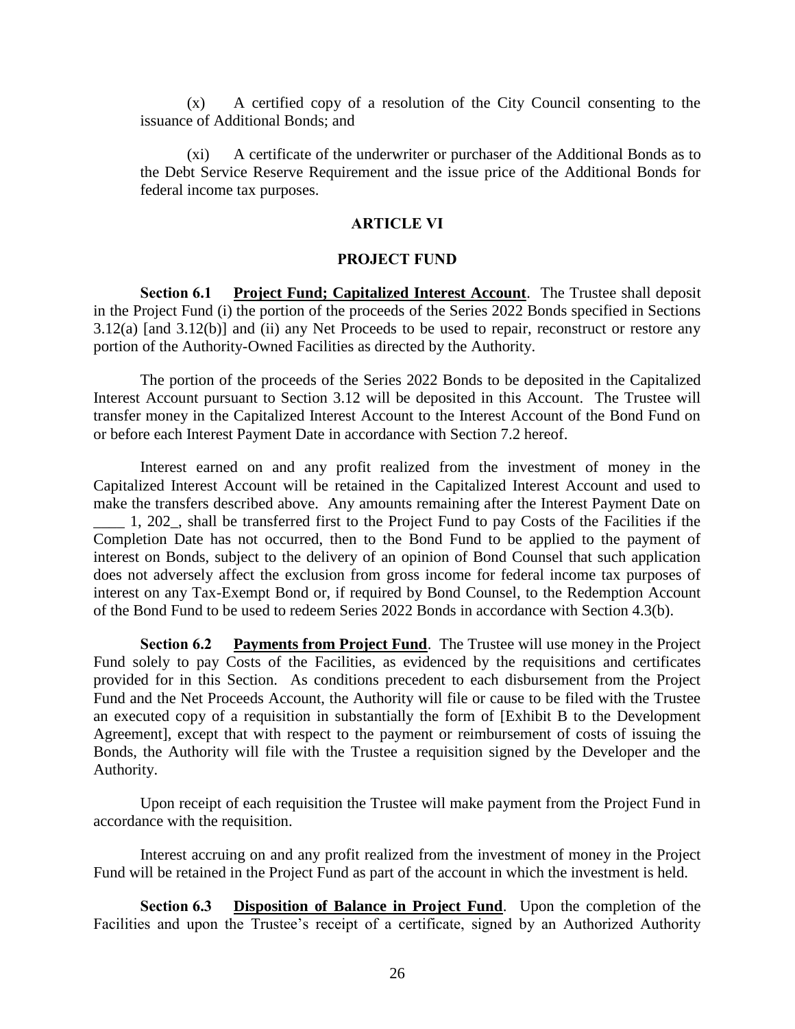(x) A certified copy of a resolution of the City Council consenting to the issuance of Additional Bonds; and

(xi) A certificate of the underwriter or purchaser of the Additional Bonds as to the Debt Service Reserve Requirement and the issue price of the Additional Bonds for federal income tax purposes.

## ARTICLE VI

## PROJECT FUND

**Section 6.1 Project Fund; Capitalized Interest Account**. The Trustee shall deposit in the Project Fund (i) the portion of the proceeds of the Series 2022 Bonds specified in Sections 3.12(a) [and 3.12(b)] and (ii) any Net Proceeds to be used to repair, reconstruct or restore any portion of the Authority-Owned Facilities as directed by the Authority.

The portion of the proceeds of the Series 2022 Bonds to be deposited in the Capitalized Interest Account pursuant to Section 3.12 will be deposited in this Account. The Trustee will transfer money in the Capitalized Interest Account to the Interest Account of the Bond Fund on or before each Interest Payment Date in accordance with Section 7.2 hereof.

Interest earned on and any profit realized from the investment of money in the Capitalized Interest Account will be retained in the Capitalized Interest Account and used to make the transfers described above. Any amounts remaining after the Interest Payment Date on ____ 1, 202_, shall be transferred first to the Project Fund to pay Costs of the Facilities if the Completion Date has not occurred, then to the Bond Fund to be applied to the payment of interest on Bonds, subject to the delivery of an opinion of Bond Counsel that such application does not adversely affect the exclusion from gross income for federal income tax purposes of interest on any Tax-Exempt Bond or, if required by Bond Counsel, to the Redemption Account of the Bond Fund to be used to redeem Series 2022 Bonds in accordance with Section 4.3(b).

**Section 6.2 Payments from Project Fund**. The Trustee will use money in the Project Fund solely to pay Costs of the Facilities, as evidenced by the requisitions and certificates provided for in this Section. As conditions precedent to each disbursement from the Project Fund and the Net Proceeds Account, the Authority will file or cause to be filed with the Trustee an executed copy of a requisition in substantially the form of [Exhibit B to the Development Agreement], except that with respect to the payment or reimbursement of costs of issuing the Bonds, the Authority will file with the Trustee a requisition signed by the Developer and the Authority.

Upon receipt of each requisition the Trustee will make payment from the Project Fund in accordance with the requisition.

Interest accruing on and any profit realized from the investment of money in the Project Fund will be retained in the Project Fund as part of the account in which the investment is held.

**Section 6.3 Disposition of Balance in Project Fund**. Upon the completion of the Facilities and upon the Trustee's receipt of a certificate, signed by an Authorized Authority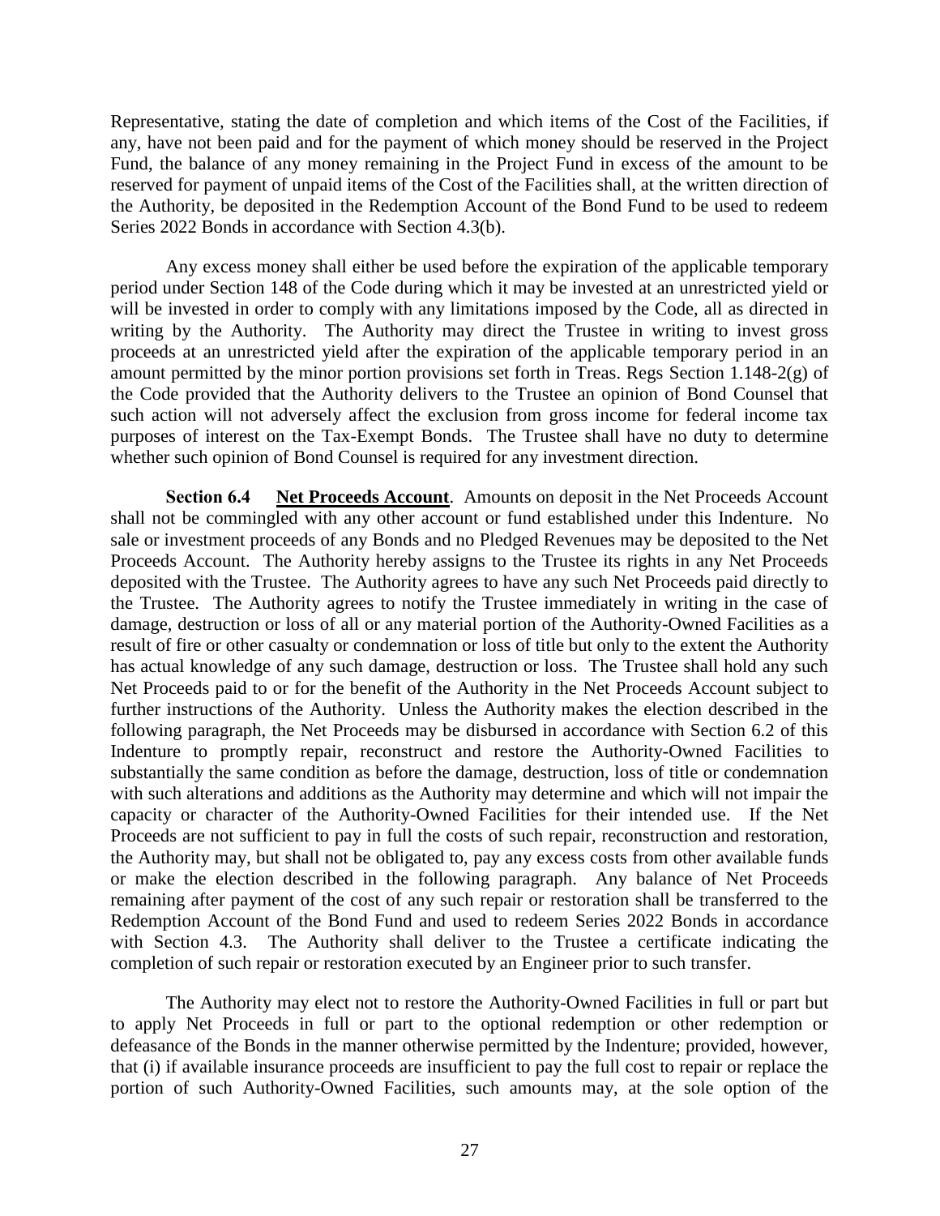Representative, stating the date of completion and which items of the Cost of the Facilities, if any, have not been paid and for the payment of which money should be reserved in the Project Fund, the balance of any money remaining in the Project Fund in excess of the amount to be reserved for payment of unpaid items of the Cost of the Facilities shall, at the written direction of the Authority, be deposited in the Redemption Account of the Bond Fund to be used to redeem Series 2022 Bonds in accordance with Section 4.3(b).

Any excess money shall either be used before the expiration of the applicable temporary period under Section 148 of the Code during which it may be invested at an unrestricted yield or will be invested in order to comply with any limitations imposed by the Code, all as directed in writing by the Authority. The Authority may direct the Trustee in writing to invest gross proceeds at an unrestricted yield after the expiration of the applicable temporary period in an amount permitted by the minor portion provisions set forth in Treas. Regs Section 1.148-2(g) of the Code provided that the Authority delivers to the Trustee an opinion of Bond Counsel that such action will not adversely affect the exclusion from gross income for federal income tax purposes of interest on the Tax-Exempt Bonds. The Trustee shall have no duty to determine whether such opinion of Bond Counsel is required for any investment direction.

**Section 6.4 Net Proceeds Account**. Amounts on deposit in the Net Proceeds Account shall not be commingled with any other account or fund established under this Indenture. No sale or investment proceeds of any Bonds and no Pledged Revenues may be deposited to the Net Proceeds Account. The Authority hereby assigns to the Trustee its rights in any Net Proceeds deposited with the Trustee. The Authority agrees to have any such Net Proceeds paid directly to the Trustee. The Authority agrees to notify the Trustee immediately in writing in the case of damage, destruction or loss of all or any material portion of the Authority-Owned Facilities as a result of fire or other casualty or condemnation or loss of title but only to the extent the Authority has actual knowledge of any such damage, destruction or loss. The Trustee shall hold any such Net Proceeds paid to or for the benefit of the Authority in the Net Proceeds Account subject to further instructions of the Authority. Unless the Authority makes the election described in the following paragraph, the Net Proceeds may be disbursed in accordance with Section 6.2 of this Indenture to promptly repair, reconstruct and restore the Authority-Owned Facilities to substantially the same condition as before the damage, destruction, loss of title or condemnation with such alterations and additions as the Authority may determine and which will not impair the capacity or character of the Authority-Owned Facilities for their intended use. If the Net Proceeds are not sufficient to pay in full the costs of such repair, reconstruction and restoration, the Authority may, but shall not be obligated to, pay any excess costs from other available funds or make the election described in the following paragraph. Any balance of Net Proceeds remaining after payment of the cost of any such repair or restoration shall be transferred to the Redemption Account of the Bond Fund and used to redeem Series 2022 Bonds in accordance with Section 4.3. The Authority shall deliver to the Trustee a certificate indicating the completion of such repair or restoration executed by an Engineer prior to such transfer.

The Authority may elect not to restore the Authority-Owned Facilities in full or part but to apply Net Proceeds in full or part to the optional redemption or other redemption or defeasance of the Bonds in the manner otherwise permitted by the Indenture; provided, however, that (i) if available insurance proceeds are insufficient to pay the full cost to repair or replace the portion of such Authority-Owned Facilities, such amounts may, at the sole option of the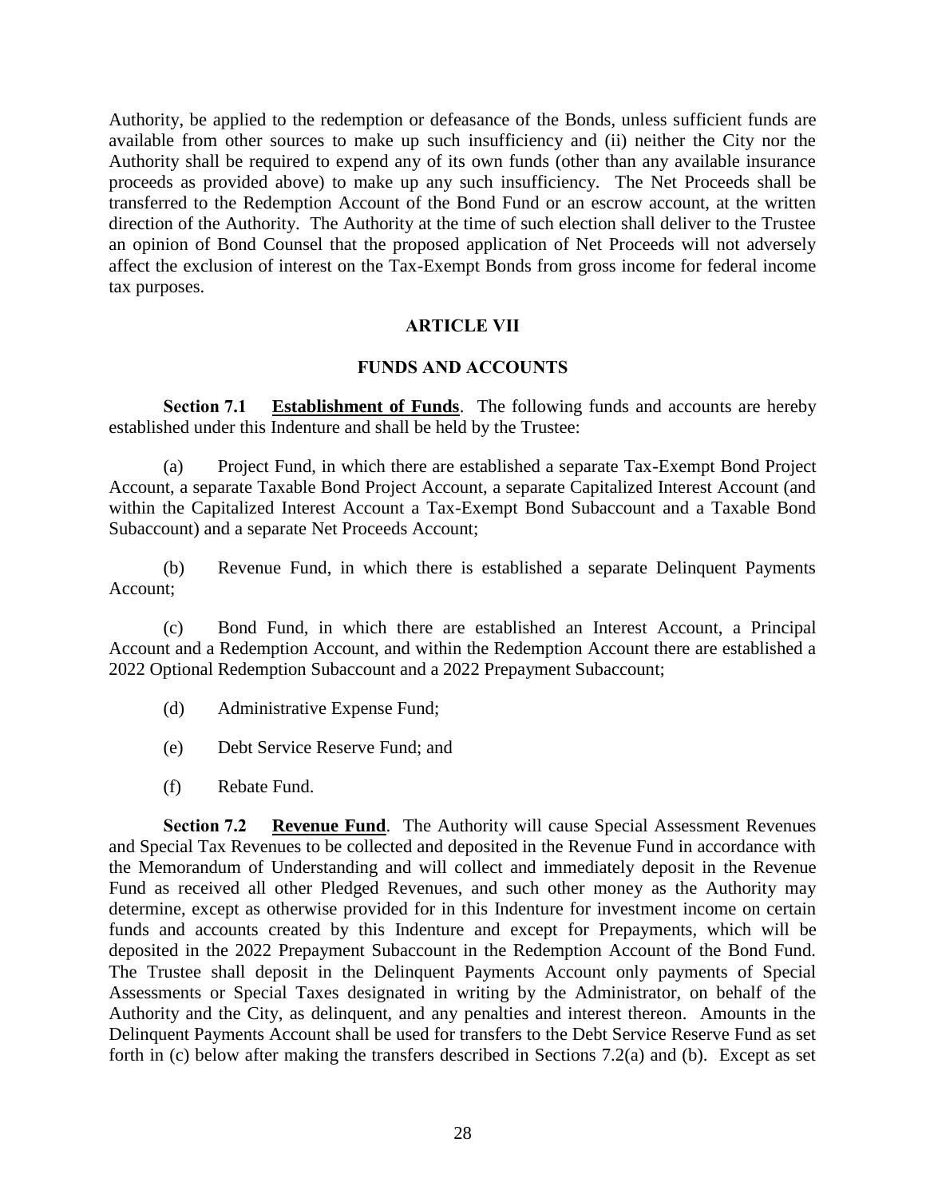Authority, be applied to the redemption or defeasance of the Bonds, unless sufficient funds are available from other sources to make up such insufficiency and (ii) neither the City nor the Authority shall be required to expend any of its own funds (other than any available insurance proceeds as provided above) to make up any such insufficiency. The Net Proceeds shall be transferred to the Redemption Account of the Bond Fund or an escrow account, at the written direction of the Authority. The Authority at the time of such election shall deliver to the Trustee an opinion of Bond Counsel that the proposed application of Net Proceeds will not adversely affect the exclusion of interest on the Tax-Exempt Bonds from gross income for federal income tax purposes.

## ARTICLE VII

## FUNDS AND ACCOUNTS

**Section 7.1 Establishment of Funds**. The following funds and accounts are hereby established under this Indenture and shall be held by the Trustee:

(a) Project Fund, in which there are established a separate Tax-Exempt Bond Project Account, a separate Taxable Bond Project Account, a separate Capitalized Interest Account (and within the Capitalized Interest Account a Tax-Exempt Bond Subaccount and a Taxable Bond Subaccount) and a separate Net Proceeds Account;

(b) Revenue Fund, in which there is established a separate Delinquent Payments Account;

(c) Bond Fund, in which there are established an Interest Account, a Principal Account and a Redemption Account, and within the Redemption Account there are established a 2022 Optional Redemption Subaccount and a 2022 Prepayment Subaccount;

(d) Administrative Expense Fund;

(e) Debt Service Reserve Fund; and

(f) Rebate Fund.

**Section 7.2 Revenue Fund**. The Authority will cause Special Assessment Revenues and Special Tax Revenues to be collected and deposited in the Revenue Fund in accordance with the Memorandum of Understanding and will collect and immediately deposit in the Revenue Fund as received all other Pledged Revenues, and such other money as the Authority may determine, except as otherwise provided for in this Indenture for investment income on certain funds and accounts created by this Indenture and except for Prepayments, which will be deposited in the 2022 Prepayment Subaccount in the Redemption Account of the Bond Fund. The Trustee shall deposit in the Delinquent Payments Account only payments of Special Assessments or Special Taxes designated in writing by the Administrator, on behalf of the Authority and the City, as delinquent, and any penalties and interest thereon. Amounts in the Delinquent Payments Account shall be used for transfers to the Debt Service Reserve Fund as set forth in (c) below after making the transfers described in Sections 7.2(a) and (b). Except as set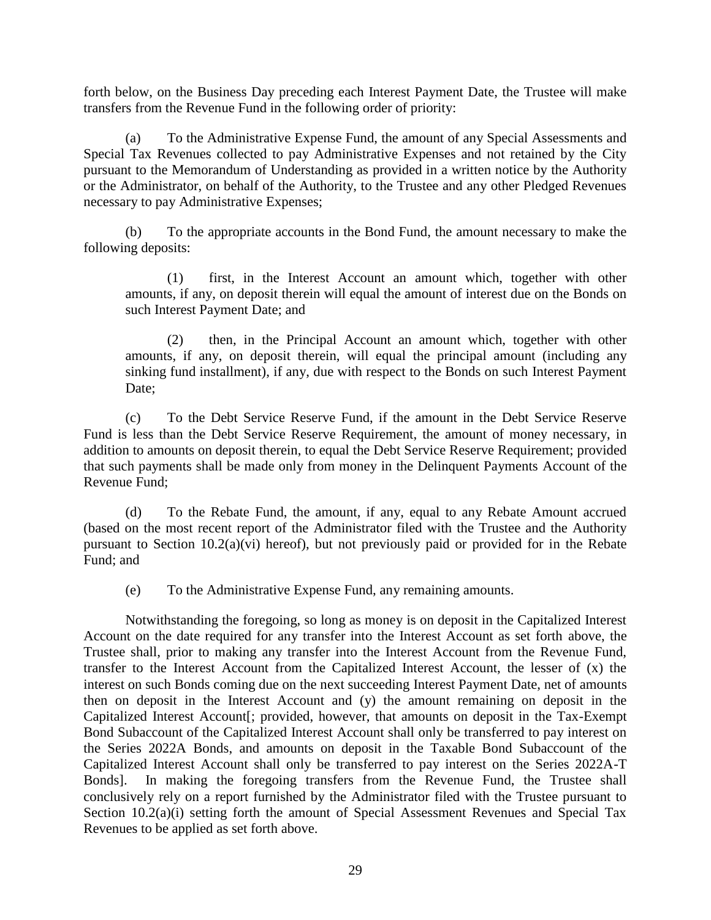forth below, on the Business Day preceding each Interest Payment Date, the Trustee will make transfers from the Revenue Fund in the following order of priority:

(a) To the Administrative Expense Fund, the amount of any Special Assessments and Special Tax Revenues collected to pay Administrative Expenses and not retained by the City pursuant to the Memorandum of Understanding as provided in a written notice by the Authority or the Administrator, on behalf of the Authority, to the Trustee and any other Pledged Revenues necessary to pay Administrative Expenses;

(b) To the appropriate accounts in the Bond Fund, the amount necessary to make the following deposits:

> (1) first, in the Interest Account an amount which, together with other amounts, if any, on deposit therein will equal the amount of interest due on the Bonds on such Interest Payment Date; and
>
> (2) then, in the Principal Account an amount which, together with other amounts, if any, on deposit therein, will equal the principal amount (including any sinking fund installment), if any, due with respect to the Bonds on such Interest Payment Date;

(c) To the Debt Service Reserve Fund, if the amount in the Debt Service Reserve Fund is less than the Debt Service Reserve Requirement, the amount of money necessary, in addition to amounts on deposit therein, to equal the Debt Service Reserve Requirement; provided that such payments shall be made only from money in the Delinquent Payments Account of the Revenue Fund;

(d) To the Rebate Fund, the amount, if any, equal to any Rebate Amount accrued (based on the most recent report of the Administrator filed with the Trustee and the Authority pursuant to Section 10.2(a)(vi) hereof), but not previously paid or provided for in the Rebate Fund; and

(e) To the Administrative Expense Fund, any remaining amounts.

Notwithstanding the foregoing, so long as money is on deposit in the Capitalized Interest Account on the date required for any transfer into the Interest Account as set forth above, the Trustee shall, prior to making any transfer into the Interest Account from the Revenue Fund, transfer to the Interest Account from the Capitalized Interest Account, the lesser of (x) the interest on such Bonds coming due on the next succeeding Interest Payment Date, net of amounts then on deposit in the Interest Account and (y) the amount remaining on deposit in the Capitalized Interest Account[; provided, however, that amounts on deposit in the Tax-Exempt Bond Subaccount of the Capitalized Interest Account shall only be transferred to pay interest on the Series 2022A Bonds, and amounts on deposit in the Taxable Bond Subaccount of the Capitalized Interest Account shall only be transferred to pay interest on the Series 2022A-T Bonds]. In making the foregoing transfers from the Revenue Fund, the Trustee shall conclusively rely on a report furnished by the Administrator filed with the Trustee pursuant to Section 10.2(a)(i) setting forth the amount of Special Assessment Revenues and Special Tax Revenues to be applied as set forth above.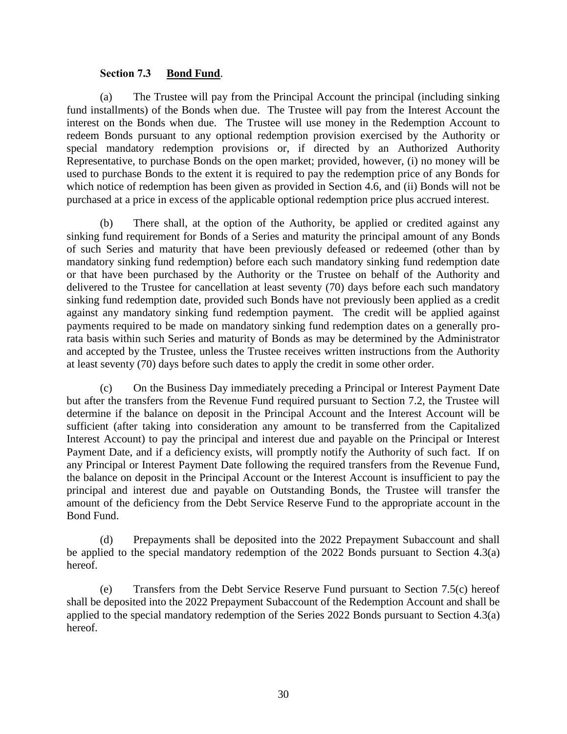**Section 7.3 Bond Fund**.

(a) The Trustee will pay from the Principal Account the principal (including sinking fund installments) of the Bonds when due. The Trustee will pay from the Interest Account the interest on the Bonds when due. The Trustee will use money in the Redemption Account to redeem Bonds pursuant to any optional redemption provision exercised by the Authority or special mandatory redemption provisions or, if directed by an Authorized Authority Representative, to purchase Bonds on the open market; provided, however, (i) no money will be used to purchase Bonds to the extent it is required to pay the redemption price of any Bonds for which notice of redemption has been given as provided in Section 4.6, and (ii) Bonds will not be purchased at a price in excess of the applicable optional redemption price plus accrued interest.

(b) There shall, at the option of the Authority, be applied or credited against any sinking fund requirement for Bonds of a Series and maturity the principal amount of any Bonds of such Series and maturity that have been previously defeased or redeemed (other than by mandatory sinking fund redemption) before each such mandatory sinking fund redemption date or that have been purchased by the Authority or the Trustee on behalf of the Authority and delivered to the Trustee for cancellation at least seventy (70) days before each such mandatory sinking fund redemption date, provided such Bonds have not previously been applied as a credit against any mandatory sinking fund redemption payment. The credit will be applied against payments required to be made on mandatory sinking fund redemption dates on a generally pro-rata basis within such Series and maturity of Bonds as may be determined by the Administrator and accepted by the Trustee, unless the Trustee receives written instructions from the Authority at least seventy (70) days before such dates to apply the credit in some other order.

(c) On the Business Day immediately preceding a Principal or Interest Payment Date but after the transfers from the Revenue Fund required pursuant to Section 7.2, the Trustee will determine if the balance on deposit in the Principal Account and the Interest Account will be sufficient (after taking into consideration any amount to be transferred from the Capitalized Interest Account) to pay the principal and interest due and payable on the Principal or Interest Payment Date, and if a deficiency exists, will promptly notify the Authority of such fact. If on any Principal or Interest Payment Date following the required transfers from the Revenue Fund, the balance on deposit in the Principal Account or the Interest Account is insufficient to pay the principal and interest due and payable on Outstanding Bonds, the Trustee will transfer the amount of the deficiency from the Debt Service Reserve Fund to the appropriate account in the Bond Fund.

(d) Prepayments shall be deposited into the 2022 Prepayment Subaccount and shall be applied to the special mandatory redemption of the 2022 Bonds pursuant to Section 4.3(a) hereof.

(e) Transfers from the Debt Service Reserve Fund pursuant to Section 7.5(c) hereof shall be deposited into the 2022 Prepayment Subaccount of the Redemption Account and shall be applied to the special mandatory redemption of the Series 2022 Bonds pursuant to Section 4.3(a) hereof.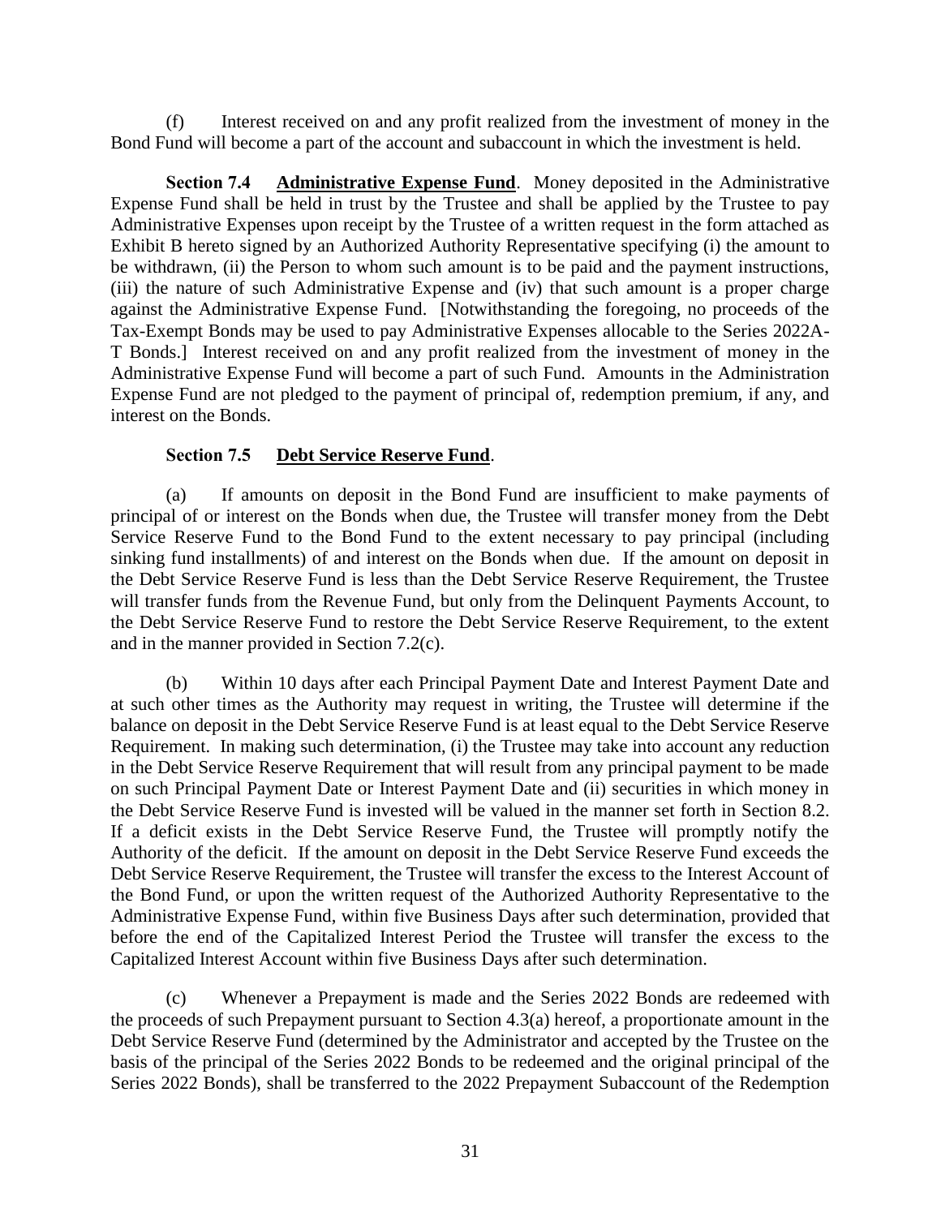(f) Interest received on and any profit realized from the investment of money in the Bond Fund will become a part of the account and subaccount in which the investment is held.

**Section 7.4 Administrative Expense Fund**. Money deposited in the Administrative Expense Fund shall be held in trust by the Trustee and shall be applied by the Trustee to pay Administrative Expenses upon receipt by the Trustee of a written request in the form attached as Exhibit B hereto signed by an Authorized Authority Representative specifying (i) the amount to be withdrawn, (ii) the Person to whom such amount is to be paid and the payment instructions, (iii) the nature of such Administrative Expense and (iv) that such amount is a proper charge against the Administrative Expense Fund. [Notwithstanding the foregoing, no proceeds of the Tax-Exempt Bonds may be used to pay Administrative Expenses allocable to the Series 2022A-T Bonds.] Interest received on and any profit realized from the investment of money in the Administrative Expense Fund will become a part of such Fund. Amounts in the Administration Expense Fund are not pledged to the payment of principal of, redemption premium, if any, and interest on the Bonds.

**Section 7.5 Debt Service Reserve Fund**.

(a) If amounts on deposit in the Bond Fund are insufficient to make payments of principal of or interest on the Bonds when due, the Trustee will transfer money from the Debt Service Reserve Fund to the Bond Fund to the extent necessary to pay principal (including sinking fund installments) of and interest on the Bonds when due. If the amount on deposit in the Debt Service Reserve Fund is less than the Debt Service Reserve Requirement, the Trustee will transfer funds from the Revenue Fund, but only from the Delinquent Payments Account, to the Debt Service Reserve Fund to restore the Debt Service Reserve Requirement, to the extent and in the manner provided in Section 7.2(c).

(b) Within 10 days after each Principal Payment Date and Interest Payment Date and at such other times as the Authority may request in writing, the Trustee will determine if the balance on deposit in the Debt Service Reserve Fund is at least equal to the Debt Service Reserve Requirement. In making such determination, (i) the Trustee may take into account any reduction in the Debt Service Reserve Requirement that will result from any principal payment to be made on such Principal Payment Date or Interest Payment Date and (ii) securities in which money in the Debt Service Reserve Fund is invested will be valued in the manner set forth in Section 8.2. If a deficit exists in the Debt Service Reserve Fund, the Trustee will promptly notify the Authority of the deficit. If the amount on deposit in the Debt Service Reserve Fund exceeds the Debt Service Reserve Requirement, the Trustee will transfer the excess to the Interest Account of the Bond Fund, or upon the written request of the Authorized Authority Representative to the Administrative Expense Fund, within five Business Days after such determination, provided that before the end of the Capitalized Interest Period the Trustee will transfer the excess to the Capitalized Interest Account within five Business Days after such determination.

(c) Whenever a Prepayment is made and the Series 2022 Bonds are redeemed with the proceeds of such Prepayment pursuant to Section 4.3(a) hereof, a proportionate amount in the Debt Service Reserve Fund (determined by the Administrator and accepted by the Trustee on the basis of the principal of the Series 2022 Bonds to be redeemed and the original principal of the Series 2022 Bonds), shall be transferred to the 2022 Prepayment Subaccount of the Redemption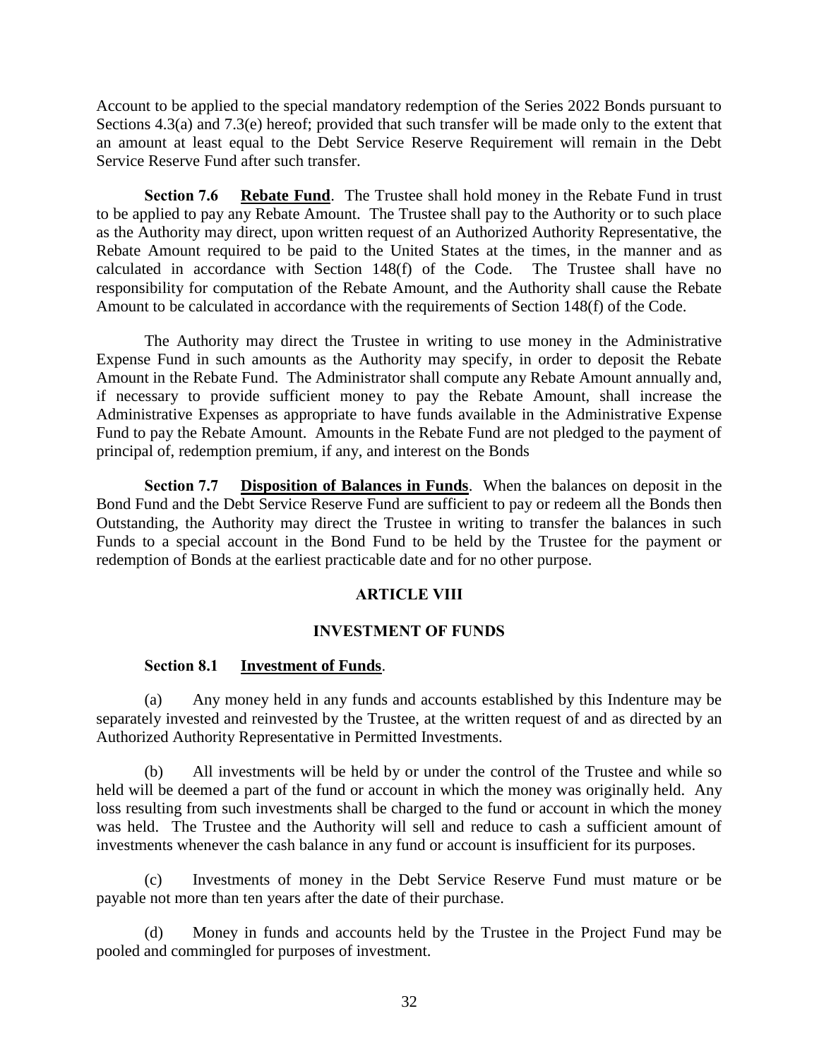Account to be applied to the special mandatory redemption of the Series 2022 Bonds pursuant to Sections 4.3(a) and 7.3(e) hereof; provided that such transfer will be made only to the extent that an amount at least equal to the Debt Service Reserve Requirement will remain in the Debt Service Reserve Fund after such transfer.

**Section 7.6 <u>Rebate Fund</u>**. The Trustee shall hold money in the Rebate Fund in trust to be applied to pay any Rebate Amount. The Trustee shall pay to the Authority or to such place as the Authority may direct, upon written request of an Authorized Authority Representative, the Rebate Amount required to be paid to the United States at the times, in the manner and as calculated in accordance with Section 148(f) of the Code. The Trustee shall have no responsibility for computation of the Rebate Amount, and the Authority shall cause the Rebate Amount to be calculated in accordance with the requirements of Section 148(f) of the Code.

The Authority may direct the Trustee in writing to use money in the Administrative Expense Fund in such amounts as the Authority may specify, in order to deposit the Rebate Amount in the Rebate Fund. The Administrator shall compute any Rebate Amount annually and, if necessary to provide sufficient money to pay the Rebate Amount, shall increase the Administrative Expenses as appropriate to have funds available in the Administrative Expense Fund to pay the Rebate Amount. Amounts in the Rebate Fund are not pledged to the payment of principal of, redemption premium, if any, and interest on the Bonds

**Section 7.7 <u>Disposition of Balances in Funds</u>**. When the balances on deposit in the Bond Fund and the Debt Service Reserve Fund are sufficient to pay or redeem all the Bonds then Outstanding, the Authority may direct the Trustee in writing to transfer the balances in such Funds to a special account in the Bond Fund to be held by the Trustee for the payment or redemption of Bonds at the earliest practicable date and for no other purpose.

## ARTICLE VIII

## INVESTMENT OF FUNDS

**Section 8.1 <u>Investment of Funds</u>**.

(a) Any money held in any funds and accounts established by this Indenture may be separately invested and reinvested by the Trustee, at the written request of and as directed by an Authorized Authority Representative in Permitted Investments.

(b) All investments will be held by or under the control of the Trustee and while so held will be deemed a part of the fund or account in which the money was originally held. Any loss resulting from such investments shall be charged to the fund or account in which the money was held. The Trustee and the Authority will sell and reduce to cash a sufficient amount of investments whenever the cash balance in any fund or account is insufficient for its purposes.

(c) Investments of money in the Debt Service Reserve Fund must mature or be payable not more than ten years after the date of their purchase.

(d) Money in funds and accounts held by the Trustee in the Project Fund may be pooled and commingled for purposes of investment.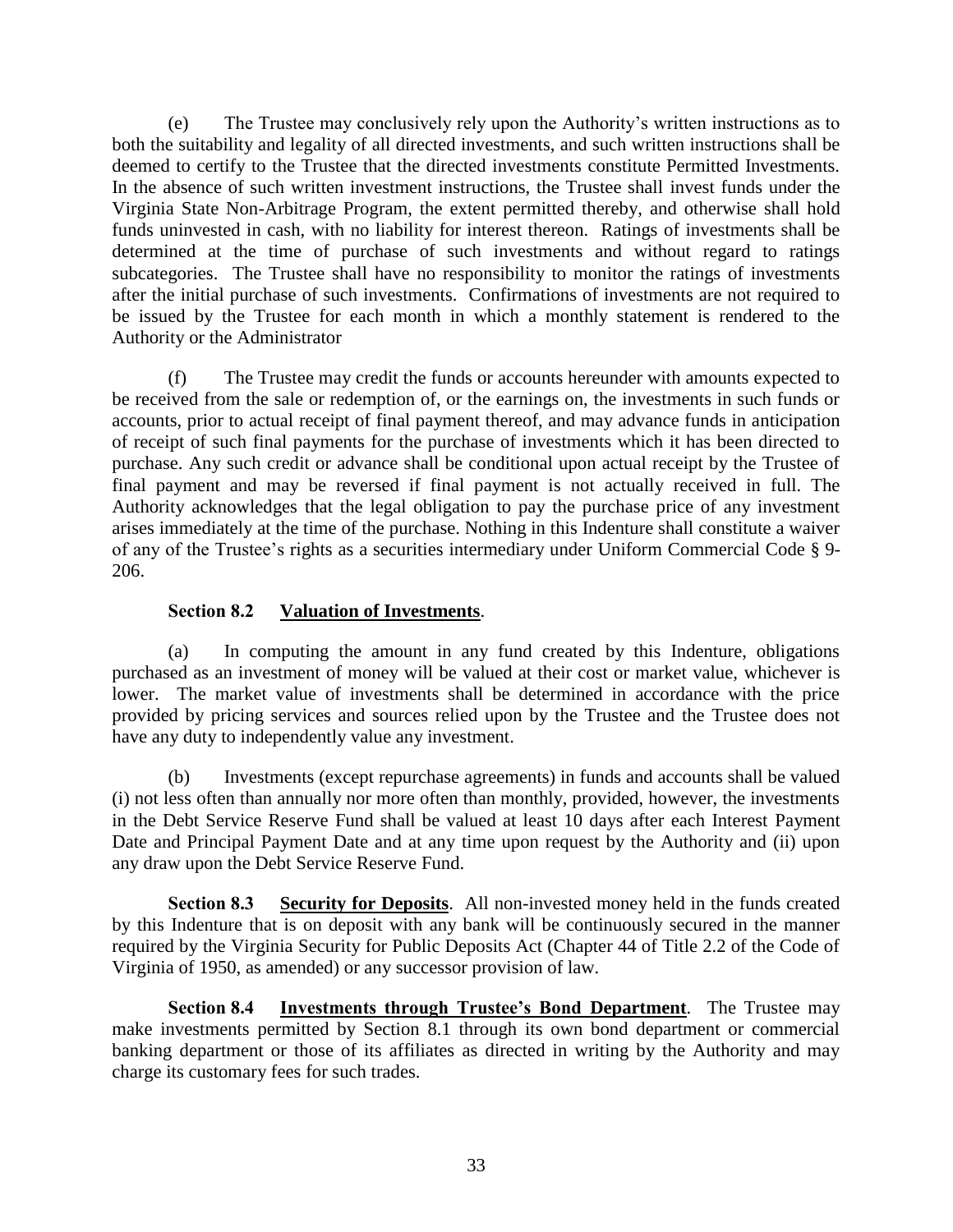(e) The Trustee may conclusively rely upon the Authority's written instructions as to both the suitability and legality of all directed investments, and such written instructions shall be deemed to certify to the Trustee that the directed investments constitute Permitted Investments. In the absence of such written investment instructions, the Trustee shall invest funds under the Virginia State Non-Arbitrage Program, the extent permitted thereby, and otherwise shall hold funds uninvested in cash, with no liability for interest thereon. Ratings of investments shall be determined at the time of purchase of such investments and without regard to ratings subcategories. The Trustee shall have no responsibility to monitor the ratings of investments after the initial purchase of such investments. Confirmations of investments are not required to be issued by the Trustee for each month in which a monthly statement is rendered to the Authority or the Administrator

(f) The Trustee may credit the funds or accounts hereunder with amounts expected to be received from the sale or redemption of, or the earnings on, the investments in such funds or accounts, prior to actual receipt of final payment thereof, and may advance funds in anticipation of receipt of such final payments for the purchase of investments which it has been directed to purchase. Any such credit or advance shall be conditional upon actual receipt by the Trustee of final payment and may be reversed if final payment is not actually received in full. The Authority acknowledges that the legal obligation to pay the purchase price of any investment arises immediately at the time of the purchase. Nothing in this Indenture shall constitute a waiver of any of the Trustee's rights as a securities intermediary under Uniform Commercial Code § 9-206.

**Section 8.2 <u>Valuation of Investments</u>**.

(a) In computing the amount in any fund created by this Indenture, obligations purchased as an investment of money will be valued at their cost or market value, whichever is lower. The market value of investments shall be determined in accordance with the price provided by pricing services and sources relied upon by the Trustee and the Trustee does not have any duty to independently value any investment.

(b) Investments (except repurchase agreements) in funds and accounts shall be valued (i) not less often than annually nor more often than monthly, provided, however, the investments in the Debt Service Reserve Fund shall be valued at least 10 days after each Interest Payment Date and Principal Payment Date and at any time upon request by the Authority and (ii) upon any draw upon the Debt Service Reserve Fund.

**Section 8.3 <u>Security for Deposits</u>**. All non-invested money held in the funds created by this Indenture that is on deposit with any bank will be continuously secured in the manner required by the Virginia Security for Public Deposits Act (Chapter 44 of Title 2.2 of the Code of Virginia of 1950, as amended) or any successor provision of law.

**Section 8.4 <u>Investments through Trustee's Bond Department</u>**. The Trustee may make investments permitted by Section 8.1 through its own bond department or commercial banking department or those of its affiliates as directed in writing by the Authority and may charge its customary fees for such trades.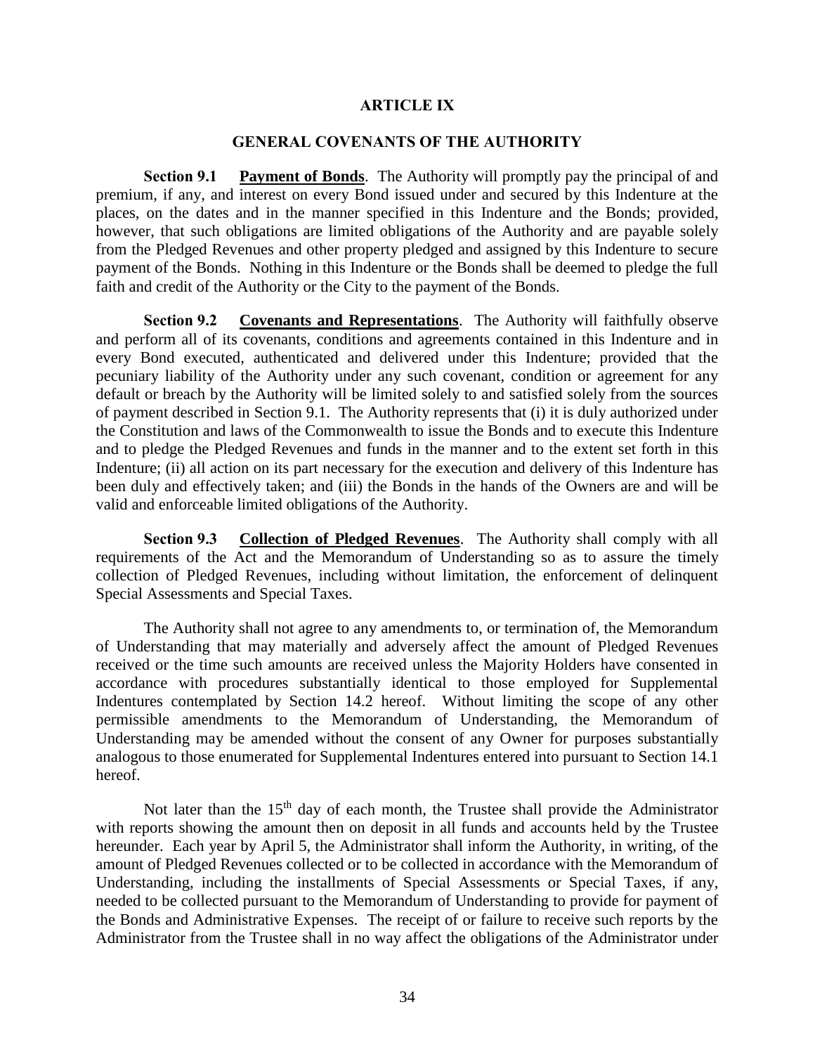# ARTICLE IX

## GENERAL COVENANTS OF THE AUTHORITY

**Section 9.1 Payment of Bonds**. The Authority will promptly pay the principal of and premium, if any, and interest on every Bond issued under and secured by this Indenture at the places, on the dates and in the manner specified in this Indenture and the Bonds; provided, however, that such obligations are limited obligations of the Authority and are payable solely from the Pledged Revenues and other property pledged and assigned by this Indenture to secure payment of the Bonds. Nothing in this Indenture or the Bonds shall be deemed to pledge the full faith and credit of the Authority or the City to the payment of the Bonds.

**Section 9.2 Covenants and Representations**. The Authority will faithfully observe and perform all of its covenants, conditions and agreements contained in this Indenture and in every Bond executed, authenticated and delivered under this Indenture; provided that the pecuniary liability of the Authority under any such covenant, condition or agreement for any default or breach by the Authority will be limited solely to and satisfied solely from the sources of payment described in Section 9.1. The Authority represents that (i) it is duly authorized under the Constitution and laws of the Commonwealth to issue the Bonds and to execute this Indenture and to pledge the Pledged Revenues and funds in the manner and to the extent set forth in this Indenture; (ii) all action on its part necessary for the execution and delivery of this Indenture has been duly and effectively taken; and (iii) the Bonds in the hands of the Owners are and will be valid and enforceable limited obligations of the Authority.

**Section 9.3 Collection of Pledged Revenues**. The Authority shall comply with all requirements of the Act and the Memorandum of Understanding so as to assure the timely collection of Pledged Revenues, including without limitation, the enforcement of delinquent Special Assessments and Special Taxes.

The Authority shall not agree to any amendments to, or termination of, the Memorandum of Understanding that may materially and adversely affect the amount of Pledged Revenues received or the time such amounts are received unless the Majority Holders have consented in accordance with procedures substantially identical to those employed for Supplemental Indentures contemplated by Section 14.2 hereof. Without limiting the scope of any other permissible amendments to the Memorandum of Understanding, the Memorandum of Understanding may be amended without the consent of any Owner for purposes substantially analogous to those enumerated for Supplemental Indentures entered into pursuant to Section 14.1 hereof.

Not later than the 15th day of each month, the Trustee shall provide the Administrator with reports showing the amount then on deposit in all funds and accounts held by the Trustee hereunder. Each year by April 5, the Administrator shall inform the Authority, in writing, of the amount of Pledged Revenues collected or to be collected in accordance with the Memorandum of Understanding, including the installments of Special Assessments or Special Taxes, if any, needed to be collected pursuant to the Memorandum of Understanding to provide for payment of the Bonds and Administrative Expenses. The receipt of or failure to receive such reports by the Administrator from the Trustee shall in no way affect the obligations of the Administrator under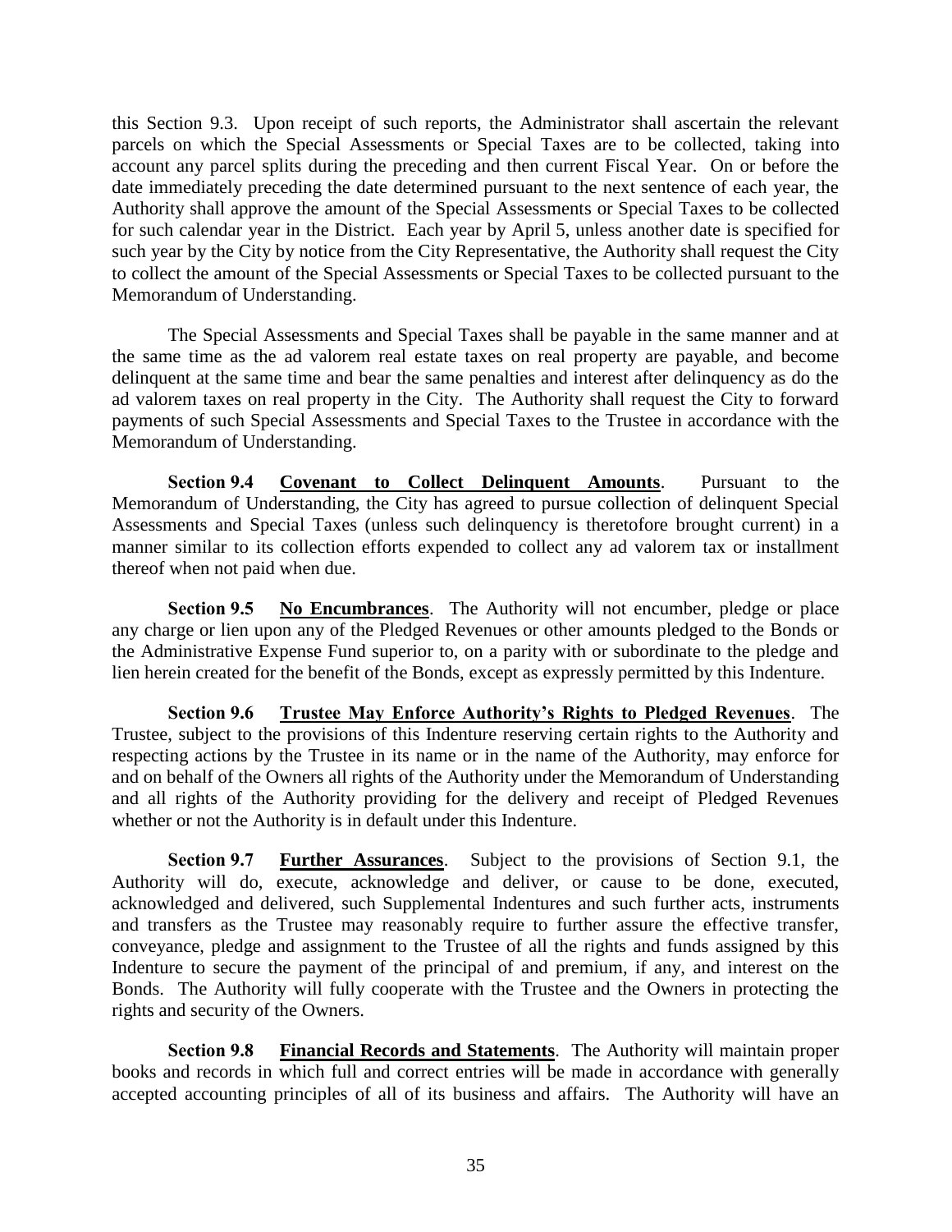this Section 9.3. Upon receipt of such reports, the Administrator shall ascertain the relevant parcels on which the Special Assessments or Special Taxes are to be collected, taking into account any parcel splits during the preceding and then current Fiscal Year. On or before the date immediately preceding the date determined pursuant to the next sentence of each year, the Authority shall approve the amount of the Special Assessments or Special Taxes to be collected for such calendar year in the District. Each year by April 5, unless another date is specified for such year by the City by notice from the City Representative, the Authority shall request the City to collect the amount of the Special Assessments or Special Taxes to be collected pursuant to the Memorandum of Understanding.

The Special Assessments and Special Taxes shall be payable in the same manner and at the same time as the ad valorem real estate taxes on real property are payable, and become delinquent at the same time and bear the same penalties and interest after delinquency as do the ad valorem taxes on real property in the City. The Authority shall request the City to forward payments of such Special Assessments and Special Taxes to the Trustee in accordance with the Memorandum of Understanding.

**Section 9.4** **Covenant to Collect Delinquent Amounts**. Pursuant to the Memorandum of Understanding, the City has agreed to pursue collection of delinquent Special Assessments and Special Taxes (unless such delinquency is theretofore brought current) in a manner similar to its collection efforts expended to collect any ad valorem tax or installment thereof when not paid when due.

**Section 9.5** **No Encumbrances**. The Authority will not encumber, pledge or place any charge or lien upon any of the Pledged Revenues or other amounts pledged to the Bonds or the Administrative Expense Fund superior to, on a parity with or subordinate to the pledge and lien herein created for the benefit of the Bonds, except as expressly permitted by this Indenture.

**Section 9.6** **Trustee May Enforce Authority's Rights to Pledged Revenues**. The Trustee, subject to the provisions of this Indenture reserving certain rights to the Authority and respecting actions by the Trustee in its name or in the name of the Authority, may enforce for and on behalf of the Owners all rights of the Authority under the Memorandum of Understanding and all rights of the Authority providing for the delivery and receipt of Pledged Revenues whether or not the Authority is in default under this Indenture.

**Section 9.7** **Further Assurances**. Subject to the provisions of Section 9.1, the Authority will do, execute, acknowledge and deliver, or cause to be done, executed, acknowledged and delivered, such Supplemental Indentures and such further acts, instruments and transfers as the Trustee may reasonably require to further assure the effective transfer, conveyance, pledge and assignment to the Trustee of all the rights and funds assigned by this Indenture to secure the payment of the principal of and premium, if any, and interest on the Bonds. The Authority will fully cooperate with the Trustee and the Owners in protecting the rights and security of the Owners.

**Section 9.8** **Financial Records and Statements**. The Authority will maintain proper books and records in which full and correct entries will be made in accordance with generally accepted accounting principles of all of its business and affairs. The Authority will have an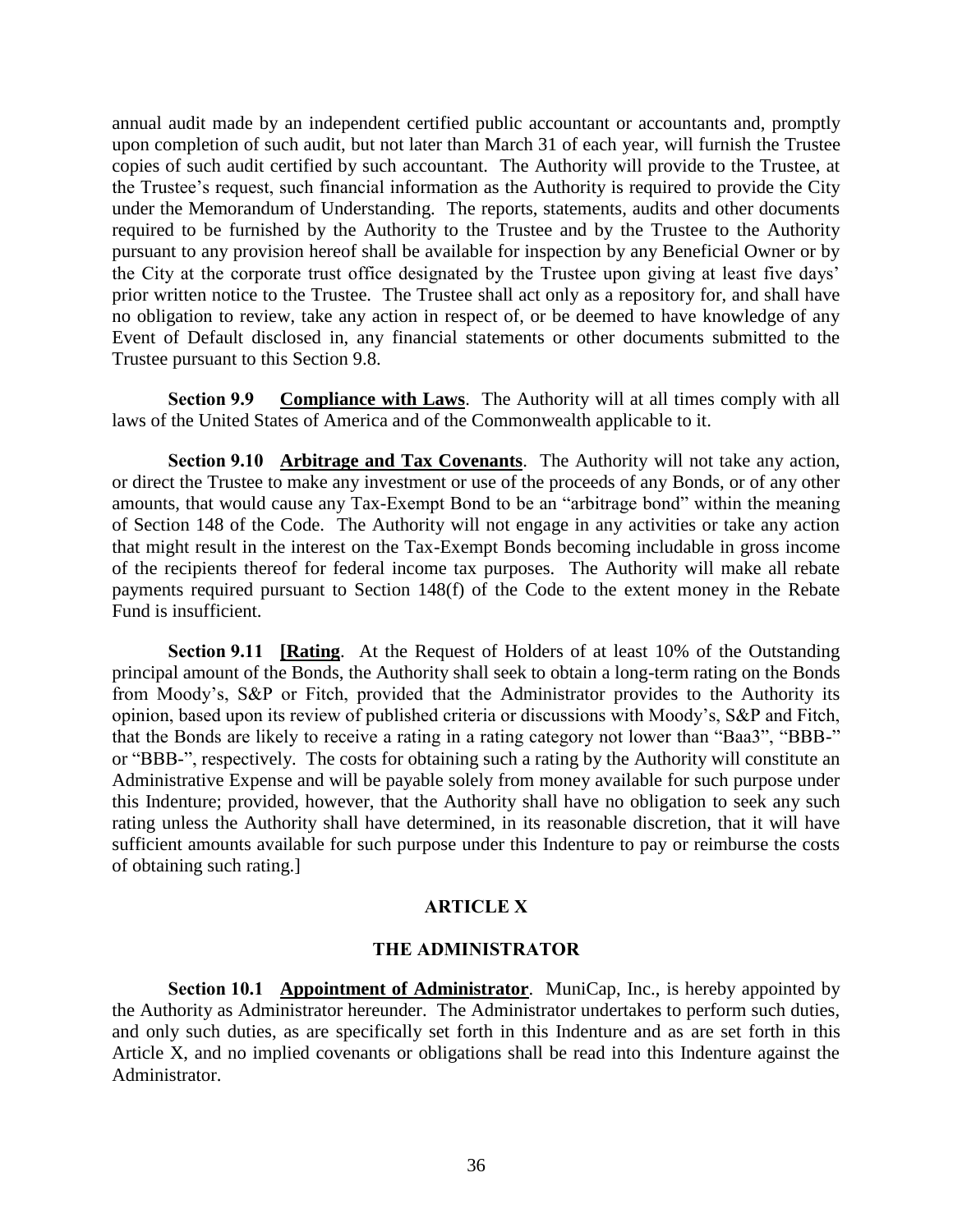annual audit made by an independent certified public accountant or accountants and, promptly upon completion of such audit, but not later than March 31 of each year, will furnish the Trustee copies of such audit certified by such accountant. The Authority will provide to the Trustee, at the Trustee's request, such financial information as the Authority is required to provide the City under the Memorandum of Understanding. The reports, statements, audits and other documents required to be furnished by the Authority to the Trustee and by the Trustee to the Authority pursuant to any provision hereof shall be available for inspection by any Beneficial Owner or by the City at the corporate trust office designated by the Trustee upon giving at least five days' prior written notice to the Trustee. The Trustee shall act only as a repository for, and shall have no obligation to review, take any action in respect of, or be deemed to have knowledge of any Event of Default disclosed in, any financial statements or other documents submitted to the Trustee pursuant to this Section 9.8.

**Section 9.9 Compliance with Laws**. The Authority will at all times comply with all laws of the United States of America and of the Commonwealth applicable to it.

**Section 9.10 Arbitrage and Tax Covenants**. The Authority will not take any action, or direct the Trustee to make any investment or use of the proceeds of any Bonds, or of any other amounts, that would cause any Tax-Exempt Bond to be an "arbitrage bond" within the meaning of Section 148 of the Code. The Authority will not engage in any activities or take any action that might result in the interest on the Tax-Exempt Bonds becoming includable in gross income of the recipients thereof for federal income tax purposes. The Authority will make all rebate payments required pursuant to Section 148(f) of the Code to the extent money in the Rebate Fund is insufficient.

**Section 9.11 [Rating**. At the Request of Holders of at least 10% of the Outstanding principal amount of the Bonds, the Authority shall seek to obtain a long-term rating on the Bonds from Moody's, S&P or Fitch, provided that the Administrator provides to the Authority its opinion, based upon its review of published criteria or discussions with Moody's, S&P and Fitch, that the Bonds are likely to receive a rating in a rating category not lower than "Baa3", "BBB-" or "BBB-", respectively. The costs for obtaining such a rating by the Authority will constitute an Administrative Expense and will be payable solely from money available for such purpose under this Indenture; provided, however, that the Authority shall have no obligation to seek any such rating unless the Authority shall have determined, in its reasonable discretion, that it will have sufficient amounts available for such purpose under this Indenture to pay or reimburse the costs of obtaining such rating.]

## ARTICLE X

## THE ADMINISTRATOR

**Section 10.1 Appointment of Administrator**. MuniCap, Inc., is hereby appointed by the Authority as Administrator hereunder. The Administrator undertakes to perform such duties, and only such duties, as are specifically set forth in this Indenture and as are set forth in this Article X, and no implied covenants or obligations shall be read into this Indenture against the Administrator.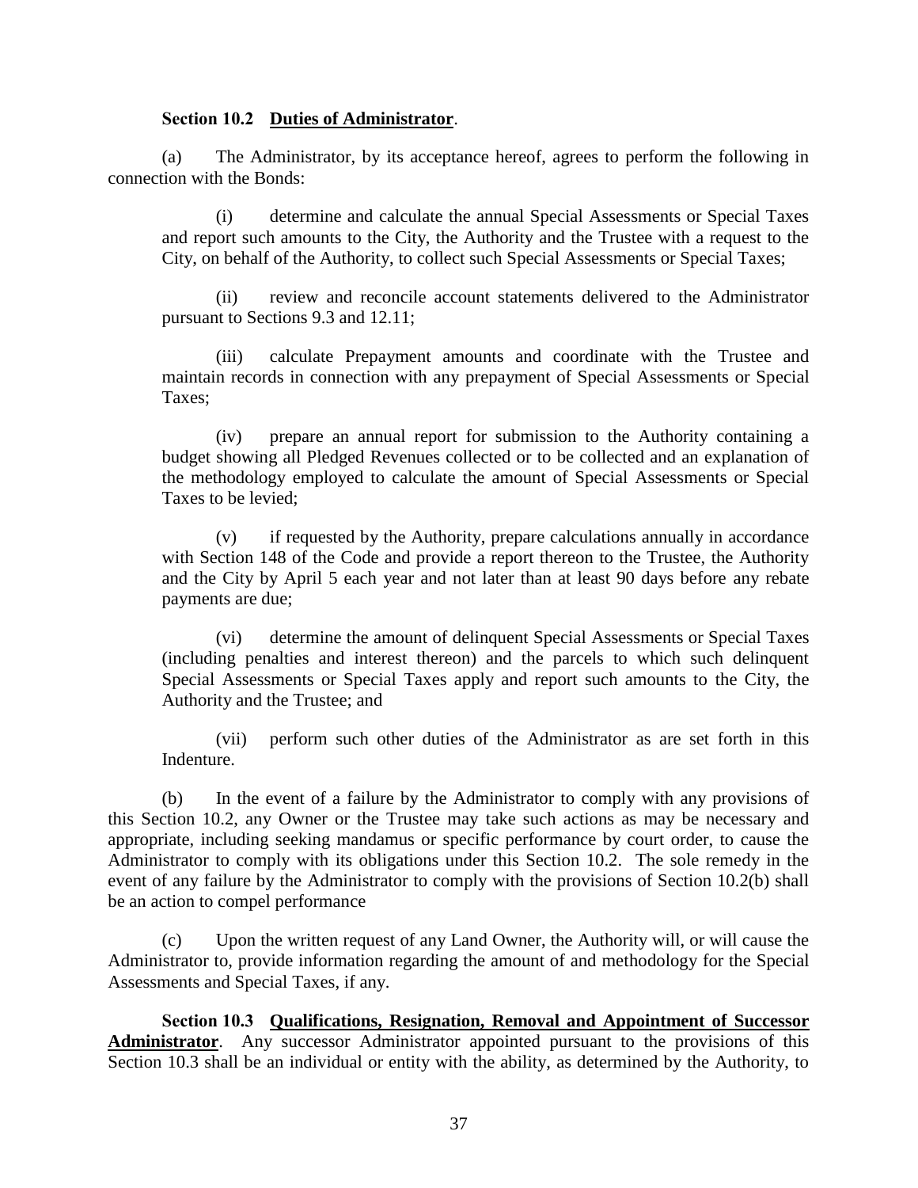**Section 10.2 <u>Duties of Administrator</u>**.

(a) The Administrator, by its acceptance hereof, agrees to perform the following in connection with the Bonds:

(i) determine and calculate the annual Special Assessments or Special Taxes and report such amounts to the City, the Authority and the Trustee with a request to the City, on behalf of the Authority, to collect such Special Assessments or Special Taxes;

(ii) review and reconcile account statements delivered to the Administrator pursuant to Sections 9.3 and 12.11;

(iii) calculate Prepayment amounts and coordinate with the Trustee and maintain records in connection with any prepayment of Special Assessments or Special Taxes;

(iv) prepare an annual report for submission to the Authority containing a budget showing all Pledged Revenues collected or to be collected and an explanation of the methodology employed to calculate the amount of Special Assessments or Special Taxes to be levied;

(v) if requested by the Authority, prepare calculations annually in accordance with Section 148 of the Code and provide a report thereon to the Trustee, the Authority and the City by April 5 each year and not later than at least 90 days before any rebate payments are due;

(vi) determine the amount of delinquent Special Assessments or Special Taxes (including penalties and interest thereon) and the parcels to which such delinquent Special Assessments or Special Taxes apply and report such amounts to the City, the Authority and the Trustee; and

(vii) perform such other duties of the Administrator as are set forth in this Indenture.

(b) In the event of a failure by the Administrator to comply with any provisions of this Section 10.2, any Owner or the Trustee may take such actions as may be necessary and appropriate, including seeking mandamus or specific performance by court order, to cause the Administrator to comply with its obligations under this Section 10.2. The sole remedy in the event of any failure by the Administrator to comply with the provisions of Section 10.2(b) shall be an action to compel performance

(c) Upon the written request of any Land Owner, the Authority will, or will cause the Administrator to, provide information regarding the amount of and methodology for the Special Assessments and Special Taxes, if any.

**Section 10.3 <u>Qualifications, Resignation, Removal and Appointment of Successor Administrator</u>**. Any successor Administrator appointed pursuant to the provisions of this Section 10.3 shall be an individual or entity with the ability, as determined by the Authority, to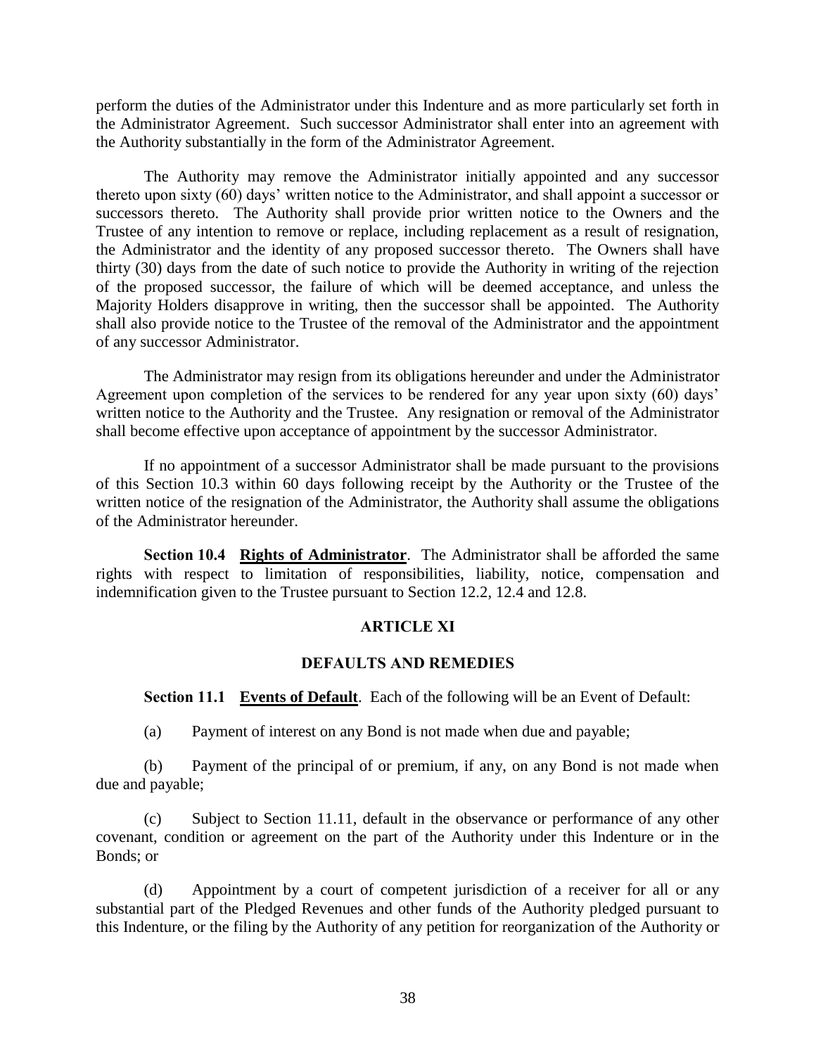perform the duties of the Administrator under this Indenture and as more particularly set forth in the Administrator Agreement. Such successor Administrator shall enter into an agreement with the Authority substantially in the form of the Administrator Agreement.

The Authority may remove the Administrator initially appointed and any successor thereto upon sixty (60) days' written notice to the Administrator, and shall appoint a successor or successors thereto. The Authority shall provide prior written notice to the Owners and the Trustee of any intention to remove or replace, including replacement as a result of resignation, the Administrator and the identity of any proposed successor thereto. The Owners shall have thirty (30) days from the date of such notice to provide the Authority in writing of the rejection of the proposed successor, the failure of which will be deemed acceptance, and unless the Majority Holders disapprove in writing, then the successor shall be appointed. The Authority shall also provide notice to the Trustee of the removal of the Administrator and the appointment of any successor Administrator.

The Administrator may resign from its obligations hereunder and under the Administrator Agreement upon completion of the services to be rendered for any year upon sixty (60) days' written notice to the Authority and the Trustee. Any resignation or removal of the Administrator shall become effective upon acceptance of appointment by the successor Administrator.

If no appointment of a successor Administrator shall be made pursuant to the provisions of this Section 10.3 within 60 days following receipt by the Authority or the Trustee of the written notice of the resignation of the Administrator, the Authority shall assume the obligations of the Administrator hereunder.

**Section 10.4 Rights of Administrator**. The Administrator shall be afforded the same rights with respect to limitation of responsibilities, liability, notice, compensation and indemnification given to the Trustee pursuant to Section 12.2, 12.4 and 12.8.

## ARTICLE XI

## DEFAULTS AND REMEDIES

**Section 11.1 Events of Default**. Each of the following will be an Event of Default:

(a) Payment of interest on any Bond is not made when due and payable;

(b) Payment of the principal of or premium, if any, on any Bond is not made when due and payable;

(c) Subject to Section 11.11, default in the observance or performance of any other covenant, condition or agreement on the part of the Authority under this Indenture or in the Bonds; or

(d) Appointment by a court of competent jurisdiction of a receiver for all or any substantial part of the Pledged Revenues and other funds of the Authority pledged pursuant to this Indenture, or the filing by the Authority of any petition for reorganization of the Authority or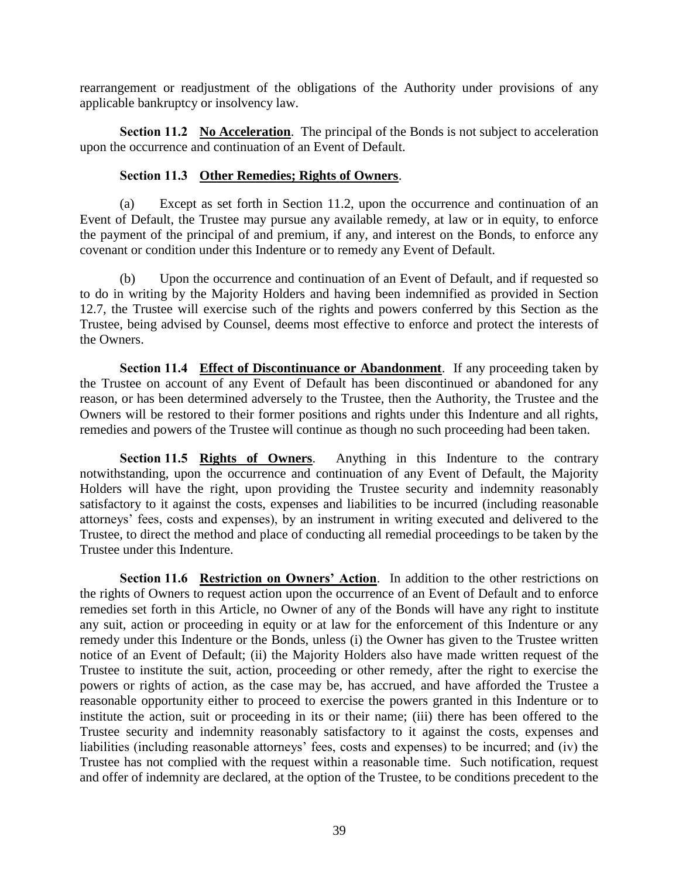rearrangement or readjustment of the obligations of the Authority under provisions of any applicable bankruptcy or insolvency law.

**Section 11.2 No Acceleration**. The principal of the Bonds is not subject to acceleration upon the occurrence and continuation of an Event of Default.

**Section 11.3 Other Remedies; Rights of Owners**.

(a) Except as set forth in Section 11.2, upon the occurrence and continuation of an Event of Default, the Trustee may pursue any available remedy, at law or in equity, to enforce the payment of the principal of and premium, if any, and interest on the Bonds, to enforce any covenant or condition under this Indenture or to remedy any Event of Default.

(b) Upon the occurrence and continuation of an Event of Default, and if requested so to do in writing by the Majority Holders and having been indemnified as provided in Section 12.7, the Trustee will exercise such of the rights and powers conferred by this Section as the Trustee, being advised by Counsel, deems most effective to enforce and protect the interests of the Owners.

**Section 11.4 Effect of Discontinuance or Abandonment**. If any proceeding taken by the Trustee on account of any Event of Default has been discontinued or abandoned for any reason, or has been determined adversely to the Trustee, then the Authority, the Trustee and the Owners will be restored to their former positions and rights under this Indenture and all rights, remedies and powers of the Trustee will continue as though no such proceeding had been taken.

**Section 11.5 Rights of Owners**. Anything in this Indenture to the contrary notwithstanding, upon the occurrence and continuation of any Event of Default, the Majority Holders will have the right, upon providing the Trustee security and indemnity reasonably satisfactory to it against the costs, expenses and liabilities to be incurred (including reasonable attorneys' fees, costs and expenses), by an instrument in writing executed and delivered to the Trustee, to direct the method and place of conducting all remedial proceedings to be taken by the Trustee under this Indenture.

**Section 11.6 Restriction on Owners' Action**. In addition to the other restrictions on the rights of Owners to request action upon the occurrence of an Event of Default and to enforce remedies set forth in this Article, no Owner of any of the Bonds will have any right to institute any suit, action or proceeding in equity or at law for the enforcement of this Indenture or any remedy under this Indenture or the Bonds, unless (i) the Owner has given to the Trustee written notice of an Event of Default; (ii) the Majority Holders also have made written request of the Trustee to institute the suit, action, proceeding or other remedy, after the right to exercise the powers or rights of action, as the case may be, has accrued, and have afforded the Trustee a reasonable opportunity either to proceed to exercise the powers granted in this Indenture or to institute the action, suit or proceeding in its or their name; (iii) there has been offered to the Trustee security and indemnity reasonably satisfactory to it against the costs, expenses and liabilities (including reasonable attorneys' fees, costs and expenses) to be incurred; and (iv) the Trustee has not complied with the request within a reasonable time. Such notification, request and offer of indemnity are declared, at the option of the Trustee, to be conditions precedent to the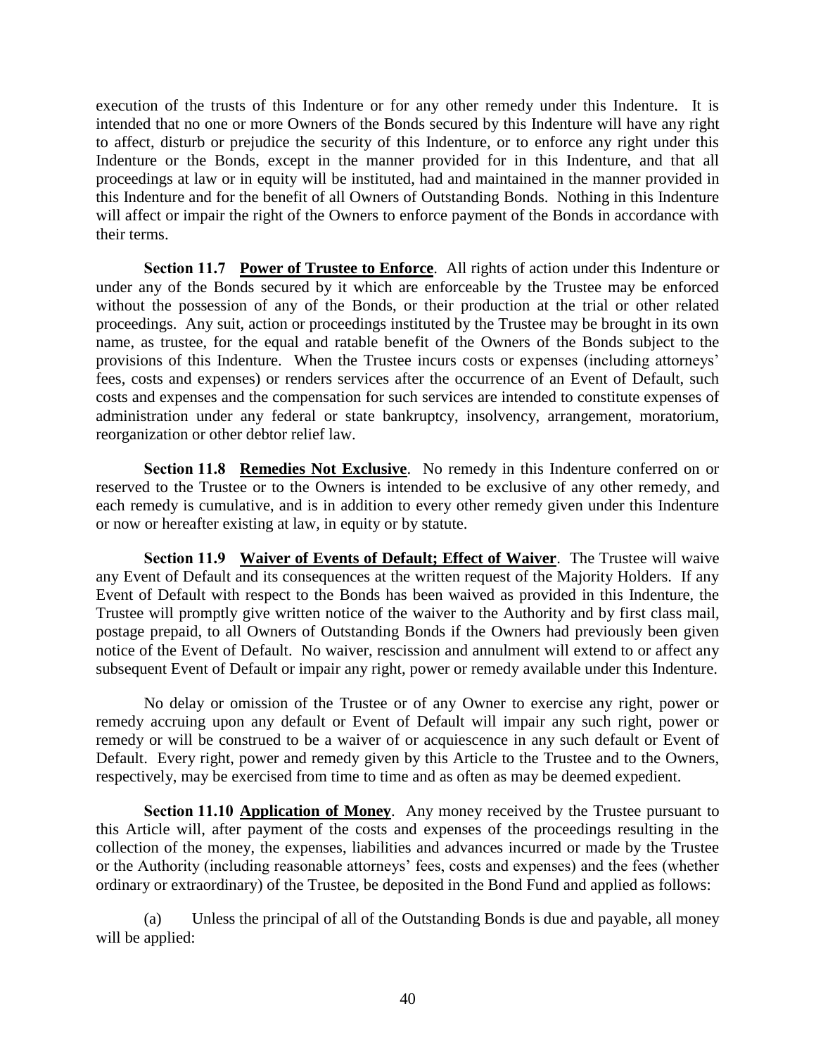execution of the trusts of this Indenture or for any other remedy under this Indenture. It is intended that no one or more Owners of the Bonds secured by this Indenture will have any right to affect, disturb or prejudice the security of this Indenture, or to enforce any right under this Indenture or the Bonds, except in the manner provided for in this Indenture, and that all proceedings at law or in equity will be instituted, had and maintained in the manner provided in this Indenture and for the benefit of all Owners of Outstanding Bonds. Nothing in this Indenture will affect or impair the right of the Owners to enforce payment of the Bonds in accordance with their terms.

**Section 11.7 Power of Trustee to Enforce**. All rights of action under this Indenture or under any of the Bonds secured by it which are enforceable by the Trustee may be enforced without the possession of any of the Bonds, or their production at the trial or other related proceedings. Any suit, action or proceedings instituted by the Trustee may be brought in its own name, as trustee, for the equal and ratable benefit of the Owners of the Bonds subject to the provisions of this Indenture. When the Trustee incurs costs or expenses (including attorneys' fees, costs and expenses) or renders services after the occurrence of an Event of Default, such costs and expenses and the compensation for such services are intended to constitute expenses of administration under any federal or state bankruptcy, insolvency, arrangement, moratorium, reorganization or other debtor relief law.

**Section 11.8 Remedies Not Exclusive**. No remedy in this Indenture conferred on or reserved to the Trustee or to the Owners is intended to be exclusive of any other remedy, and each remedy is cumulative, and is in addition to every other remedy given under this Indenture or now or hereafter existing at law, in equity or by statute.

**Section 11.9 Waiver of Events of Default; Effect of Waiver**. The Trustee will waive any Event of Default and its consequences at the written request of the Majority Holders. If any Event of Default with respect to the Bonds has been waived as provided in this Indenture, the Trustee will promptly give written notice of the waiver to the Authority and by first class mail, postage prepaid, to all Owners of Outstanding Bonds if the Owners had previously been given notice of the Event of Default. No waiver, rescission and annulment will extend to or affect any subsequent Event of Default or impair any right, power or remedy available under this Indenture.

No delay or omission of the Trustee or of any Owner to exercise any right, power or remedy accruing upon any default or Event of Default will impair any such right, power or remedy or will be construed to be a waiver of or acquiescence in any such default or Event of Default. Every right, power and remedy given by this Article to the Trustee and to the Owners, respectively, may be exercised from time to time and as often as may be deemed expedient.

**Section 11.10 Application of Money**. Any money received by the Trustee pursuant to this Article will, after payment of the costs and expenses of the proceedings resulting in the collection of the money, the expenses, liabilities and advances incurred or made by the Trustee or the Authority (including reasonable attorneys' fees, costs and expenses) and the fees (whether ordinary or extraordinary) of the Trustee, be deposited in the Bond Fund and applied as follows:

(a) Unless the principal of all of the Outstanding Bonds is due and payable, all money will be applied: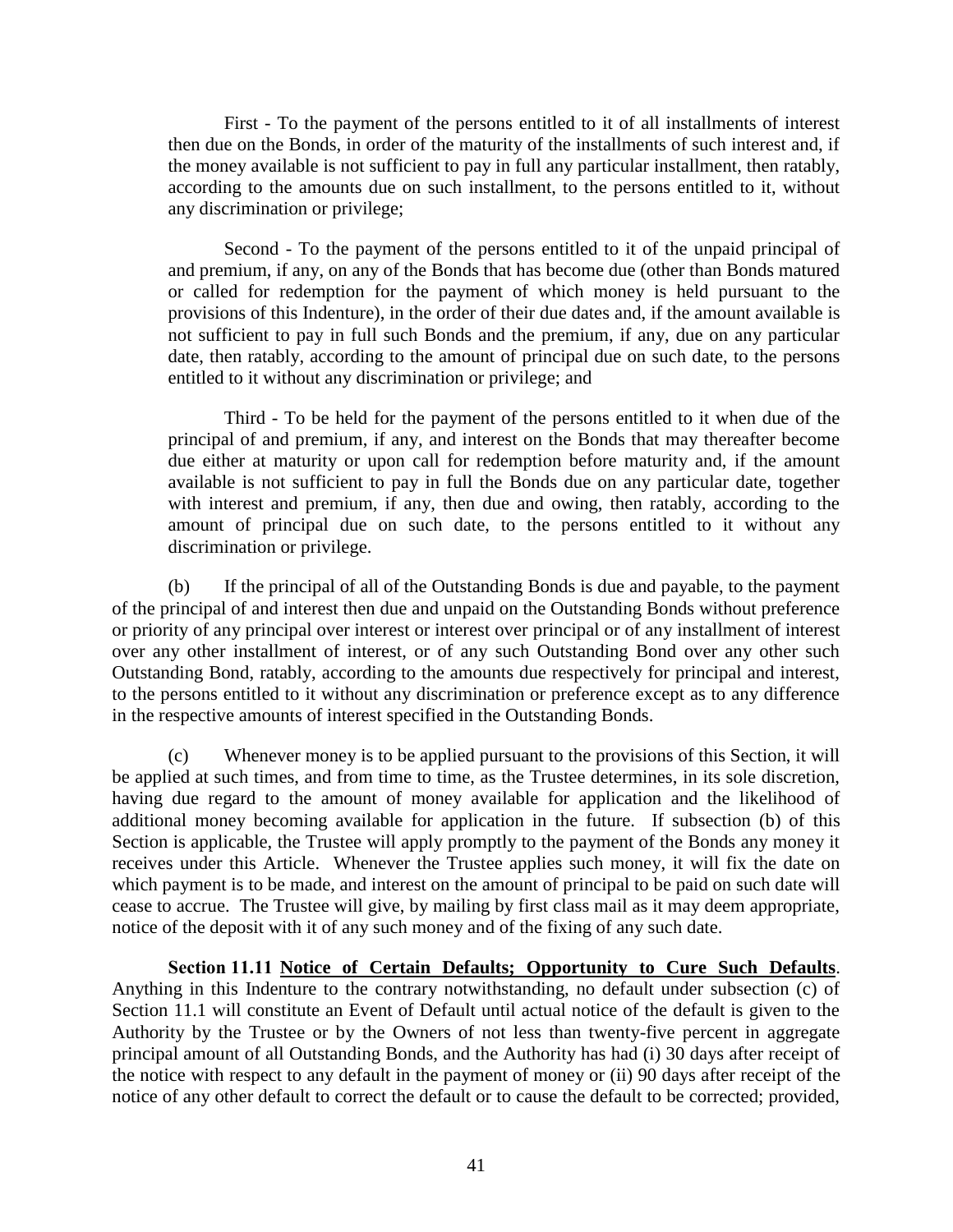First - To the payment of the persons entitled to it of all installments of interest then due on the Bonds, in order of the maturity of the installments of such interest and, if the money available is not sufficient to pay in full any particular installment, then ratably, according to the amounts due on such installment, to the persons entitled to it, without any discrimination or privilege;

Second - To the payment of the persons entitled to it of the unpaid principal of and premium, if any, on any of the Bonds that has become due (other than Bonds matured or called for redemption for the payment of which money is held pursuant to the provisions of this Indenture), in the order of their due dates and, if the amount available is not sufficient to pay in full such Bonds and the premium, if any, due on any particular date, then ratably, according to the amount of principal due on such date, to the persons entitled to it without any discrimination or privilege; and

Third - To be held for the payment of the persons entitled to it when due of the principal of and premium, if any, and interest on the Bonds that may thereafter become due either at maturity or upon call for redemption before maturity and, if the amount available is not sufficient to pay in full the Bonds due on any particular date, together with interest and premium, if any, then due and owing, then ratably, according to the amount of principal due on such date, to the persons entitled to it without any discrimination or privilege.

(b) If the principal of all of the Outstanding Bonds is due and payable, to the payment of the principal of and interest then due and unpaid on the Outstanding Bonds without preference or priority of any principal over interest or interest over principal or of any installment of interest over any other installment of interest, or of any such Outstanding Bond over any other such Outstanding Bond, ratably, according to the amounts due respectively for principal and interest, to the persons entitled to it without any discrimination or preference except as to any difference in the respective amounts of interest specified in the Outstanding Bonds.

(c) Whenever money is to be applied pursuant to the provisions of this Section, it will be applied at such times, and from time to time, as the Trustee determines, in its sole discretion, having due regard to the amount of money available for application and the likelihood of additional money becoming available for application in the future. If subsection (b) of this Section is applicable, the Trustee will apply promptly to the payment of the Bonds any money it receives under this Article. Whenever the Trustee applies such money, it will fix the date on which payment is to be made, and interest on the amount of principal to be paid on such date will cease to accrue. The Trustee will give, by mailing by first class mail as it may deem appropriate, notice of the deposit with it of any such money and of the fixing of any such date.

**Section 11.11 Notice of Certain Defaults; Opportunity to Cure Such Defaults**. Anything in this Indenture to the contrary notwithstanding, no default under subsection (c) of Section 11.1 will constitute an Event of Default until actual notice of the default is given to the Authority by the Trustee or by the Owners of not less than twenty-five percent in aggregate principal amount of all Outstanding Bonds, and the Authority has had (i) 30 days after receipt of the notice with respect to any default in the payment of money or (ii) 90 days after receipt of the notice of any other default to correct the default or to cause the default to be corrected; provided,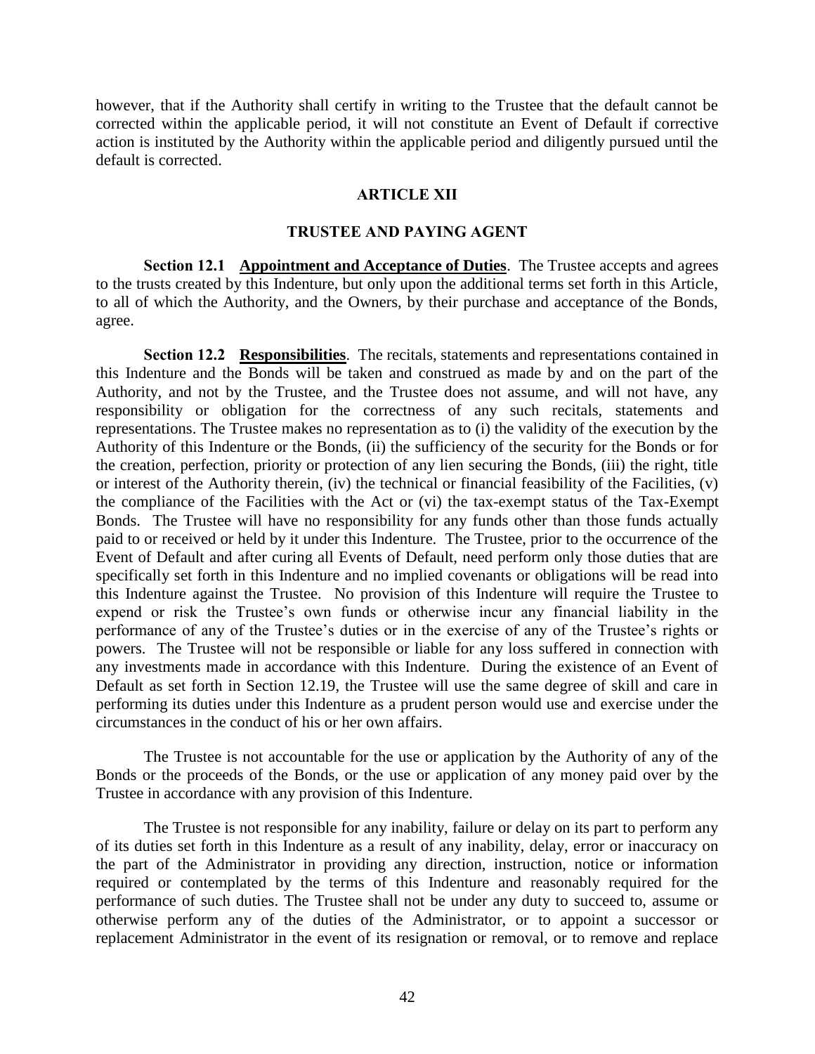however, that if the Authority shall certify in writing to the Trustee that the default cannot be corrected within the applicable period, it will not constitute an Event of Default if corrective action is instituted by the Authority within the applicable period and diligently pursued until the default is corrected.

## ARTICLE XII

## TRUSTEE AND PAYING AGENT

**Section 12.1 Appointment and Acceptance of Duties**. The Trustee accepts and agrees to the trusts created by this Indenture, but only upon the additional terms set forth in this Article, to all of which the Authority, and the Owners, by their purchase and acceptance of the Bonds, agree.

**Section 12.2 Responsibilities**. The recitals, statements and representations contained in this Indenture and the Bonds will be taken and construed as made by and on the part of the Authority, and not by the Trustee, and the Trustee does not assume, and will not have, any responsibility or obligation for the correctness of any such recitals, statements and representations. The Trustee makes no representation as to (i) the validity of the execution by the Authority of this Indenture or the Bonds, (ii) the sufficiency of the security for the Bonds or for the creation, perfection, priority or protection of any lien securing the Bonds, (iii) the right, title or interest of the Authority therein, (iv) the technical or financial feasibility of the Facilities, (v) the compliance of the Facilities with the Act or (vi) the tax-exempt status of the Tax-Exempt Bonds. The Trustee will have no responsibility for any funds other than those funds actually paid to or received or held by it under this Indenture. The Trustee, prior to the occurrence of the Event of Default and after curing all Events of Default, need perform only those duties that are specifically set forth in this Indenture and no implied covenants or obligations will be read into this Indenture against the Trustee. No provision of this Indenture will require the Trustee to expend or risk the Trustee's own funds or otherwise incur any financial liability in the performance of any of the Trustee's duties or in the exercise of any of the Trustee's rights or powers. The Trustee will not be responsible or liable for any loss suffered in connection with any investments made in accordance with this Indenture. During the existence of an Event of Default as set forth in Section 12.19, the Trustee will use the same degree of skill and care in performing its duties under this Indenture as a prudent person would use and exercise under the circumstances in the conduct of his or her own affairs.

The Trustee is not accountable for the use or application by the Authority of any of the Bonds or the proceeds of the Bonds, or the use or application of any money paid over by the Trustee in accordance with any provision of this Indenture.

The Trustee is not responsible for any inability, failure or delay on its part to perform any of its duties set forth in this Indenture as a result of any inability, delay, error or inaccuracy on the part of the Administrator in providing any direction, instruction, notice or information required or contemplated by the terms of this Indenture and reasonably required for the performance of such duties. The Trustee shall not be under any duty to succeed to, assume or otherwise perform any of the duties of the Administrator, or to appoint a successor or replacement Administrator in the event of its resignation or removal, or to remove and replace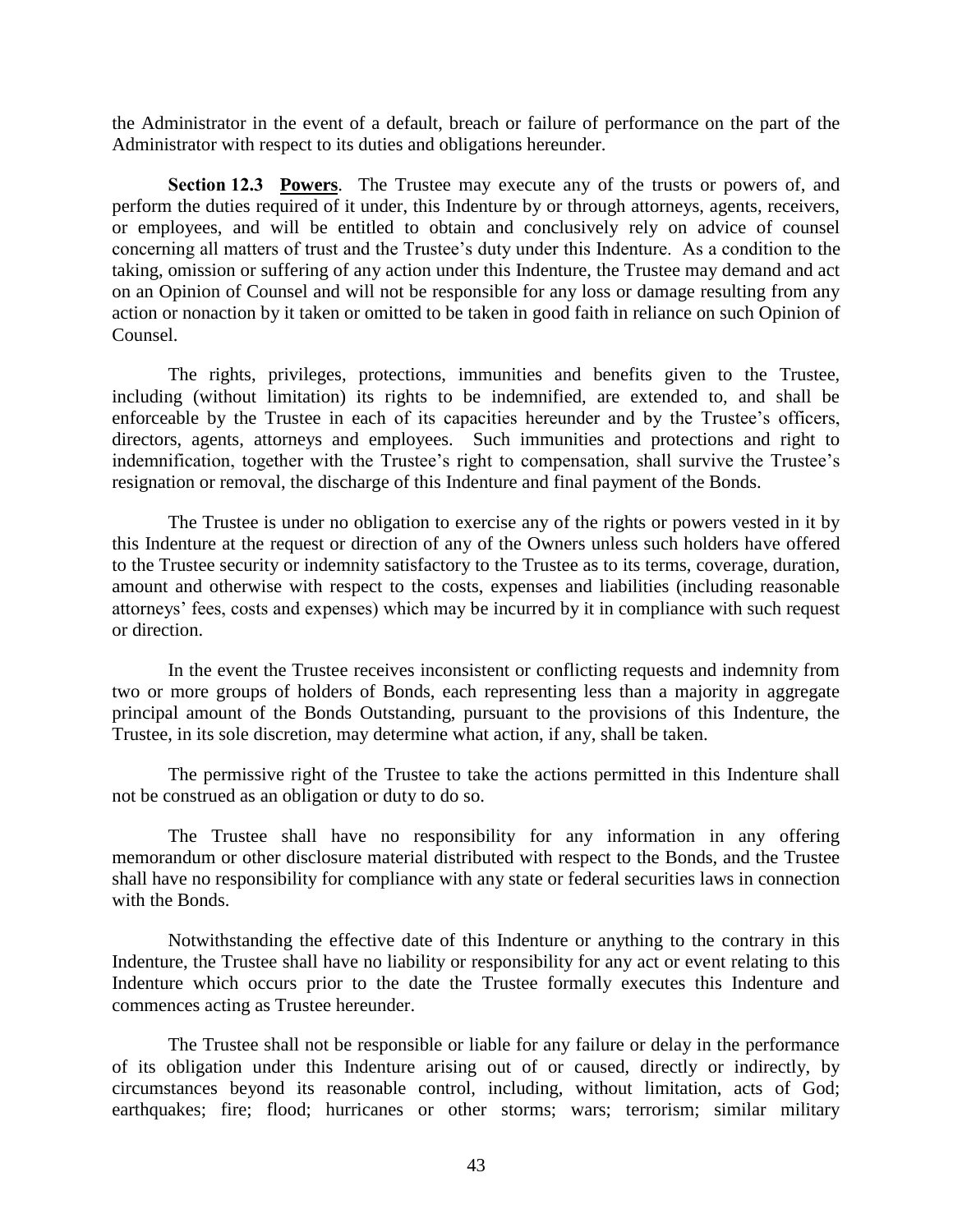the Administrator in the event of a default, breach or failure of performance on the part of the Administrator with respect to its duties and obligations hereunder.

**Section 12.3 Powers**. The Trustee may execute any of the trusts or powers of, and perform the duties required of it under, this Indenture by or through attorneys, agents, receivers, or employees, and will be entitled to obtain and conclusively rely on advice of counsel concerning all matters of trust and the Trustee's duty under this Indenture. As a condition to the taking, omission or suffering of any action under this Indenture, the Trustee may demand and act on an Opinion of Counsel and will not be responsible for any loss or damage resulting from any action or nonaction by it taken or omitted to be taken in good faith in reliance on such Opinion of Counsel.

The rights, privileges, protections, immunities and benefits given to the Trustee, including (without limitation) its rights to be indemnified, are extended to, and shall be enforceable by the Trustee in each of its capacities hereunder and by the Trustee's officers, directors, agents, attorneys and employees. Such immunities and protections and right to indemnification, together with the Trustee's right to compensation, shall survive the Trustee's resignation or removal, the discharge of this Indenture and final payment of the Bonds.

The Trustee is under no obligation to exercise any of the rights or powers vested in it by this Indenture at the request or direction of any of the Owners unless such holders have offered to the Trustee security or indemnity satisfactory to the Trustee as to its terms, coverage, duration, amount and otherwise with respect to the costs, expenses and liabilities (including reasonable attorneys' fees, costs and expenses) which may be incurred by it in compliance with such request or direction.

In the event the Trustee receives inconsistent or conflicting requests and indemnity from two or more groups of holders of Bonds, each representing less than a majority in aggregate principal amount of the Bonds Outstanding, pursuant to the provisions of this Indenture, the Trustee, in its sole discretion, may determine what action, if any, shall be taken.

The permissive right of the Trustee to take the actions permitted in this Indenture shall not be construed as an obligation or duty to do so.

The Trustee shall have no responsibility for any information in any offering memorandum or other disclosure material distributed with respect to the Bonds, and the Trustee shall have no responsibility for compliance with any state or federal securities laws in connection with the Bonds.

Notwithstanding the effective date of this Indenture or anything to the contrary in this Indenture, the Trustee shall have no liability or responsibility for any act or event relating to this Indenture which occurs prior to the date the Trustee formally executes this Indenture and commences acting as Trustee hereunder.

The Trustee shall not be responsible or liable for any failure or delay in the performance of its obligation under this Indenture arising out of or caused, directly or indirectly, by circumstances beyond its reasonable control, including, without limitation, acts of God; earthquakes; fire; flood; hurricanes or other storms; wars; terrorism; similar military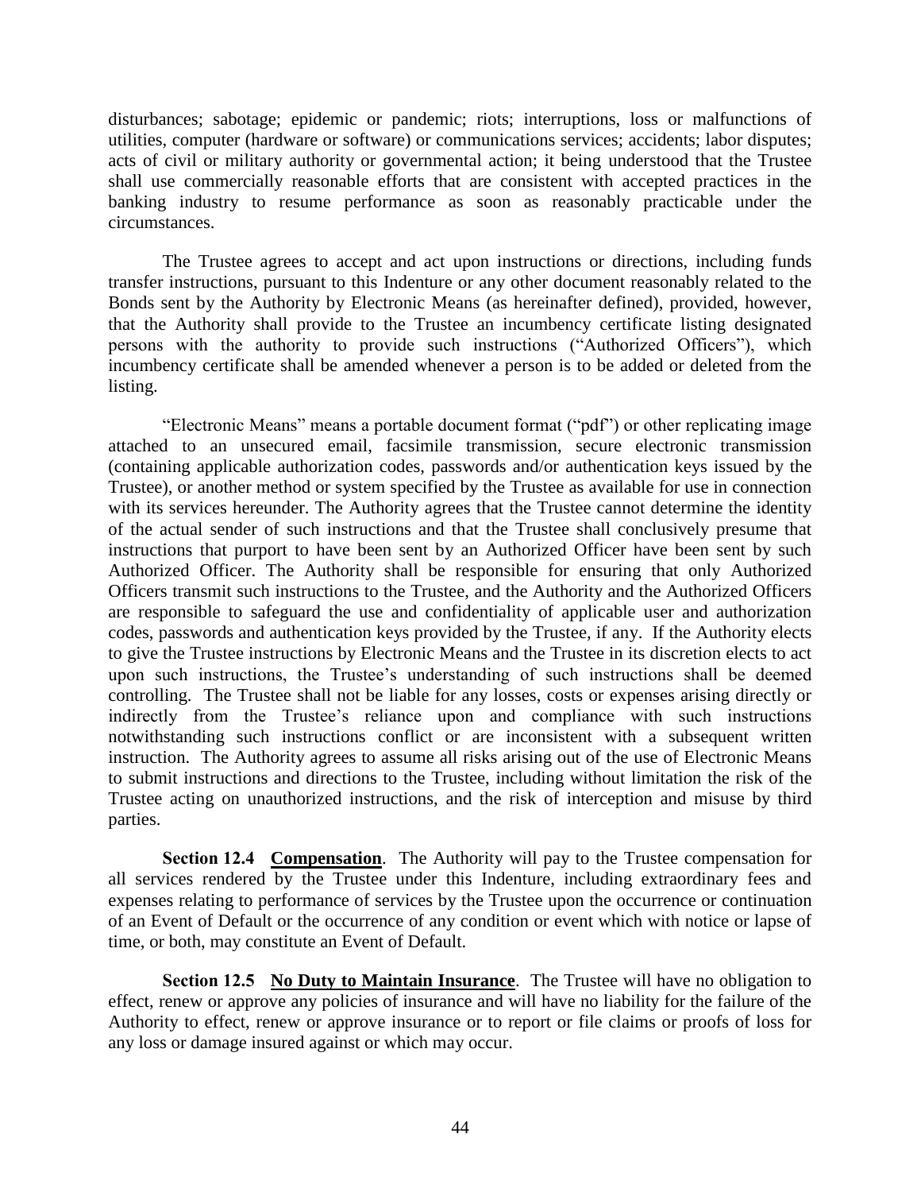disturbances; sabotage; epidemic or pandemic; riots; interruptions, loss or malfunctions of utilities, computer (hardware or software) or communications services; accidents; labor disputes; acts of civil or military authority or governmental action; it being understood that the Trustee shall use commercially reasonable efforts that are consistent with accepted practices in the banking industry to resume performance as soon as reasonably practicable under the circumstances.

The Trustee agrees to accept and act upon instructions or directions, including funds transfer instructions, pursuant to this Indenture or any other document reasonably related to the Bonds sent by the Authority by Electronic Means (as hereinafter defined), provided, however, that the Authority shall provide to the Trustee an incumbency certificate listing designated persons with the authority to provide such instructions ("Authorized Officers"), which incumbency certificate shall be amended whenever a person is to be added or deleted from the listing.

"Electronic Means" means a portable document format ("pdf") or other replicating image attached to an unsecured email, facsimile transmission, secure electronic transmission (containing applicable authorization codes, passwords and/or authentication keys issued by the Trustee), or another method or system specified by the Trustee as available for use in connection with its services hereunder. The Authority agrees that the Trustee cannot determine the identity of the actual sender of such instructions and that the Trustee shall conclusively presume that instructions that purport to have been sent by an Authorized Officer have been sent by such Authorized Officer. The Authority shall be responsible for ensuring that only Authorized Officers transmit such instructions to the Trustee, and the Authority and the Authorized Officers are responsible to safeguard the use and confidentiality of applicable user and authorization codes, passwords and authentication keys provided by the Trustee, if any. If the Authority elects to give the Trustee instructions by Electronic Means and the Trustee in its discretion elects to act upon such instructions, the Trustee's understanding of such instructions shall be deemed controlling. The Trustee shall not be liable for any losses, costs or expenses arising directly or indirectly from the Trustee's reliance upon and compliance with such instructions notwithstanding such instructions conflict or are inconsistent with a subsequent written instruction. The Authority agrees to assume all risks arising out of the use of Electronic Means to submit instructions and directions to the Trustee, including without limitation the risk of the Trustee acting on unauthorized instructions, and the risk of interception and misuse by third parties.

**Section 12.4 Compensation**. The Authority will pay to the Trustee compensation for all services rendered by the Trustee under this Indenture, including extraordinary fees and expenses relating to performance of services by the Trustee upon the occurrence or continuation of an Event of Default or the occurrence of any condition or event which with notice or lapse of time, or both, may constitute an Event of Default.

**Section 12.5 No Duty to Maintain Insurance**. The Trustee will have no obligation to effect, renew or approve any policies of insurance and will have no liability for the failure of the Authority to effect, renew or approve insurance or to report or file claims or proofs of loss for any loss or damage insured against or which may occur.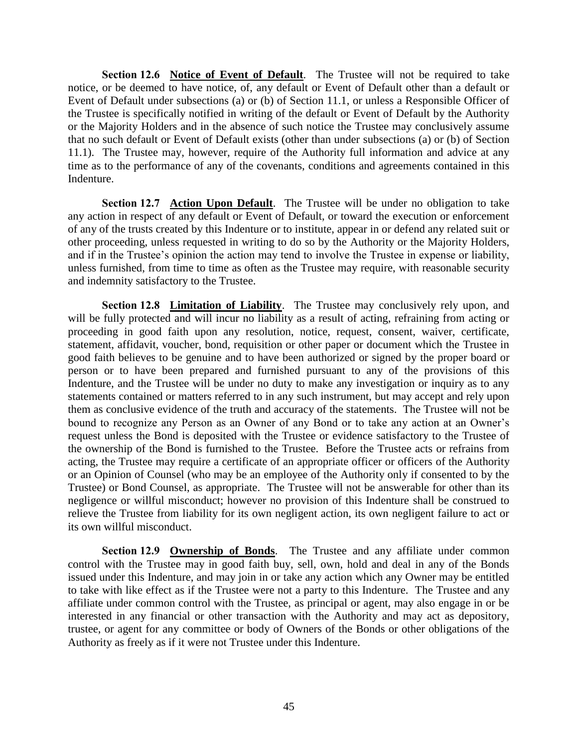**Section 12.6 <u>Notice of Event of Default</u>.** The Trustee will not be required to take notice, or be deemed to have notice, of, any default or Event of Default other than a default or Event of Default under subsections (a) or (b) of Section 11.1, or unless a Responsible Officer of the Trustee is specifically notified in writing of the default or Event of Default by the Authority or the Majority Holders and in the absence of such notice the Trustee may conclusively assume that no such default or Event of Default exists (other than under subsections (a) or (b) of Section 11.1). The Trustee may, however, require of the Authority full information and advice at any time as to the performance of any of the covenants, conditions and agreements contained in this Indenture.

**Section 12.7 <u>Action Upon Default</u>.** The Trustee will be under no obligation to take any action in respect of any default or Event of Default, or toward the execution or enforcement of any of the trusts created by this Indenture or to institute, appear in or defend any related suit or other proceeding, unless requested in writing to do so by the Authority or the Majority Holders, and if in the Trustee's opinion the action may tend to involve the Trustee in expense or liability, unless furnished, from time to time as often as the Trustee may require, with reasonable security and indemnity satisfactory to the Trustee.

**Section 12.8 <u>Limitation of Liability</u>.** The Trustee may conclusively rely upon, and will be fully protected and will incur no liability as a result of acting, refraining from acting or proceeding in good faith upon any resolution, notice, request, consent, waiver, certificate, statement, affidavit, voucher, bond, requisition or other paper or document which the Trustee in good faith believes to be genuine and to have been authorized or signed by the proper board or person or to have been prepared and furnished pursuant to any of the provisions of this Indenture, and the Trustee will be under no duty to make any investigation or inquiry as to any statements contained or matters referred to in any such instrument, but may accept and rely upon them as conclusive evidence of the truth and accuracy of the statements. The Trustee will not be bound to recognize any Person as an Owner of any Bond or to take any action at an Owner's request unless the Bond is deposited with the Trustee or evidence satisfactory to the Trustee of the ownership of the Bond is furnished to the Trustee. Before the Trustee acts or refrains from acting, the Trustee may require a certificate of an appropriate officer or officers of the Authority or an Opinion of Counsel (who may be an employee of the Authority only if consented to by the Trustee) or Bond Counsel, as appropriate. The Trustee will not be answerable for other than its negligence or willful misconduct; however no provision of this Indenture shall be construed to relieve the Trustee from liability for its own negligent action, its own negligent failure to act or its own willful misconduct.

**Section 12.9 <u>Ownership of Bonds</u>.** The Trustee and any affiliate under common control with the Trustee may in good faith buy, sell, own, hold and deal in any of the Bonds issued under this Indenture, and may join in or take any action which any Owner may be entitled to take with like effect as if the Trustee were not a party to this Indenture. The Trustee and any affiliate under common control with the Trustee, as principal or agent, may also engage in or be interested in any financial or other transaction with the Authority and may act as depository, trustee, or agent for any committee or body of Owners of the Bonds or other obligations of the Authority as freely as if it were not Trustee under this Indenture.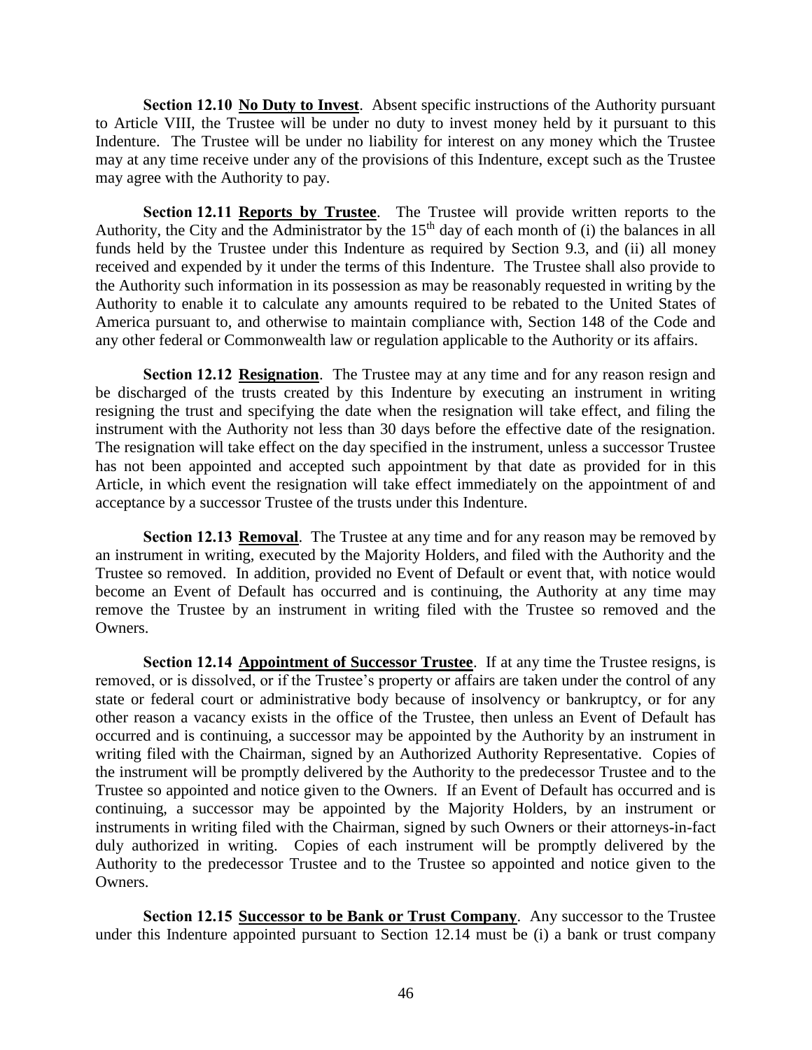**Section 12.10 No Duty to Invest**. Absent specific instructions of the Authority pursuant to Article VIII, the Trustee will be under no duty to invest money held by it pursuant to this Indenture. The Trustee will be under no liability for interest on any money which the Trustee may at any time receive under any of the provisions of this Indenture, except such as the Trustee may agree with the Authority to pay.

**Section 12.11 Reports by Trustee**. The Trustee will provide written reports to the Authority, the City and the Administrator by the 15th day of each month of (i) the balances in all funds held by the Trustee under this Indenture as required by Section 9.3, and (ii) all money received and expended by it under the terms of this Indenture. The Trustee shall also provide to the Authority such information in its possession as may be reasonably requested in writing by the Authority to enable it to calculate any amounts required to be rebated to the United States of America pursuant to, and otherwise to maintain compliance with, Section 148 of the Code and any other federal or Commonwealth law or regulation applicable to the Authority or its affairs.

**Section 12.12 Resignation**. The Trustee may at any time and for any reason resign and be discharged of the trusts created by this Indenture by executing an instrument in writing resigning the trust and specifying the date when the resignation will take effect, and filing the instrument with the Authority not less than 30 days before the effective date of the resignation. The resignation will take effect on the day specified in the instrument, unless a successor Trustee has not been appointed and accepted such appointment by that date as provided for in this Article, in which event the resignation will take effect immediately on the appointment of and acceptance by a successor Trustee of the trusts under this Indenture.

**Section 12.13 Removal**. The Trustee at any time and for any reason may be removed by an instrument in writing, executed by the Majority Holders, and filed with the Authority and the Trustee so removed. In addition, provided no Event of Default or event that, with notice would become an Event of Default has occurred and is continuing, the Authority at any time may remove the Trustee by an instrument in writing filed with the Trustee so removed and the Owners.

**Section 12.14 Appointment of Successor Trustee**. If at any time the Trustee resigns, is removed, or is dissolved, or if the Trustee's property or affairs are taken under the control of any state or federal court or administrative body because of insolvency or bankruptcy, or for any other reason a vacancy exists in the office of the Trustee, then unless an Event of Default has occurred and is continuing, a successor may be appointed by the Authority by an instrument in writing filed with the Chairman, signed by an Authorized Authority Representative. Copies of the instrument will be promptly delivered by the Authority to the predecessor Trustee and to the Trustee so appointed and notice given to the Owners. If an Event of Default has occurred and is continuing, a successor may be appointed by the Majority Holders, by an instrument or instruments in writing filed with the Chairman, signed by such Owners or their attorneys-in-fact duly authorized in writing. Copies of each instrument will be promptly delivered by the Authority to the predecessor Trustee and to the Trustee so appointed and notice given to the Owners.

**Section 12.15 Successor to be Bank or Trust Company**. Any successor to the Trustee under this Indenture appointed pursuant to Section 12.14 must be (i) a bank or trust company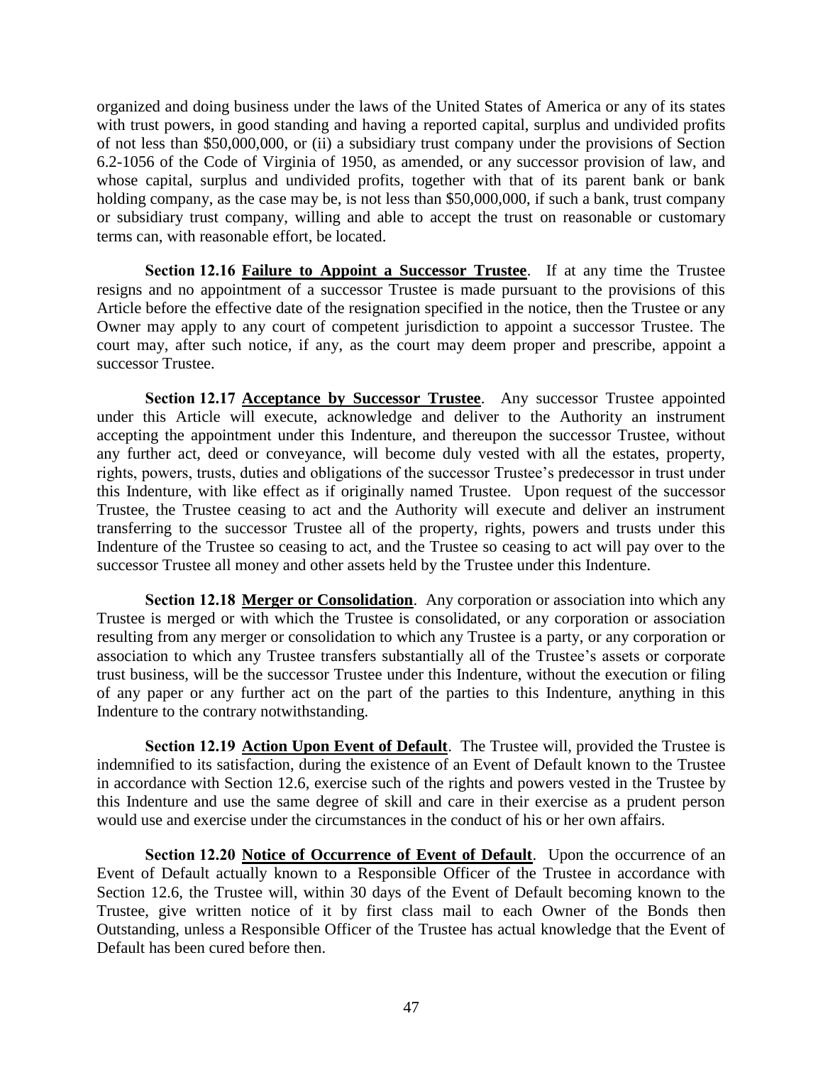organized and doing business under the laws of the United States of America or any of its states with trust powers, in good standing and having a reported capital, surplus and undivided profits of not less than $50,000,000, or (ii) a subsidiary trust company under the provisions of Section 6.2-1056 of the Code of Virginia of 1950, as amended, or any successor provision of law, and whose capital, surplus and undivided profits, together with that of its parent bank or bank holding company, as the case may be, is not less than $50,000,000, if such a bank, trust company or subsidiary trust company, willing and able to accept the trust on reasonable or customary terms can, with reasonable effort, be located.

**Section 12.16 <u>Failure to Appoint a Successor Trustee</u>**. If at any time the Trustee resigns and no appointment of a successor Trustee is made pursuant to the provisions of this Article before the effective date of the resignation specified in the notice, then the Trustee or any Owner may apply to any court of competent jurisdiction to appoint a successor Trustee. The court may, after such notice, if any, as the court may deem proper and prescribe, appoint a successor Trustee.

**Section 12.17 <u>Acceptance by Successor Trustee</u>**. Any successor Trustee appointed under this Article will execute, acknowledge and deliver to the Authority an instrument accepting the appointment under this Indenture, and thereupon the successor Trustee, without any further act, deed or conveyance, will become duly vested with all the estates, property, rights, powers, trusts, duties and obligations of the successor Trustee's predecessor in trust under this Indenture, with like effect as if originally named Trustee. Upon request of the successor Trustee, the Trustee ceasing to act and the Authority will execute and deliver an instrument transferring to the successor Trustee all of the property, rights, powers and trusts under this Indenture of the Trustee so ceasing to act, and the Trustee so ceasing to act will pay over to the successor Trustee all money and other assets held by the Trustee under this Indenture.

**Section 12.18 <u>Merger or Consolidation</u>**. Any corporation or association into which any Trustee is merged or with which the Trustee is consolidated, or any corporation or association resulting from any merger or consolidation to which any Trustee is a party, or any corporation or association to which any Trustee transfers substantially all of the Trustee's assets or corporate trust business, will be the successor Trustee under this Indenture, without the execution or filing of any paper or any further act on the part of the parties to this Indenture, anything in this Indenture to the contrary notwithstanding.

**Section 12.19 <u>Action Upon Event of Default</u>**. The Trustee will, provided the Trustee is indemnified to its satisfaction, during the existence of an Event of Default known to the Trustee in accordance with Section 12.6, exercise such of the rights and powers vested in the Trustee by this Indenture and use the same degree of skill and care in their exercise as a prudent person would use and exercise under the circumstances in the conduct of his or her own affairs.

**Section 12.20 <u>Notice of Occurrence of Event of Default</u>**. Upon the occurrence of an Event of Default actually known to a Responsible Officer of the Trustee in accordance with Section 12.6, the Trustee will, within 30 days of the Event of Default becoming known to the Trustee, give written notice of it by first class mail to each Owner of the Bonds then Outstanding, unless a Responsible Officer of the Trustee has actual knowledge that the Event of Default has been cured before then.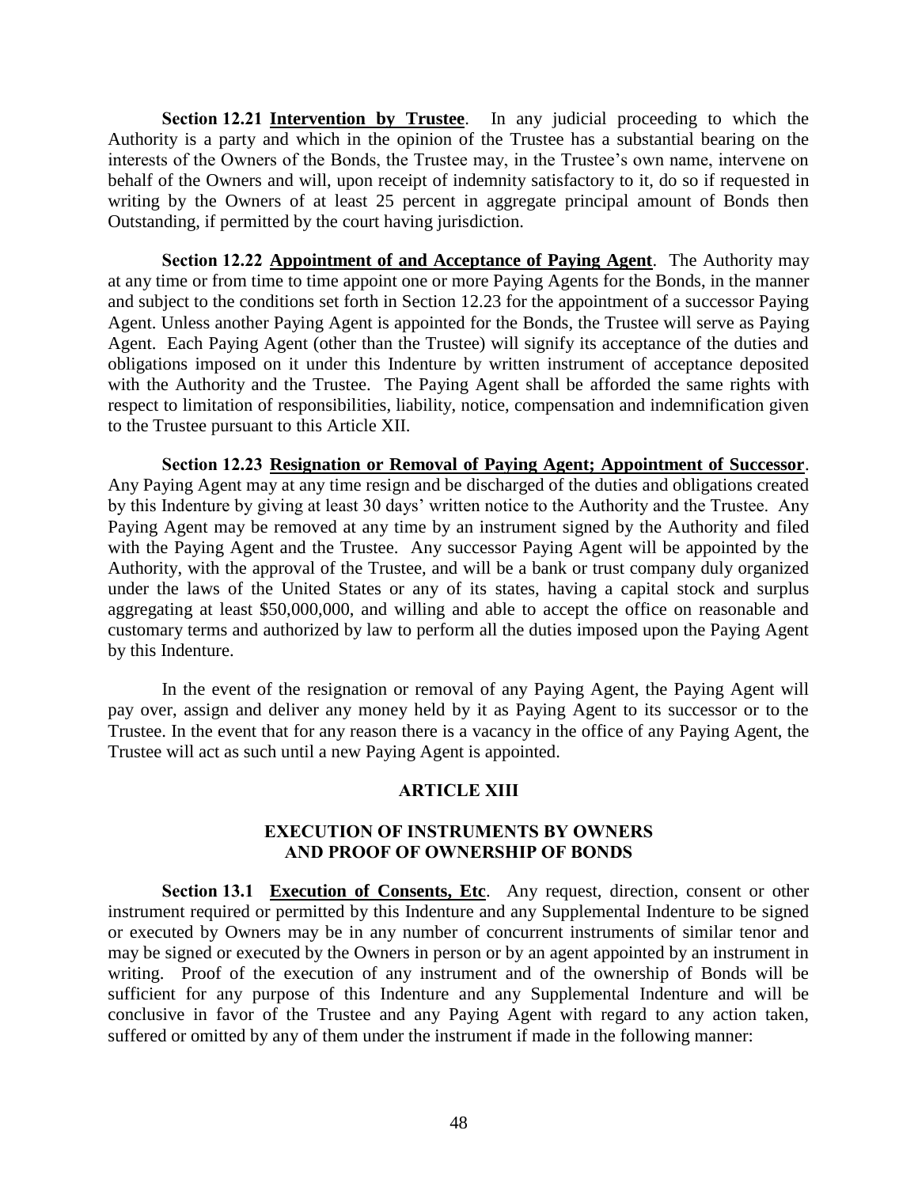**Section 12.21 Intervention by Trustee**. In any judicial proceeding to which the Authority is a party and which in the opinion of the Trustee has a substantial bearing on the interests of the Owners of the Bonds, the Trustee may, in the Trustee's own name, intervene on behalf of the Owners and will, upon receipt of indemnity satisfactory to it, do so if requested in writing by the Owners of at least 25 percent in aggregate principal amount of Bonds then Outstanding, if permitted by the court having jurisdiction.

**Section 12.22 Appointment of and Acceptance of Paying Agent**. The Authority may at any time or from time to time appoint one or more Paying Agents for the Bonds, in the manner and subject to the conditions set forth in Section 12.23 for the appointment of a successor Paying Agent. Unless another Paying Agent is appointed for the Bonds, the Trustee will serve as Paying Agent. Each Paying Agent (other than the Trustee) will signify its acceptance of the duties and obligations imposed on it under this Indenture by written instrument of acceptance deposited with the Authority and the Trustee. The Paying Agent shall be afforded the same rights with respect to limitation of responsibilities, liability, notice, compensation and indemnification given to the Trustee pursuant to this Article XII.

**Section 12.23 Resignation or Removal of Paying Agent; Appointment of Successor**. Any Paying Agent may at any time resign and be discharged of the duties and obligations created by this Indenture by giving at least 30 days' written notice to the Authority and the Trustee. Any Paying Agent may be removed at any time by an instrument signed by the Authority and filed with the Paying Agent and the Trustee. Any successor Paying Agent will be appointed by the Authority, with the approval of the Trustee, and will be a bank or trust company duly organized under the laws of the United States or any of its states, having a capital stock and surplus aggregating at least $50,000,000, and willing and able to accept the office on reasonable and customary terms and authorized by law to perform all the duties imposed upon the Paying Agent by this Indenture.

In the event of the resignation or removal of any Paying Agent, the Paying Agent will pay over, assign and deliver any money held by it as Paying Agent to its successor or to the Trustee. In the event that for any reason there is a vacancy in the office of any Paying Agent, the Trustee will act as such until a new Paying Agent is appointed.

## ARTICLE XIII

## EXECUTION OF INSTRUMENTS BY OWNERS AND PROOF OF OWNERSHIP OF BONDS

**Section 13.1 Execution of Consents, Etc**. Any request, direction, consent or other instrument required or permitted by this Indenture and any Supplemental Indenture to be signed or executed by Owners may be in any number of concurrent instruments of similar tenor and may be signed or executed by the Owners in person or by an agent appointed by an instrument in writing. Proof of the execution of any instrument and of the ownership of Bonds will be sufficient for any purpose of this Indenture and any Supplemental Indenture and will be conclusive in favor of the Trustee and any Paying Agent with regard to any action taken, suffered or omitted by any of them under the instrument if made in the following manner: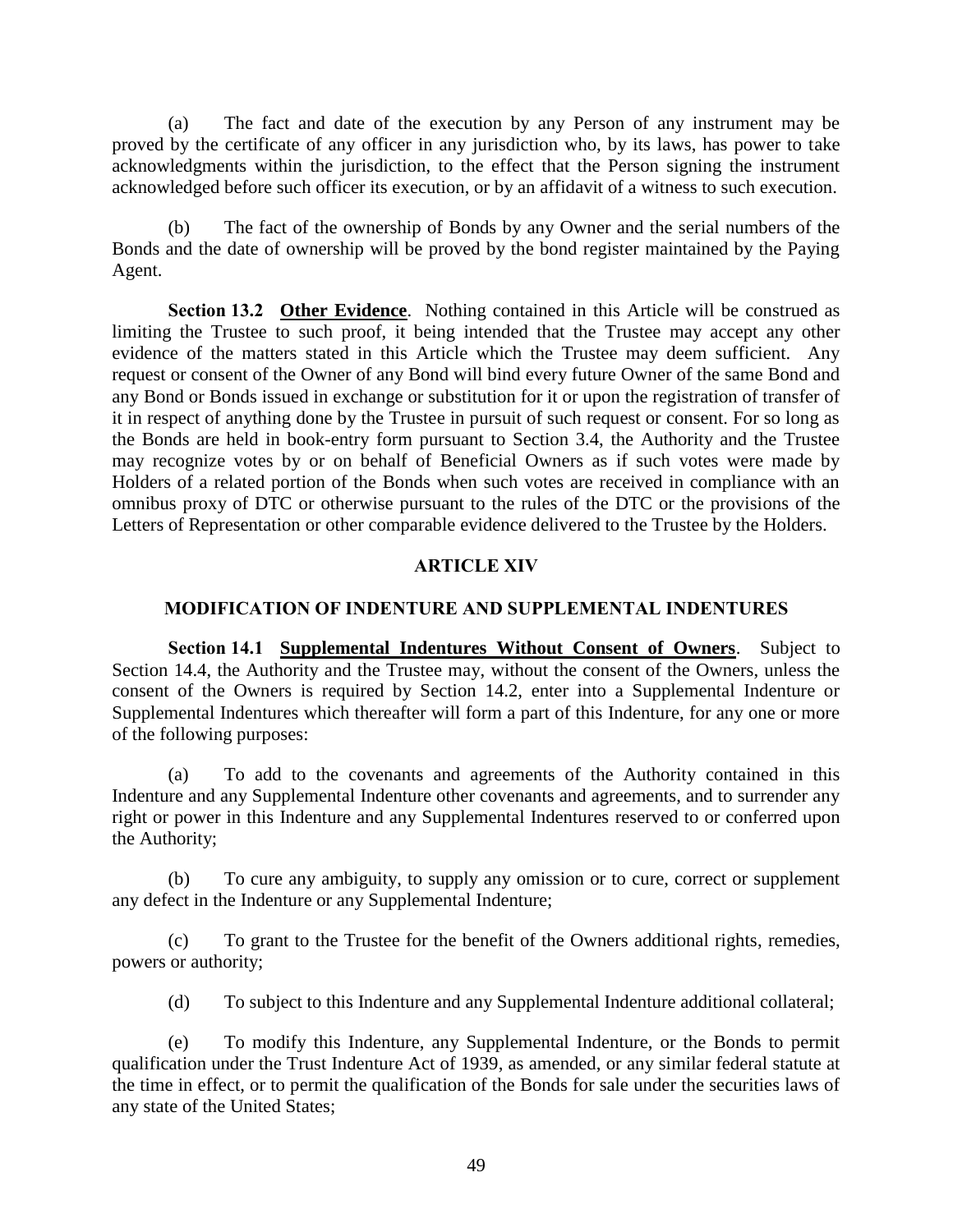(a) The fact and date of the execution by any Person of any instrument may be proved by the certificate of any officer in any jurisdiction who, by its laws, has power to take acknowledgments within the jurisdiction, to the effect that the Person signing the instrument acknowledged before such officer its execution, or by an affidavit of a witness to such execution.

(b) The fact of the ownership of Bonds by any Owner and the serial numbers of the Bonds and the date of ownership will be proved by the bond register maintained by the Paying Agent.

**Section 13.2 Other Evidence**. Nothing contained in this Article will be construed as limiting the Trustee to such proof, it being intended that the Trustee may accept any other evidence of the matters stated in this Article which the Trustee may deem sufficient. Any request or consent of the Owner of any Bond will bind every future Owner of the same Bond and any Bond or Bonds issued in exchange or substitution for it or upon the registration of transfer of it in respect of anything done by the Trustee in pursuit of such request or consent. For so long as the Bonds are held in book-entry form pursuant to Section 3.4, the Authority and the Trustee may recognize votes by or on behalf of Beneficial Owners as if such votes were made by Holders of a related portion of the Bonds when such votes are received in compliance with an omnibus proxy of DTC or otherwise pursuant to the rules of the DTC or the provisions of the Letters of Representation or other comparable evidence delivered to the Trustee by the Holders.

## ARTICLE XIV

## MODIFICATION OF INDENTURE AND SUPPLEMENTAL INDENTURES

**Section 14.1 Supplemental Indentures Without Consent of Owners**. Subject to Section 14.4, the Authority and the Trustee may, without the consent of the Owners, unless the consent of the Owners is required by Section 14.2, enter into a Supplemental Indenture or Supplemental Indentures which thereafter will form a part of this Indenture, for any one or more of the following purposes:

(a) To add to the covenants and agreements of the Authority contained in this Indenture and any Supplemental Indenture other covenants and agreements, and to surrender any right or power in this Indenture and any Supplemental Indentures reserved to or conferred upon the Authority;

(b) To cure any ambiguity, to supply any omission or to cure, correct or supplement any defect in the Indenture or any Supplemental Indenture;

(c) To grant to the Trustee for the benefit of the Owners additional rights, remedies, powers or authority;

(d) To subject to this Indenture and any Supplemental Indenture additional collateral;

(e) To modify this Indenture, any Supplemental Indenture, or the Bonds to permit qualification under the Trust Indenture Act of 1939, as amended, or any similar federal statute at the time in effect, or to permit the qualification of the Bonds for sale under the securities laws of any state of the United States;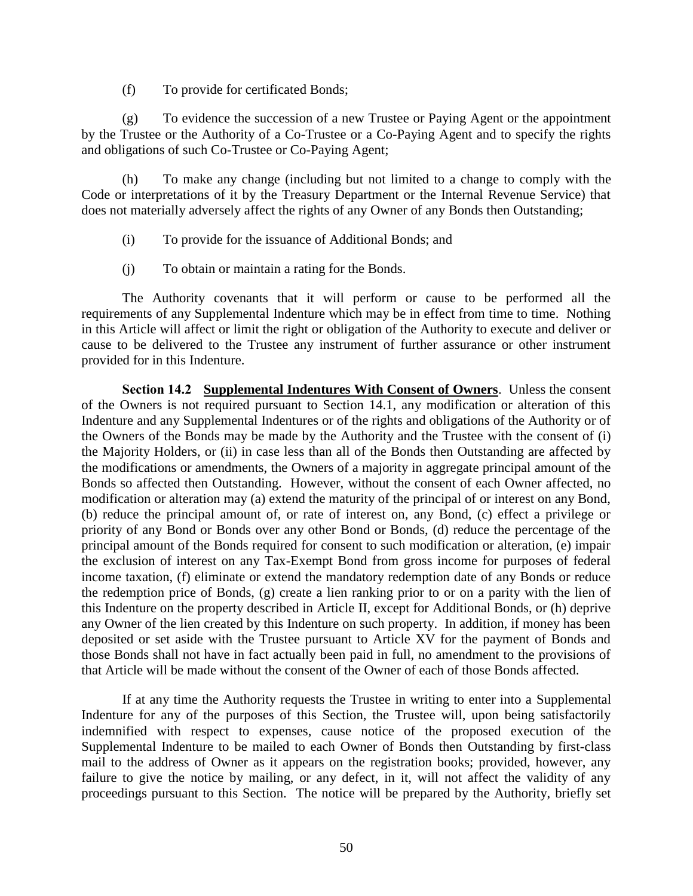(f) To provide for certificated Bonds;

(g) To evidence the succession of a new Trustee or Paying Agent or the appointment by the Trustee or the Authority of a Co-Trustee or a Co-Paying Agent and to specify the rights and obligations of such Co-Trustee or Co-Paying Agent;

(h) To make any change (including but not limited to a change to comply with the Code or interpretations of it by the Treasury Department or the Internal Revenue Service) that does not materially adversely affect the rights of any Owner of any Bonds then Outstanding;

(i) To provide for the issuance of Additional Bonds; and

(j) To obtain or maintain a rating for the Bonds.

The Authority covenants that it will perform or cause to be performed all the requirements of any Supplemental Indenture which may be in effect from time to time. Nothing in this Article will affect or limit the right or obligation of the Authority to execute and deliver or cause to be delivered to the Trustee any instrument of further assurance or other instrument provided for in this Indenture.

**Section 14.2 <u>Supplemental Indentures With Consent of Owners</u>**. Unless the consent of the Owners is not required pursuant to Section 14.1, any modification or alteration of this Indenture and any Supplemental Indentures or of the rights and obligations of the Authority or of the Owners of the Bonds may be made by the Authority and the Trustee with the consent of (i) the Majority Holders, or (ii) in case less than all of the Bonds then Outstanding are affected by the modifications or amendments, the Owners of a majority in aggregate principal amount of the Bonds so affected then Outstanding. However, without the consent of each Owner affected, no modification or alteration may (a) extend the maturity of the principal of or interest on any Bond, (b) reduce the principal amount of, or rate of interest on, any Bond, (c) effect a privilege or priority of any Bond or Bonds over any other Bond or Bonds, (d) reduce the percentage of the principal amount of the Bonds required for consent to such modification or alteration, (e) impair the exclusion of interest on any Tax-Exempt Bond from gross income for purposes of federal income taxation, (f) eliminate or extend the mandatory redemption date of any Bonds or reduce the redemption price of Bonds, (g) create a lien ranking prior to or on a parity with the lien of this Indenture on the property described in Article II, except for Additional Bonds, or (h) deprive any Owner of the lien created by this Indenture on such property. In addition, if money has been deposited or set aside with the Trustee pursuant to Article XV for the payment of Bonds and those Bonds shall not have in fact actually been paid in full, no amendment to the provisions of that Article will be made without the consent of the Owner of each of those Bonds affected.

If at any time the Authority requests the Trustee in writing to enter into a Supplemental Indenture for any of the purposes of this Section, the Trustee will, upon being satisfactorily indemnified with respect to expenses, cause notice of the proposed execution of the Supplemental Indenture to be mailed to each Owner of Bonds then Outstanding by first-class mail to the address of Owner as it appears on the registration books; provided, however, any failure to give the notice by mailing, or any defect, in it, will not affect the validity of any proceedings pursuant to this Section. The notice will be prepared by the Authority, briefly set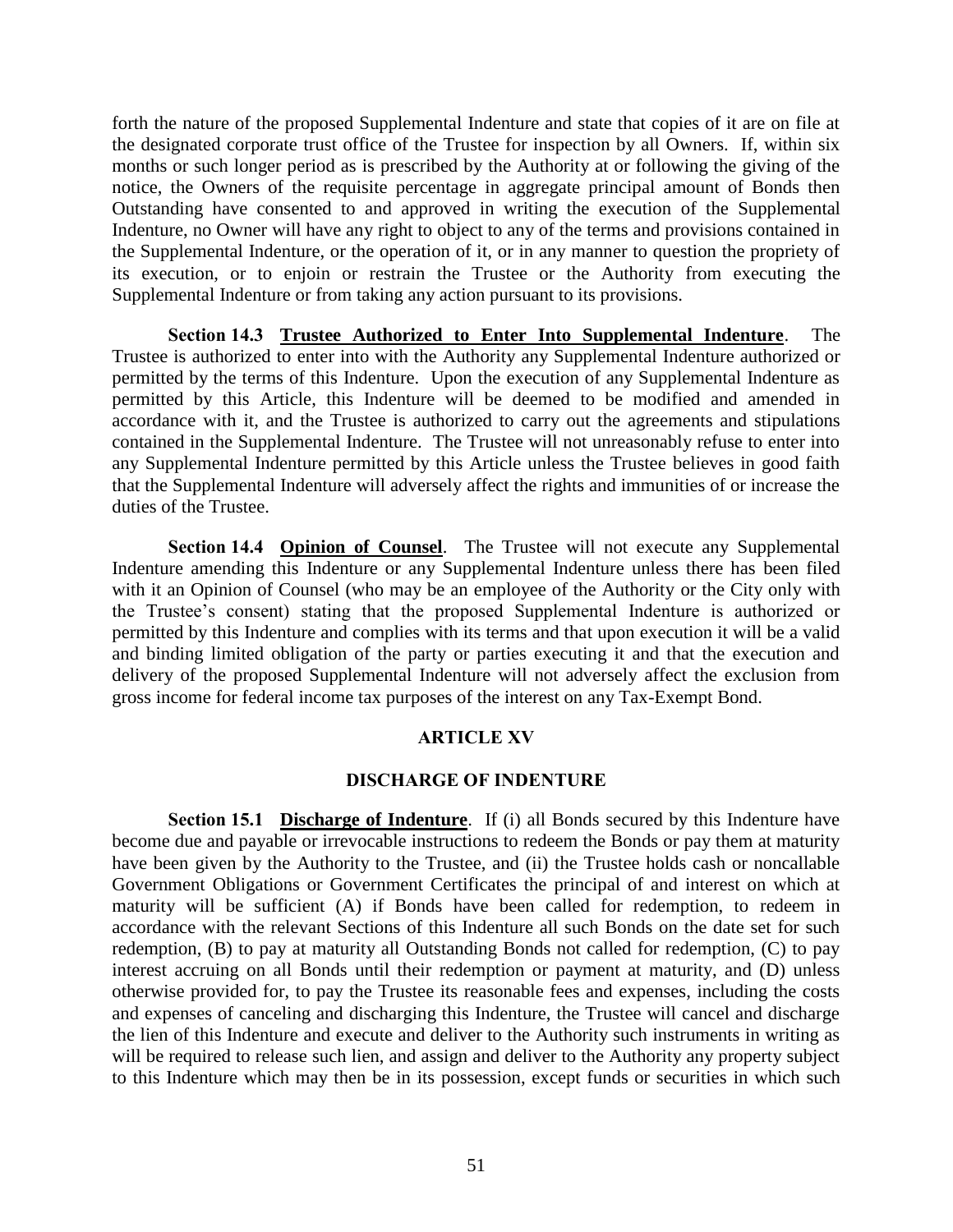forth the nature of the proposed Supplemental Indenture and state that copies of it are on file at the designated corporate trust office of the Trustee for inspection by all Owners. If, within six months or such longer period as is prescribed by the Authority at or following the giving of the notice, the Owners of the requisite percentage in aggregate principal amount of Bonds then Outstanding have consented to and approved in writing the execution of the Supplemental Indenture, no Owner will have any right to object to any of the terms and provisions contained in the Supplemental Indenture, or the operation of it, or in any manner to question the propriety of its execution, or to enjoin or restrain the Trustee or the Authority from executing the Supplemental Indenture or from taking any action pursuant to its provisions.

**Section 14.3 Trustee Authorized to Enter Into Supplemental Indenture**. The Trustee is authorized to enter into with the Authority any Supplemental Indenture authorized or permitted by the terms of this Indenture. Upon the execution of any Supplemental Indenture as permitted by this Article, this Indenture will be deemed to be modified and amended in accordance with it, and the Trustee is authorized to carry out the agreements and stipulations contained in the Supplemental Indenture. The Trustee will not unreasonably refuse to enter into any Supplemental Indenture permitted by this Article unless the Trustee believes in good faith that the Supplemental Indenture will adversely affect the rights and immunities of or increase the duties of the Trustee.

**Section 14.4 Opinion of Counsel**. The Trustee will not execute any Supplemental Indenture amending this Indenture or any Supplemental Indenture unless there has been filed with it an Opinion of Counsel (who may be an employee of the Authority or the City only with the Trustee's consent) stating that the proposed Supplemental Indenture is authorized or permitted by this Indenture and complies with its terms and that upon execution it will be a valid and binding limited obligation of the party or parties executing it and that the execution and delivery of the proposed Supplemental Indenture will not adversely affect the exclusion from gross income for federal income tax purposes of the interest on any Tax-Exempt Bond.

## ARTICLE XV

## DISCHARGE OF INDENTURE

**Section 15.1 Discharge of Indenture**. If (i) all Bonds secured by this Indenture have become due and payable or irrevocable instructions to redeem the Bonds or pay them at maturity have been given by the Authority to the Trustee, and (ii) the Trustee holds cash or noncallable Government Obligations or Government Certificates the principal of and interest on which at maturity will be sufficient (A) if Bonds have been called for redemption, to redeem in accordance with the relevant Sections of this Indenture all such Bonds on the date set for such redemption, (B) to pay at maturity all Outstanding Bonds not called for redemption, (C) to pay interest accruing on all Bonds until their redemption or payment at maturity, and (D) unless otherwise provided for, to pay the Trustee its reasonable fees and expenses, including the costs and expenses of canceling and discharging this Indenture, the Trustee will cancel and discharge the lien of this Indenture and execute and deliver to the Authority such instruments in writing as will be required to release such lien, and assign and deliver to the Authority any property subject to this Indenture which may then be in its possession, except funds or securities in which such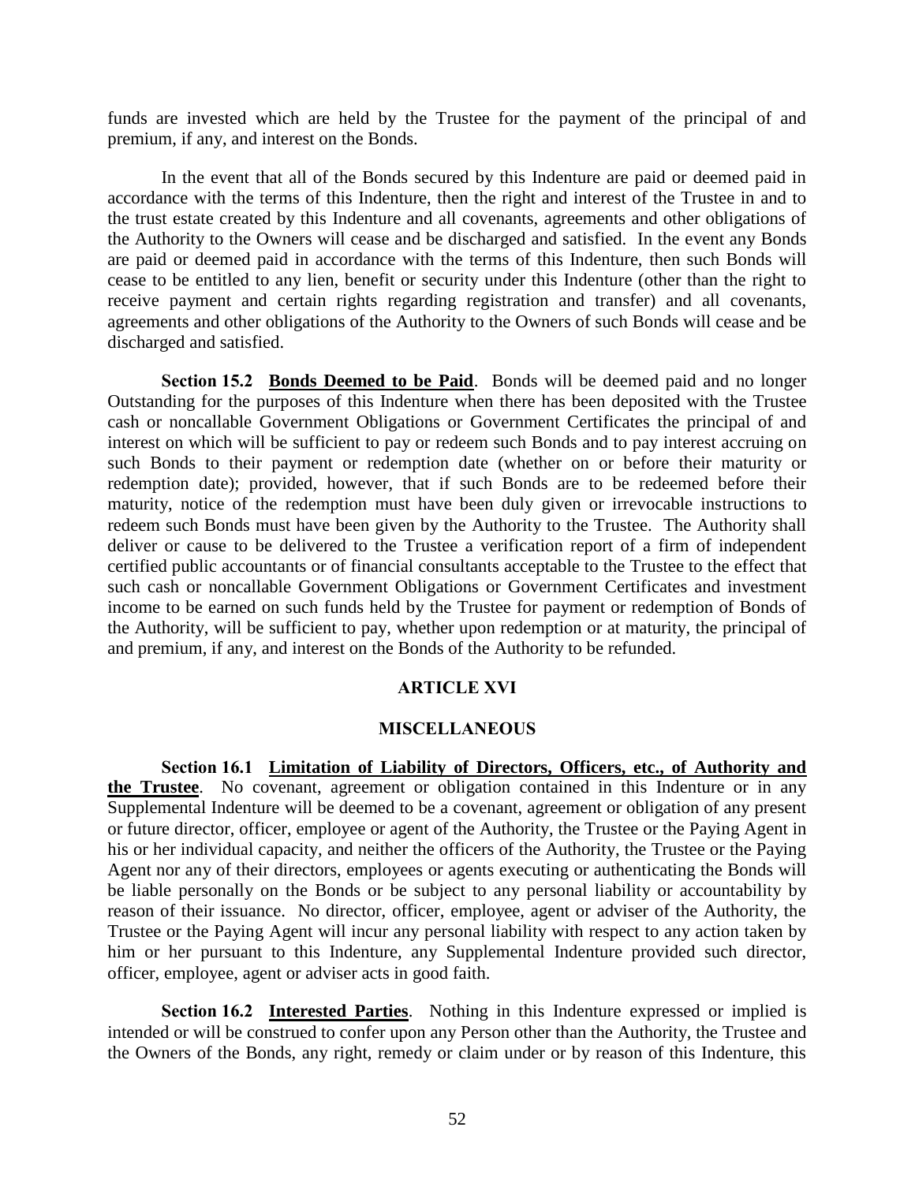funds are invested which are held by the Trustee for the payment of the principal of and premium, if any, and interest on the Bonds.

In the event that all of the Bonds secured by this Indenture are paid or deemed paid in accordance with the terms of this Indenture, then the right and interest of the Trustee in and to the trust estate created by this Indenture and all covenants, agreements and other obligations of the Authority to the Owners will cease and be discharged and satisfied. In the event any Bonds are paid or deemed paid in accordance with the terms of this Indenture, then such Bonds will cease to be entitled to any lien, benefit or security under this Indenture (other than the right to receive payment and certain rights regarding registration and transfer) and all covenants, agreements and other obligations of the Authority to the Owners of such Bonds will cease and be discharged and satisfied.

**Section 15.2 <u>Bonds Deemed to be Paid</u>**. Bonds will be deemed paid and no longer Outstanding for the purposes of this Indenture when there has been deposited with the Trustee cash or noncallable Government Obligations or Government Certificates the principal of and interest on which will be sufficient to pay or redeem such Bonds and to pay interest accruing on such Bonds to their payment or redemption date (whether on or before their maturity or redemption date); provided, however, that if such Bonds are to be redeemed before their maturity, notice of the redemption must have been duly given or irrevocable instructions to redeem such Bonds must have been given by the Authority to the Trustee. The Authority shall deliver or cause to be delivered to the Trustee a verification report of a firm of independent certified public accountants or of financial consultants acceptable to the Trustee to the effect that such cash or noncallable Government Obligations or Government Certificates and investment income to be earned on such funds held by the Trustee for payment or redemption of Bonds of the Authority, will be sufficient to pay, whether upon redemption or at maturity, the principal of and premium, if any, and interest on the Bonds of the Authority to be refunded.

## ARTICLE XVI

## MISCELLANEOUS

**Section 16.1 <u>Limitation of Liability of Directors, Officers, etc., of Authority and the Trustee</u>**. No covenant, agreement or obligation contained in this Indenture or in any Supplemental Indenture will be deemed to be a covenant, agreement or obligation of any present or future director, officer, employee or agent of the Authority, the Trustee or the Paying Agent in his or her individual capacity, and neither the officers of the Authority, the Trustee or the Paying Agent nor any of their directors, employees or agents executing or authenticating the Bonds will be liable personally on the Bonds or be subject to any personal liability or accountability by reason of their issuance. No director, officer, employee, agent or adviser of the Authority, the Trustee or the Paying Agent will incur any personal liability with respect to any action taken by him or her pursuant to this Indenture, any Supplemental Indenture provided such director, officer, employee, agent or adviser acts in good faith.

**Section 16.2 <u>Interested Parties</u>**. Nothing in this Indenture expressed or implied is intended or will be construed to confer upon any Person other than the Authority, the Trustee and the Owners of the Bonds, any right, remedy or claim under or by reason of this Indenture, this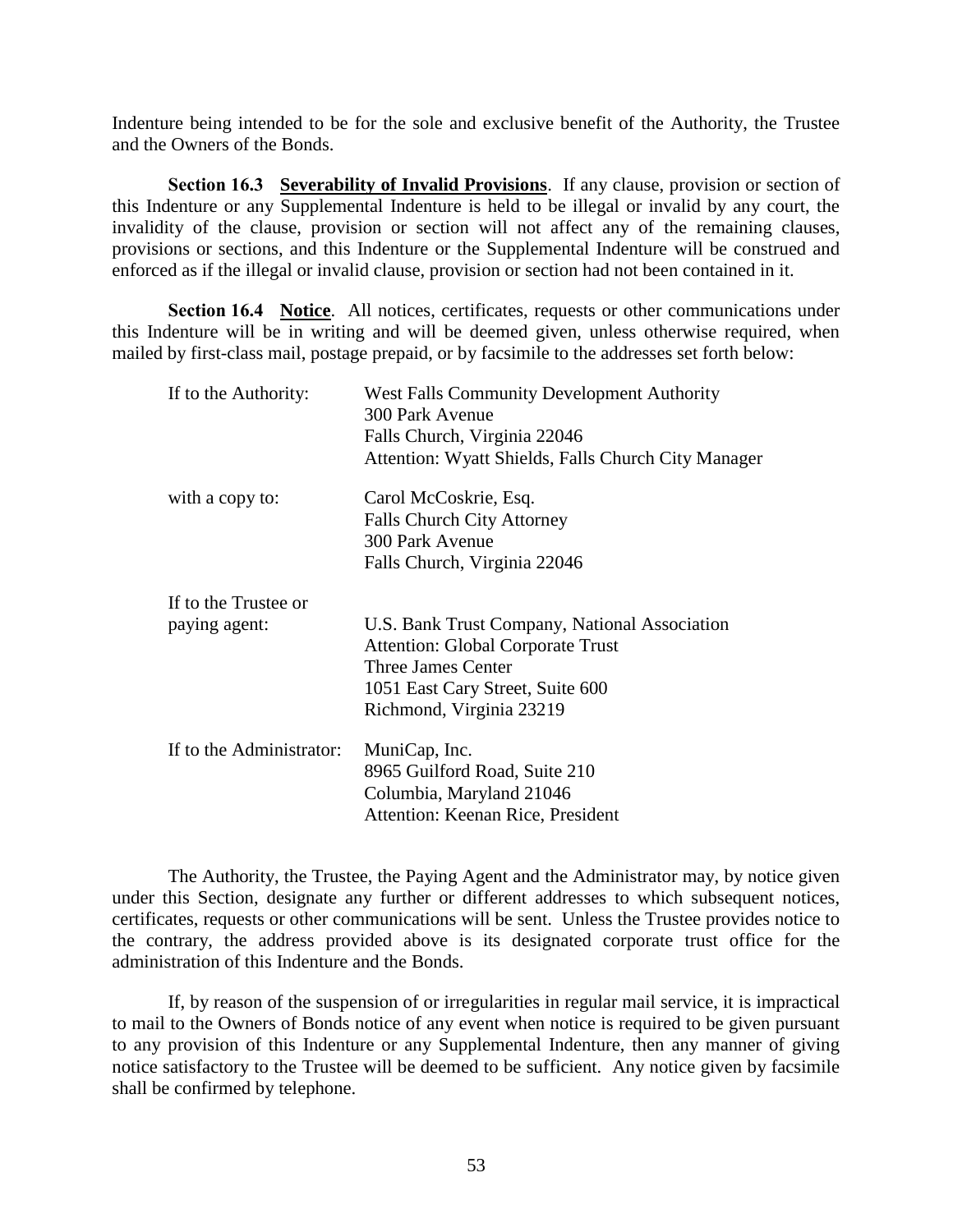Indenture being intended to be for the sole and exclusive benefit of the Authority, the Trustee and the Owners of the Bonds.

**Section 16.3 Severability of Invalid Provisions**. If any clause, provision or section of this Indenture or any Supplemental Indenture is held to be illegal or invalid by any court, the invalidity of the clause, provision or section will not affect any of the remaining clauses, provisions or sections, and this Indenture or the Supplemental Indenture will be construed and enforced as if the illegal or invalid clause, provision or section had not been contained in it.

**Section 16.4 Notice**. All notices, certificates, requests or other communications under this Indenture will be in writing and will be deemed given, unless otherwise required, when mailed by first-class mail, postage prepaid, or by facsimile to the addresses set forth below:

If to the Authority:
West Falls Community Development Authority
300 Park Avenue
Falls Church, Virginia 22046
Attention: Wyatt Shields, Falls Church City Manager

with a copy to:
Carol McCoskrie, Esq.
Falls Church City Attorney
300 Park Avenue
Falls Church, Virginia 22046

If to the Trustee or paying agent:
U.S. Bank Trust Company, National Association
Attention: Global Corporate Trust
Three James Center
1051 East Cary Street, Suite 600
Richmond, Virginia 23219

If to the Administrator:
MuniCap, Inc.
8965 Guilford Road, Suite 210
Columbia, Maryland 21046
Attention: Keenan Rice, President

The Authority, the Trustee, the Paying Agent and the Administrator may, by notice given under this Section, designate any further or different addresses to which subsequent notices, certificates, requests or other communications will be sent. Unless the Trustee provides notice to the contrary, the address provided above is its designated corporate trust office for the administration of this Indenture and the Bonds.

If, by reason of the suspension of or irregularities in regular mail service, it is impractical to mail to the Owners of Bonds notice of any event when notice is required to be given pursuant to any provision of this Indenture or any Supplemental Indenture, then any manner of giving notice satisfactory to the Trustee will be deemed to be sufficient. Any notice given by facsimile shall be confirmed by telephone.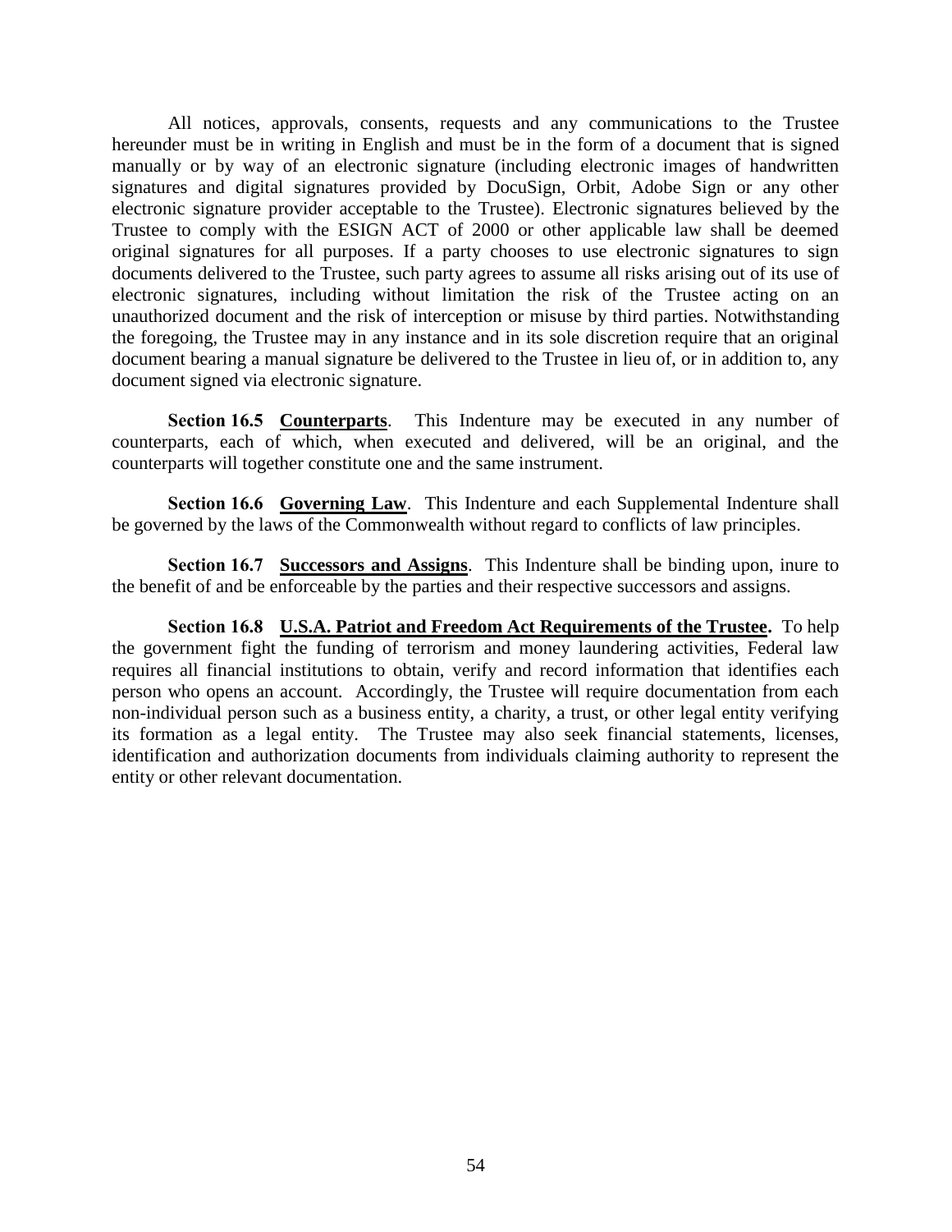All notices, approvals, consents, requests and any communications to the Trustee hereunder must be in writing in English and must be in the form of a document that is signed manually or by way of an electronic signature (including electronic images of handwritten signatures and digital signatures provided by DocuSign, Orbit, Adobe Sign or any other electronic signature provider acceptable to the Trustee). Electronic signatures believed by the Trustee to comply with the ESIGN ACT of 2000 or other applicable law shall be deemed original signatures for all purposes. If a party chooses to use electronic signatures to sign documents delivered to the Trustee, such party agrees to assume all risks arising out of its use of electronic signatures, including without limitation the risk of the Trustee acting on an unauthorized document and the risk of interception or misuse by third parties. Notwithstanding the foregoing, the Trustee may in any instance and in its sole discretion require that an original document bearing a manual signature be delivered to the Trustee in lieu of, or in addition to, any document signed via electronic signature.

**Section 16.5 Counterparts**. This Indenture may be executed in any number of counterparts, each of which, when executed and delivered, will be an original, and the counterparts will together constitute one and the same instrument.

**Section 16.6 Governing Law**. This Indenture and each Supplemental Indenture shall be governed by the laws of the Commonwealth without regard to conflicts of law principles.

**Section 16.7 Successors and Assigns**. This Indenture shall be binding upon, inure to the benefit of and be enforceable by the parties and their respective successors and assigns.

**Section 16.8 U.S.A. Patriot and Freedom Act Requirements of the Trustee.** To help the government fight the funding of terrorism and money laundering activities, Federal law requires all financial institutions to obtain, verify and record information that identifies each person who opens an account. Accordingly, the Trustee will require documentation from each non-individual person such as a business entity, a charity, a trust, or other legal entity verifying its formation as a legal entity. The Trustee may also seek financial statements, licenses, identification and authorization documents from individuals claiming authority to represent the entity or other relevant documentation.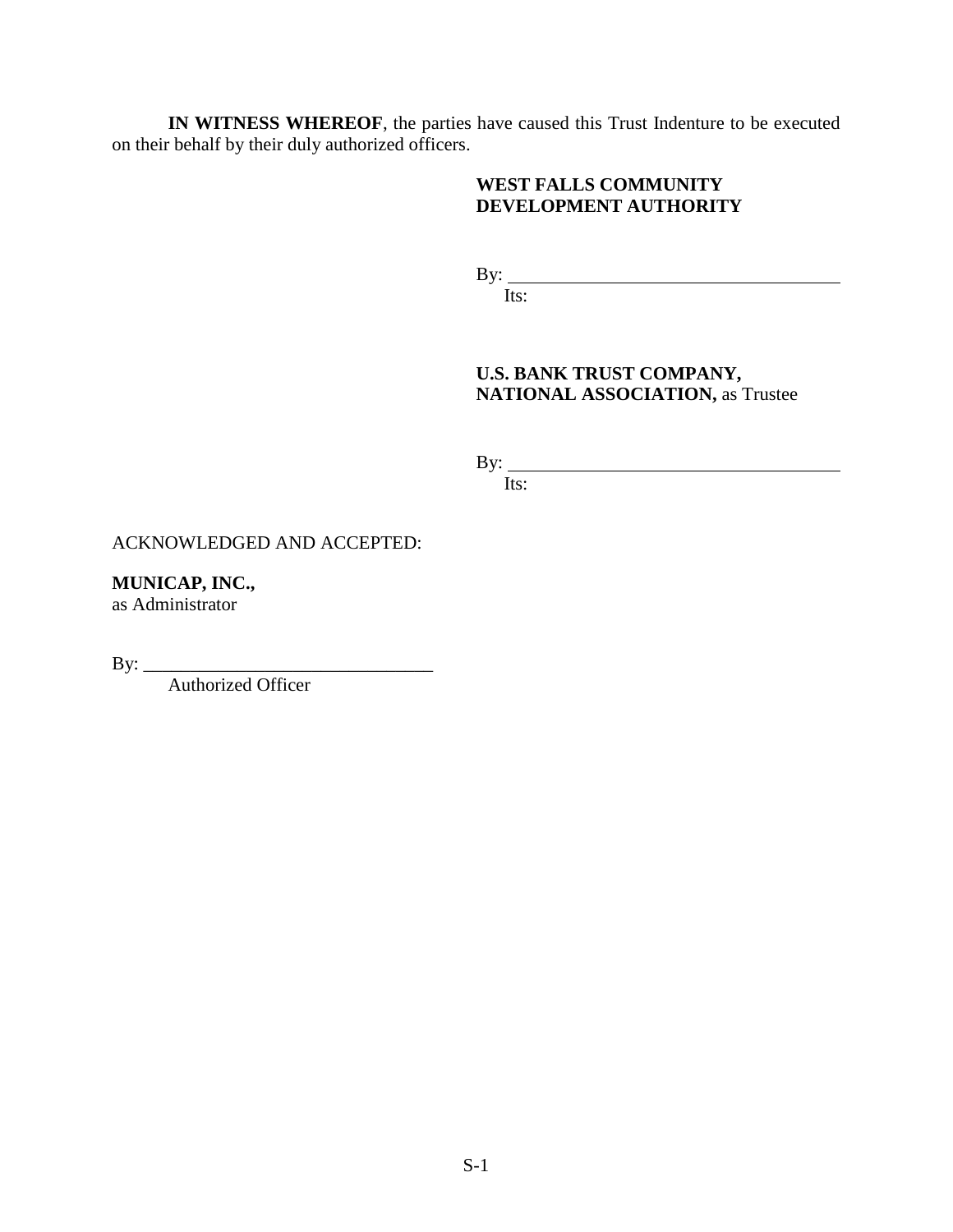**IN WITNESS WHEREOF**, the parties have caused this Trust Indenture to be executed on their behalf by their duly authorized officers.

**WEST FALLS COMMUNITY DEVELOPMENT AUTHORITY**

By: ____________________________________
Its:

**U.S. BANK TRUST COMPANY, NATIONAL ASSOCIATION,** as Trustee

By: ____________________________________
Its:

ACKNOWLEDGED AND ACCEPTED:

**MUNICAP, INC.,**
as Administrator

By: _______________________________
Authorized Officer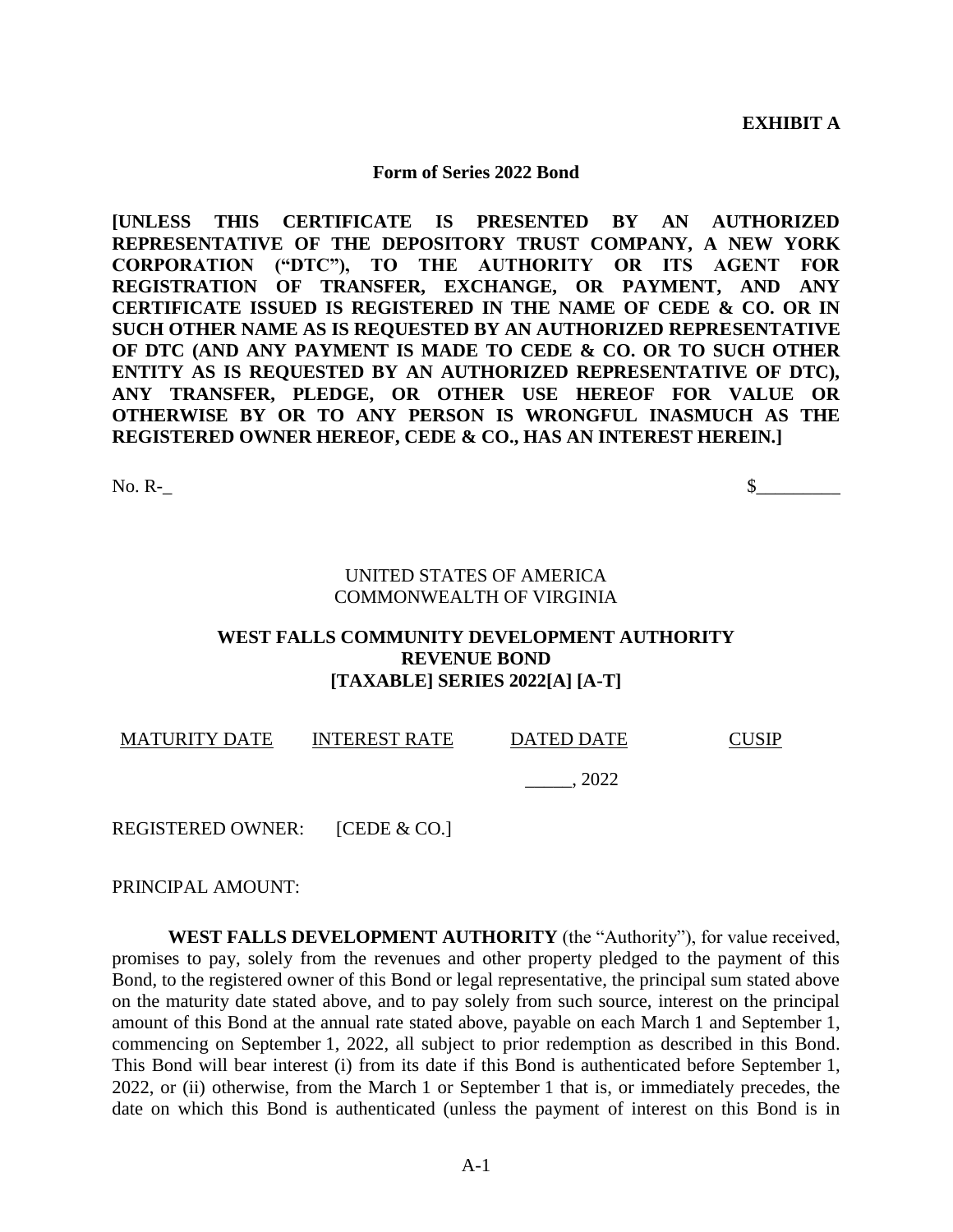**EXHIBIT A**

**Form of Series 2022 Bond**

**[UNLESS THIS CERTIFICATE IS PRESENTED BY AN AUTHORIZED REPRESENTATIVE OF THE DEPOSITORY TRUST COMPANY, A NEW YORK CORPORATION ("DTC"), TO THE AUTHORITY OR ITS AGENT FOR REGISTRATION OF TRANSFER, EXCHANGE, OR PAYMENT, AND ANY CERTIFICATE ISSUED IS REGISTERED IN THE NAME OF CEDE & CO. OR IN SUCH OTHER NAME AS IS REQUESTED BY AN AUTHORIZED REPRESENTATIVE OF DTC (AND ANY PAYMENT IS MADE TO CEDE & CO. OR TO SUCH OTHER ENTITY AS IS REQUESTED BY AN AUTHORIZED REPRESENTATIVE OF DTC), ANY TRANSFER, PLEDGE, OR OTHER USE HEREOF FOR VALUE OR OTHERWISE BY OR TO ANY PERSON IS WRONGFUL INASMUCH AS THE REGISTERED OWNER HEREOF, CEDE & CO., HAS AN INTEREST HEREIN.]**

No. R-_ $_________

UNITED STATES OF AMERICA
COMMONWEALTH OF VIRGINIA

**WEST FALLS COMMUNITY DEVELOPMENT AUTHORITY**
**REVENUE BOND**
**[TAXABLE] SERIES 2022[A] [A-T]**

| MATURITY DATE | INTEREST RATE | DATED DATE | CUSIP |
|---|---|---|---|
| | | _____, 2022 | |

REGISTERED OWNER: [CEDE & CO.]

PRINCIPAL AMOUNT:

**WEST FALLS DEVELOPMENT AUTHORITY** (the "Authority"), for value received, promises to pay, solely from the revenues and other property pledged to the payment of this Bond, to the registered owner of this Bond or legal representative, the principal sum stated above on the maturity date stated above, and to pay solely from such source, interest on the principal amount of this Bond at the annual rate stated above, payable on each March 1 and September 1, commencing on September 1, 2022, all subject to prior redemption as described in this Bond. This Bond will bear interest (i) from its date if this Bond is authenticated before September 1, 2022, or (ii) otherwise, from the March 1 or September 1 that is, or immediately precedes, the date on which this Bond is authenticated (unless the payment of interest on this Bond is in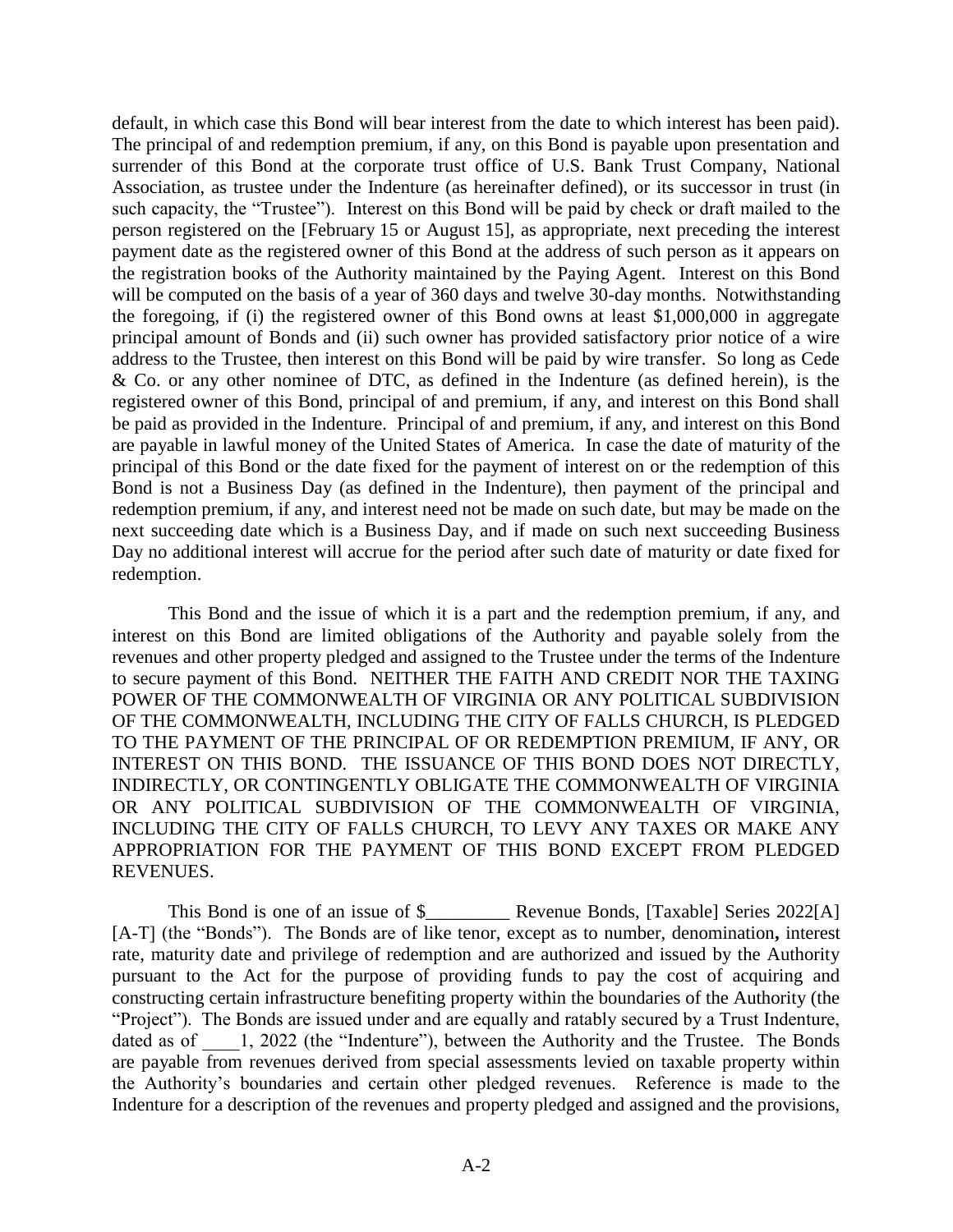default, in which case this Bond will bear interest from the date to which interest has been paid). The principal of and redemption premium, if any, on this Bond is payable upon presentation and surrender of this Bond at the corporate trust office of U.S. Bank Trust Company, National Association, as trustee under the Indenture (as hereinafter defined), or its successor in trust (in such capacity, the "Trustee"). Interest on this Bond will be paid by check or draft mailed to the person registered on the [February 15 or August 15], as appropriate, next preceding the interest payment date as the registered owner of this Bond at the address of such person as it appears on the registration books of the Authority maintained by the Paying Agent. Interest on this Bond will be computed on the basis of a year of 360 days and twelve 30-day months. Notwithstanding the foregoing, if (i) the registered owner of this Bond owns at least $1,000,000 in aggregate principal amount of Bonds and (ii) such owner has provided satisfactory prior notice of a wire address to the Trustee, then interest on this Bond will be paid by wire transfer. So long as Cede & Co. or any other nominee of DTC, as defined in the Indenture (as defined herein), is the registered owner of this Bond, principal of and premium, if any, and interest on this Bond shall be paid as provided in the Indenture. Principal of and premium, if any, and interest on this Bond are payable in lawful money of the United States of America. In case the date of maturity of the principal of this Bond or the date fixed for the payment of interest on or the redemption of this Bond is not a Business Day (as defined in the Indenture), then payment of the principal and redemption premium, if any, and interest need not be made on such date, but may be made on the next succeeding date which is a Business Day, and if made on such next succeeding Business Day no additional interest will accrue for the period after such date of maturity or date fixed for redemption.

This Bond and the issue of which it is a part and the redemption premium, if any, and interest on this Bond are limited obligations of the Authority and payable solely from the revenues and other property pledged and assigned to the Trustee under the terms of the Indenture to secure payment of this Bond. NEITHER THE FAITH AND CREDIT NOR THE TAXING POWER OF THE COMMONWEALTH OF VIRGINIA OR ANY POLITICAL SUBDIVISION OF THE COMMONWEALTH, INCLUDING THE CITY OF FALLS CHURCH, IS PLEDGED TO THE PAYMENT OF THE PRINCIPAL OF OR REDEMPTION PREMIUM, IF ANY, OR INTEREST ON THIS BOND. THE ISSUANCE OF THIS BOND DOES NOT DIRECTLY, INDIRECTLY, OR CONTINGENTLY OBLIGATE THE COMMONWEALTH OF VIRGINIA OR ANY POLITICAL SUBDIVISION OF THE COMMONWEALTH OF VIRGINIA, INCLUDING THE CITY OF FALLS CHURCH, TO LEVY ANY TAXES OR MAKE ANY APPROPRIATION FOR THE PAYMENT OF THIS BOND EXCEPT FROM PLEDGED REVENUES.

This Bond is one of an issue of $_________ Revenue Bonds, [Taxable] Series 2022[A] [A-T] (the "Bonds"). The Bonds are of like tenor, except as to number, denomination, interest rate, maturity date and privilege of redemption and are authorized and issued by the Authority pursuant to the Act for the purpose of providing funds to pay the cost of acquiring and constructing certain infrastructure benefiting property within the boundaries of the Authority (the "Project"). The Bonds are issued under and are equally and ratably secured by a Trust Indenture, dated as of ____1, 2022 (the "Indenture"), between the Authority and the Trustee. The Bonds are payable from revenues derived from special assessments levied on taxable property within the Authority's boundaries and certain other pledged revenues. Reference is made to the Indenture for a description of the revenues and property pledged and assigned and the provisions,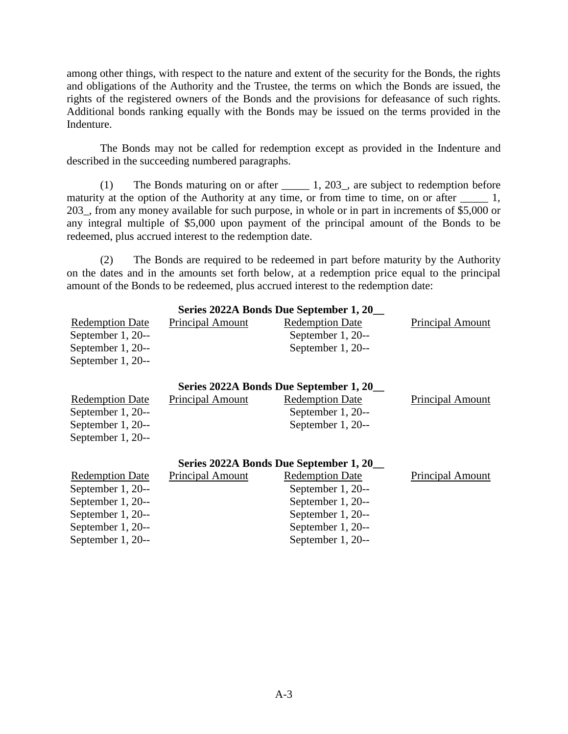among other things, with respect to the nature and extent of the security for the Bonds, the rights and obligations of the Authority and the Trustee, the terms on which the Bonds are issued, the rights of the registered owners of the Bonds and the provisions for defeasance of such rights. Additional bonds ranking equally with the Bonds may be issued on the terms provided in the Indenture.

The Bonds may not be called for redemption except as provided in the Indenture and described in the succeeding numbered paragraphs.

(1) The Bonds maturing on or after _____ 1, 203_, are subject to redemption before maturity at the option of the Authority at any time, or from time to time, on or after _____ 1, 203_, from any money available for such purpose, in whole or in part in increments of $5,000 or any integral multiple of $5,000 upon payment of the principal amount of the Bonds to be redeemed, plus accrued interest to the redemption date.

(2) The Bonds are required to be redeemed in part before maturity by the Authority on the dates and in the amounts set forth below, at a redemption price equal to the principal amount of the Bonds to be redeemed, plus accrued interest to the redemption date:

**Series 2022A Bonds Due September 1, 20__**

| Redemption Date | Principal Amount | Redemption Date | Principal Amount |
|---|---|---|---|
| September 1, 20-- | | September 1, 20-- | |
| September 1, 20-- | | September 1, 20-- | |
| September 1, 20-- | | | |

**Series 2022A Bonds Due September 1, 20__**

| Redemption Date | Principal Amount | Redemption Date | Principal Amount |
|---|---|---|---|
| September 1, 20-- | | September 1, 20-- | |
| September 1, 20-- | | September 1, 20-- | |
| September 1, 20-- | | | |

**Series 2022A Bonds Due September 1, 20__**

| Redemption Date | Principal Amount | Redemption Date | Principal Amount |
|---|---|---|---|
| September 1, 20-- | | September 1, 20-- | |
| September 1, 20-- | | September 1, 20-- | |
| September 1, 20-- | | September 1, 20-- | |
| September 1, 20-- | | September 1, 20-- | |
| September 1, 20-- | | September 1, 20-- | |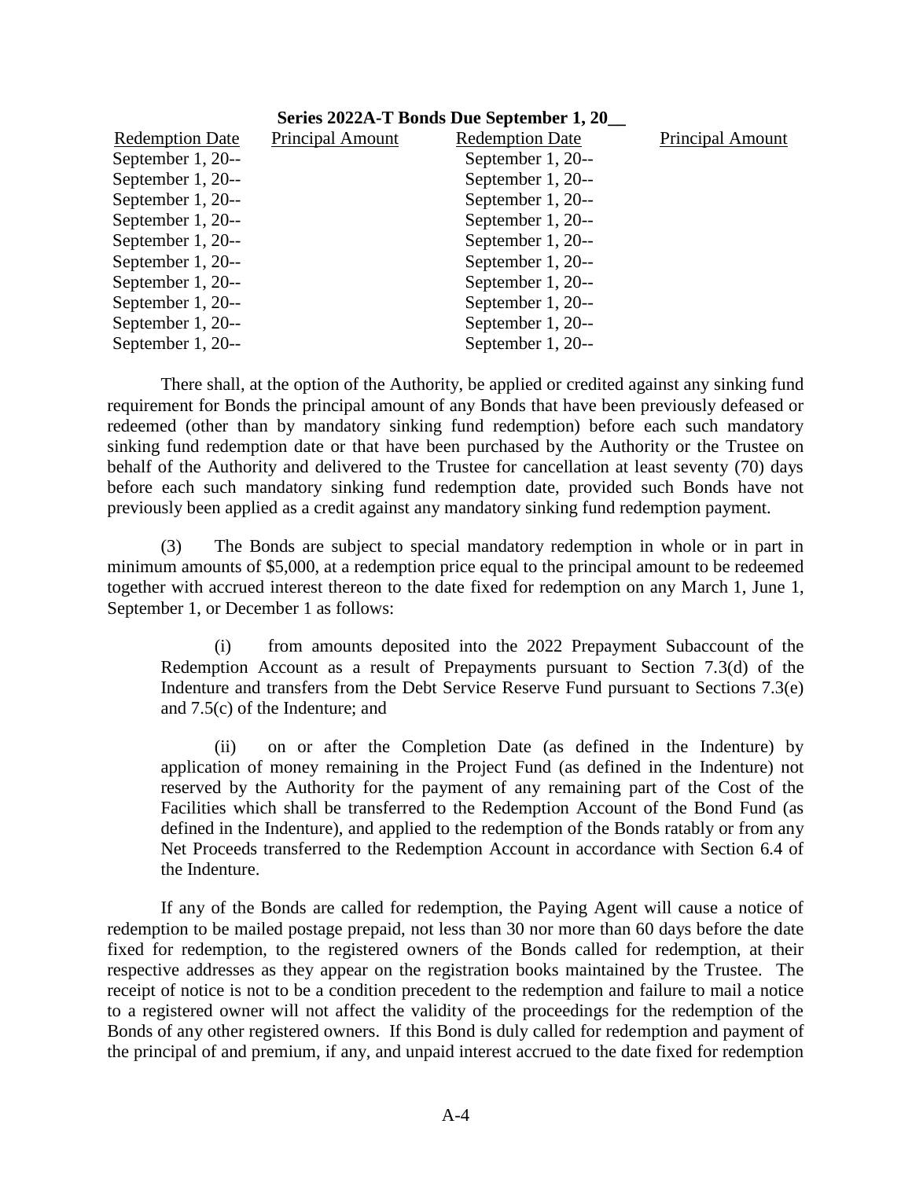**Series 2022A-T Bonds Due September 1, 20__**

| Redemption Date | Principal Amount | Redemption Date | Principal Amount |
|---|---|---|---|
| September 1, 20-- | | September 1, 20-- | |
| September 1, 20-- | | September 1, 20-- | |
| September 1, 20-- | | September 1, 20-- | |
| September 1, 20-- | | September 1, 20-- | |
| September 1, 20-- | | September 1, 20-- | |
| September 1, 20-- | | September 1, 20-- | |
| September 1, 20-- | | September 1, 20-- | |
| September 1, 20-- | | September 1, 20-- | |
| September 1, 20-- | | September 1, 20-- | |
| September 1, 20-- | | September 1, 20-- | |

There shall, at the option of the Authority, be applied or credited against any sinking fund requirement for Bonds the principal amount of any Bonds that have been previously defeased or redeemed (other than by mandatory sinking fund redemption) before each such mandatory sinking fund redemption date or that have been purchased by the Authority or the Trustee on behalf of the Authority and delivered to the Trustee for cancellation at least seventy (70) days before each such mandatory sinking fund redemption date, provided such Bonds have not previously been applied as a credit against any mandatory sinking fund redemption payment.

(3) The Bonds are subject to special mandatory redemption in whole or in part in minimum amounts of $5,000, at a redemption price equal to the principal amount to be redeemed together with accrued interest thereon to the date fixed for redemption on any March 1, June 1, September 1, or December 1 as follows:

> (i) from amounts deposited into the 2022 Prepayment Subaccount of the Redemption Account as a result of Prepayments pursuant to Section 7.3(d) of the Indenture and transfers from the Debt Service Reserve Fund pursuant to Sections 7.3(e) and 7.5(c) of the Indenture; and
>
> (ii) on or after the Completion Date (as defined in the Indenture) by application of money remaining in the Project Fund (as defined in the Indenture) not reserved by the Authority for the payment of any remaining part of the Cost of the Facilities which shall be transferred to the Redemption Account of the Bond Fund (as defined in the Indenture), and applied to the redemption of the Bonds ratably or from any Net Proceeds transferred to the Redemption Account in accordance with Section 6.4 of the Indenture.

If any of the Bonds are called for redemption, the Paying Agent will cause a notice of redemption to be mailed postage prepaid, not less than 30 nor more than 60 days before the date fixed for redemption, to the registered owners of the Bonds called for redemption, at their respective addresses as they appear on the registration books maintained by the Trustee. The receipt of notice is not to be a condition precedent to the redemption and failure to mail a notice to a registered owner will not affect the validity of the proceedings for the redemption of the Bonds of any other registered owners. If this Bond is duly called for redemption and payment of the principal of and premium, if any, and unpaid interest accrued to the date fixed for redemption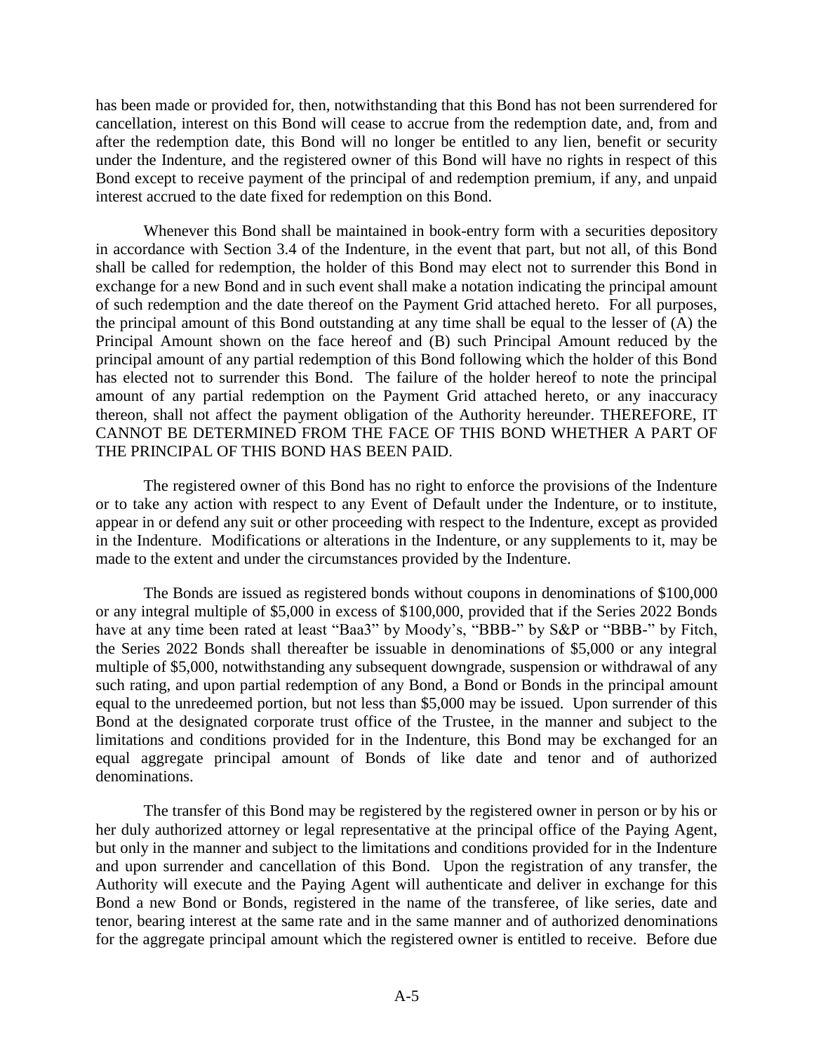has been made or provided for, then, notwithstanding that this Bond has not been surrendered for cancellation, interest on this Bond will cease to accrue from the redemption date, and, from and after the redemption date, this Bond will no longer be entitled to any lien, benefit or security under the Indenture, and the registered owner of this Bond will have no rights in respect of this Bond except to receive payment of the principal of and redemption premium, if any, and unpaid interest accrued to the date fixed for redemption on this Bond.

Whenever this Bond shall be maintained in book-entry form with a securities depository in accordance with Section 3.4 of the Indenture, in the event that part, but not all, of this Bond shall be called for redemption, the holder of this Bond may elect not to surrender this Bond in exchange for a new Bond and in such event shall make a notation indicating the principal amount of such redemption and the date thereof on the Payment Grid attached hereto. For all purposes, the principal amount of this Bond outstanding at any time shall be equal to the lesser of (A) the Principal Amount shown on the face hereof and (B) such Principal Amount reduced by the principal amount of any partial redemption of this Bond following which the holder of this Bond has elected not to surrender this Bond. The failure of the holder hereof to note the principal amount of any partial redemption on the Payment Grid attached hereto, or any inaccuracy thereon, shall not affect the payment obligation of the Authority hereunder. THEREFORE, IT CANNOT BE DETERMINED FROM THE FACE OF THIS BOND WHETHER A PART OF THE PRINCIPAL OF THIS BOND HAS BEEN PAID.

The registered owner of this Bond has no right to enforce the provisions of the Indenture or to take any action with respect to any Event of Default under the Indenture, or to institute, appear in or defend any suit or other proceeding with respect to the Indenture, except as provided in the Indenture. Modifications or alterations in the Indenture, or any supplements to it, may be made to the extent and under the circumstances provided by the Indenture.

The Bonds are issued as registered bonds without coupons in denominations of $100,000 or any integral multiple of $5,000 in excess of $100,000, provided that if the Series 2022 Bonds have at any time been rated at least "Baa3" by Moody's, "BBB-" by S&P or "BBB-" by Fitch, the Series 2022 Bonds shall thereafter be issuable in denominations of $5,000 or any integral multiple of $5,000, notwithstanding any subsequent downgrade, suspension or withdrawal of any such rating, and upon partial redemption of any Bond, a Bond or Bonds in the principal amount equal to the unredeemed portion, but not less than $5,000 may be issued. Upon surrender of this Bond at the designated corporate trust office of the Trustee, in the manner and subject to the limitations and conditions provided for in the Indenture, this Bond may be exchanged for an equal aggregate principal amount of Bonds of like date and tenor and of authorized denominations.

The transfer of this Bond may be registered by the registered owner in person or by his or her duly authorized attorney or legal representative at the principal office of the Paying Agent, but only in the manner and subject to the limitations and conditions provided for in the Indenture and upon surrender and cancellation of this Bond. Upon the registration of any transfer, the Authority will execute and the Paying Agent will authenticate and deliver in exchange for this Bond a new Bond or Bonds, registered in the name of the transferee, of like series, date and tenor, bearing interest at the same rate and in the same manner and of authorized denominations for the aggregate principal amount which the registered owner is entitled to receive. Before due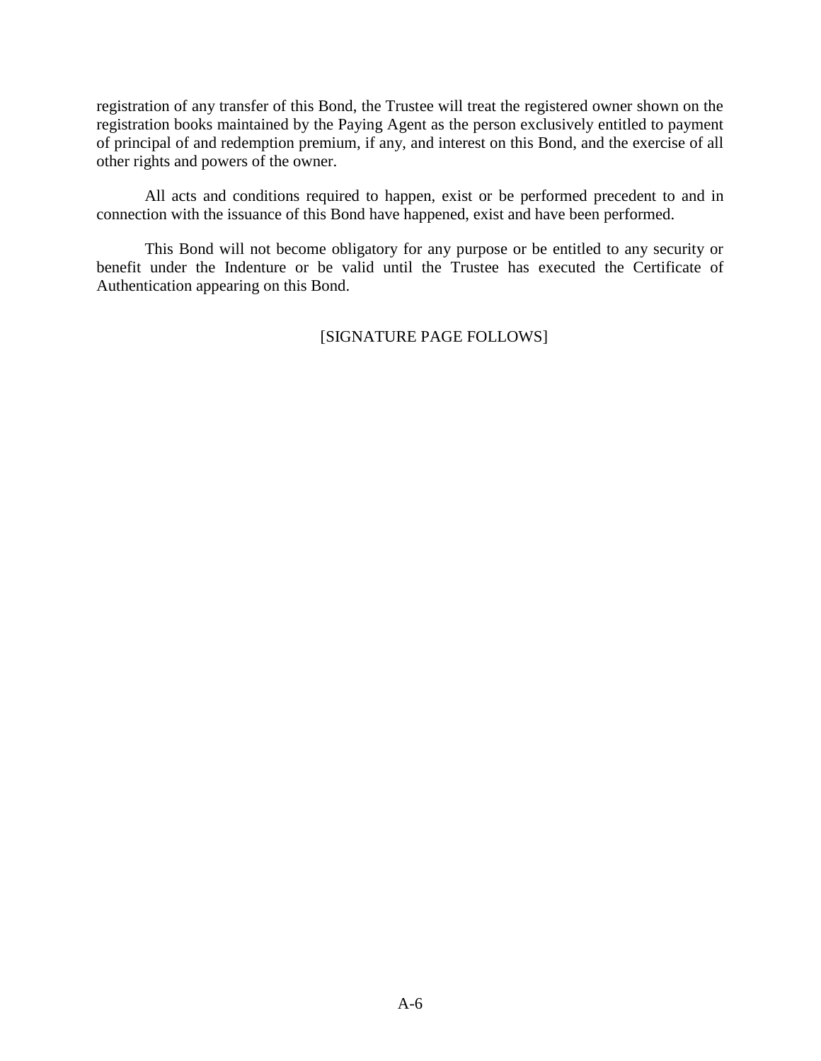registration of any transfer of this Bond, the Trustee will treat the registered owner shown on the registration books maintained by the Paying Agent as the person exclusively entitled to payment of principal of and redemption premium, if any, and interest on this Bond, and the exercise of all other rights and powers of the owner.

All acts and conditions required to happen, exist or be performed precedent to and in connection with the issuance of this Bond have happened, exist and have been performed.

This Bond will not become obligatory for any purpose or be entitled to any security or benefit under the Indenture or be valid until the Trustee has executed the Certificate of Authentication appearing on this Bond.

[SIGNATURE PAGE FOLLOWS]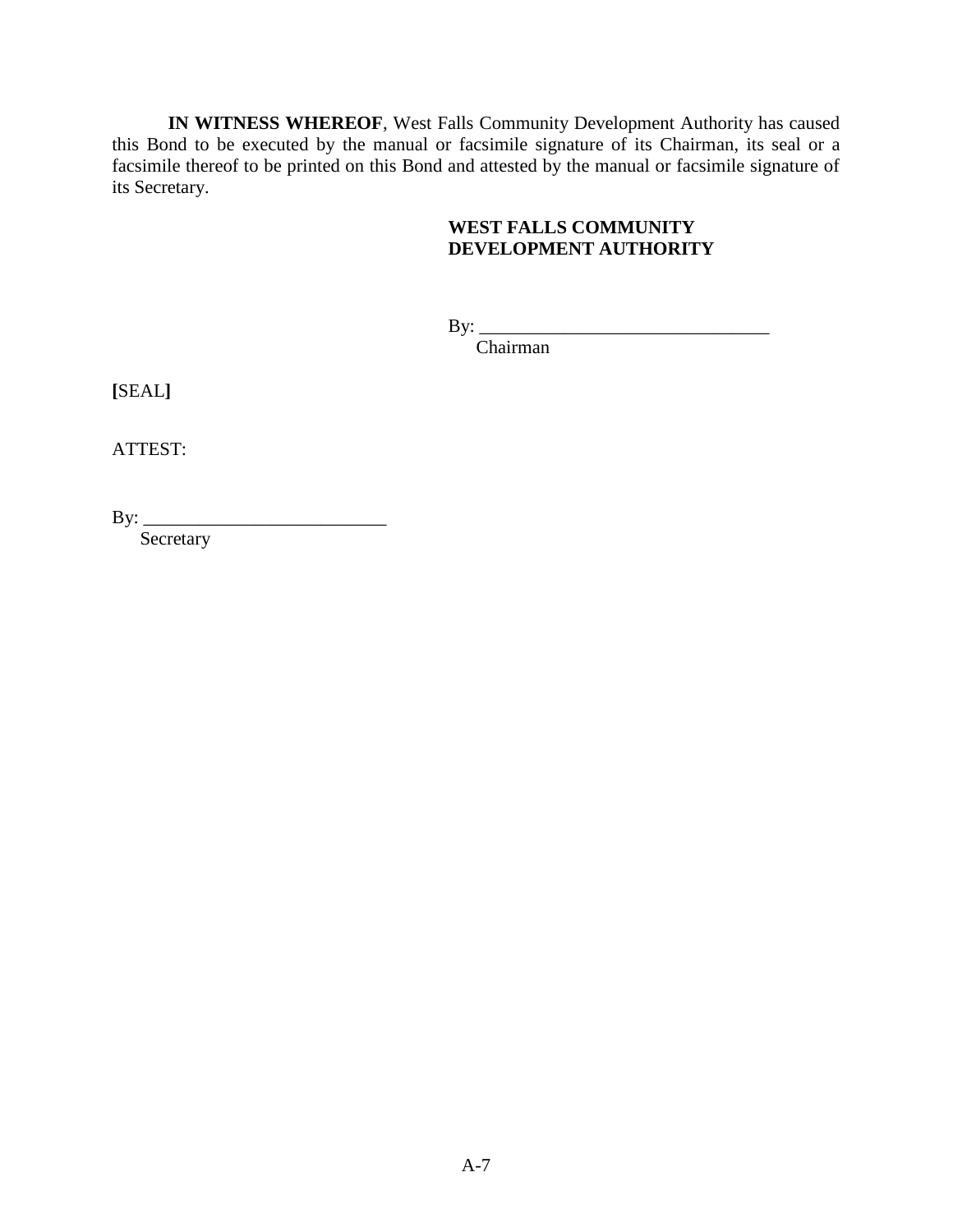**IN WITNESS WHEREOF**, West Falls Community Development Authority has caused this Bond to be executed by the manual or facsimile signature of its Chairman, its seal or a facsimile thereof to be printed on this Bond and attested by the manual or facsimile signature of its Secretary.

**WEST FALLS COMMUNITY DEVELOPMENT AUTHORITY**

By: _______________________________
Chairman

**[**SEAL**]**

ATTEST:

By: __________________________
Secretary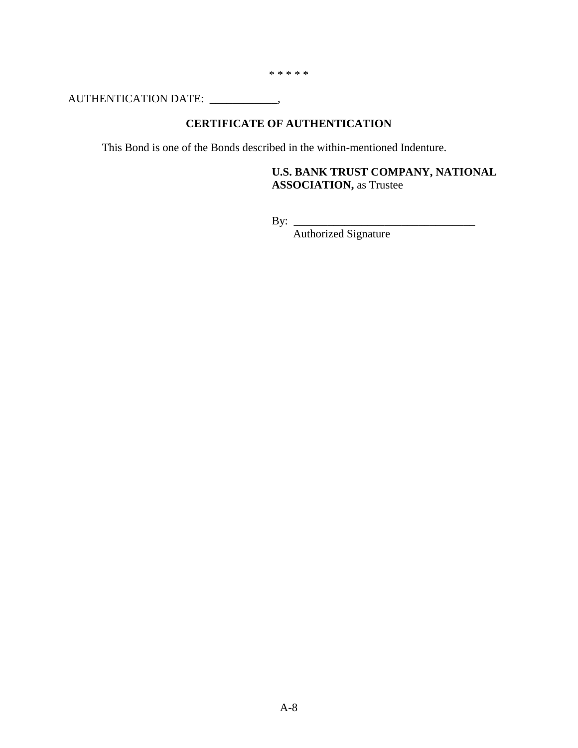\* \* \* \* \*

AUTHENTICATION DATE: ____________,

**CERTIFICATE OF AUTHENTICATION**

This Bond is one of the Bonds described in the within-mentioned Indenture.

**U.S. BANK TRUST COMPANY, NATIONAL ASSOCIATION,** as Trustee

By: ________________________________
Authorized Signature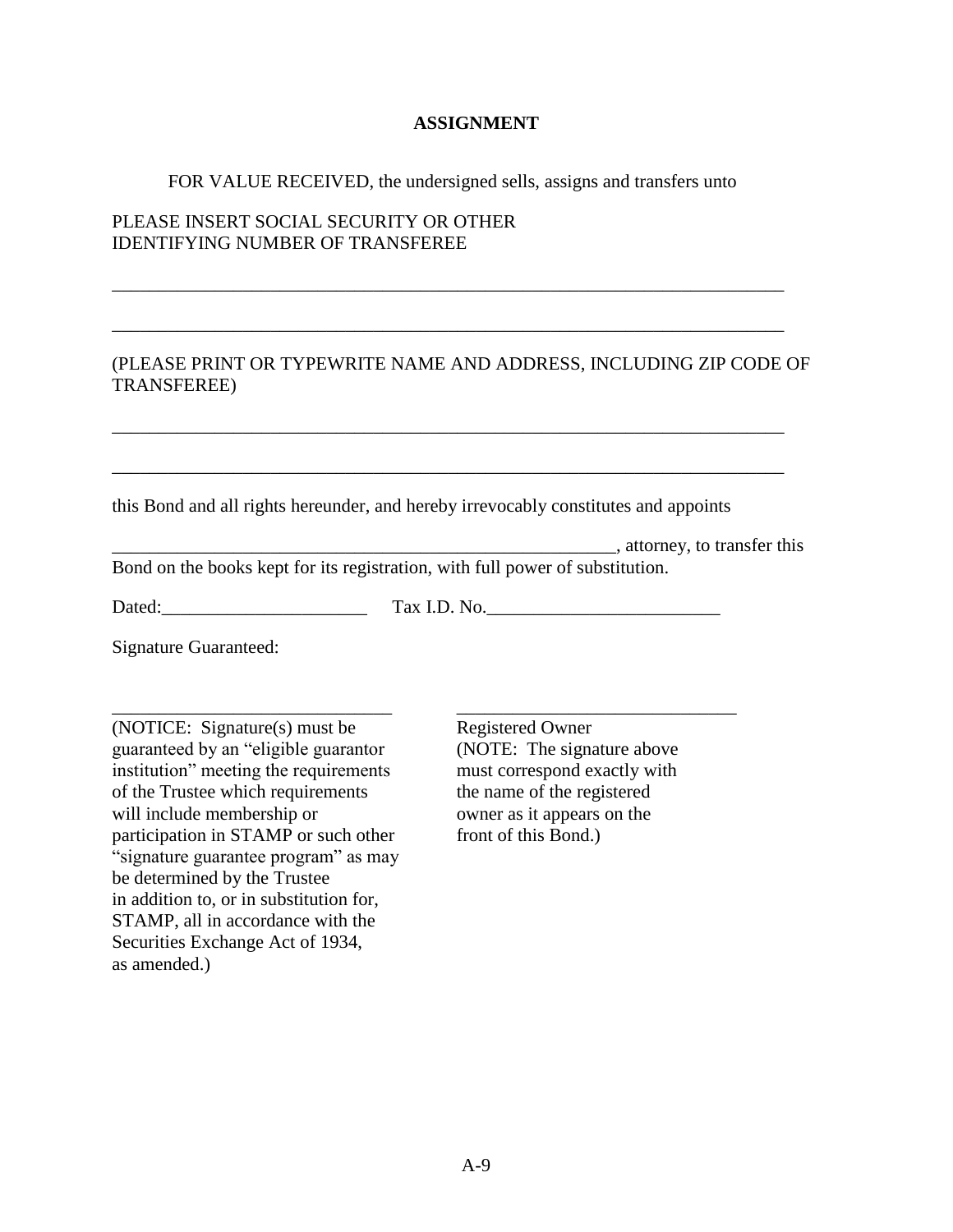**ASSIGNMENT**

FOR VALUE RECEIVED, the undersigned sells, assigns and transfers unto

PLEASE INSERT SOCIAL SECURITY OR OTHER IDENTIFYING NUMBER OF TRANSFEREE

\_\_\_\_\_\_\_\_\_\_\_\_\_\_\_\_\_\_\_\_\_\_\_\_\_\_\_\_\_\_\_\_\_\_\_\_\_\_\_\_\_\_\_\_\_\_\_\_\_\_\_\_\_\_\_\_\_\_\_\_\_\_\_\_\_\_\_\_\_\_\_\_

\_\_\_\_\_\_\_\_\_\_\_\_\_\_\_\_\_\_\_\_\_\_\_\_\_\_\_\_\_\_\_\_\_\_\_\_\_\_\_\_\_\_\_\_\_\_\_\_\_\_\_\_\_\_\_\_\_\_\_\_\_\_\_\_\_\_\_\_\_\_\_\_

(PLEASE PRINT OR TYPEWRITE NAME AND ADDRESS, INCLUDING ZIP CODE OF TRANSFEREE)

\_\_\_\_\_\_\_\_\_\_\_\_\_\_\_\_\_\_\_\_\_\_\_\_\_\_\_\_\_\_\_\_\_\_\_\_\_\_\_\_\_\_\_\_\_\_\_\_\_\_\_\_\_\_\_\_\_\_\_\_\_\_\_\_\_\_\_\_\_\_\_\_

\_\_\_\_\_\_\_\_\_\_\_\_\_\_\_\_\_\_\_\_\_\_\_\_\_\_\_\_\_\_\_\_\_\_\_\_\_\_\_\_\_\_\_\_\_\_\_\_\_\_\_\_\_\_\_\_\_\_\_\_\_\_\_\_\_\_\_\_\_\_\_\_

this Bond and all rights hereunder, and hereby irrevocably constitutes and appoints

\_\_\_\_\_\_\_\_\_\_\_\_\_\_\_\_\_\_\_\_\_\_\_\_\_\_\_\_\_\_\_\_\_\_\_\_\_\_\_\_\_\_\_\_\_\_\_\_\_\_\_\_\_\_\_\_\_, attorney, to transfer this Bond on the books kept for its registration, with full power of substitution.

Dated:\_\_\_\_\_\_\_\_\_\_\_\_\_\_\_\_\_\_\_\_\_\_ Tax I.D. No.\_\_\_\_\_\_\_\_\_\_\_\_\_\_\_\_\_\_\_\_\_\_\_\_\_

Signature Guaranteed:

\_\_\_\_\_\_\_\_\_\_\_\_\_\_\_\_\_\_\_\_\_\_\_\_\_\_\_\_\_\_

(NOTICE: Signature(s) must be guaranteed by an "eligible guarantor institution" meeting the requirements of the Trustee which requirements will include membership or participation in STAMP or such other "signature guarantee program" as may be determined by the Trustee in addition to, or in substitution for, STAMP, all in accordance with the Securities Exchange Act of 1934, as amended.)

\_\_\_\_\_\_\_\_\_\_\_\_\_\_\_\_\_\_\_\_\_\_\_\_\_\_\_\_\_\_

Registered Owner
(NOTE: The signature above must correspond exactly with the name of the registered owner as it appears on the front of this Bond.)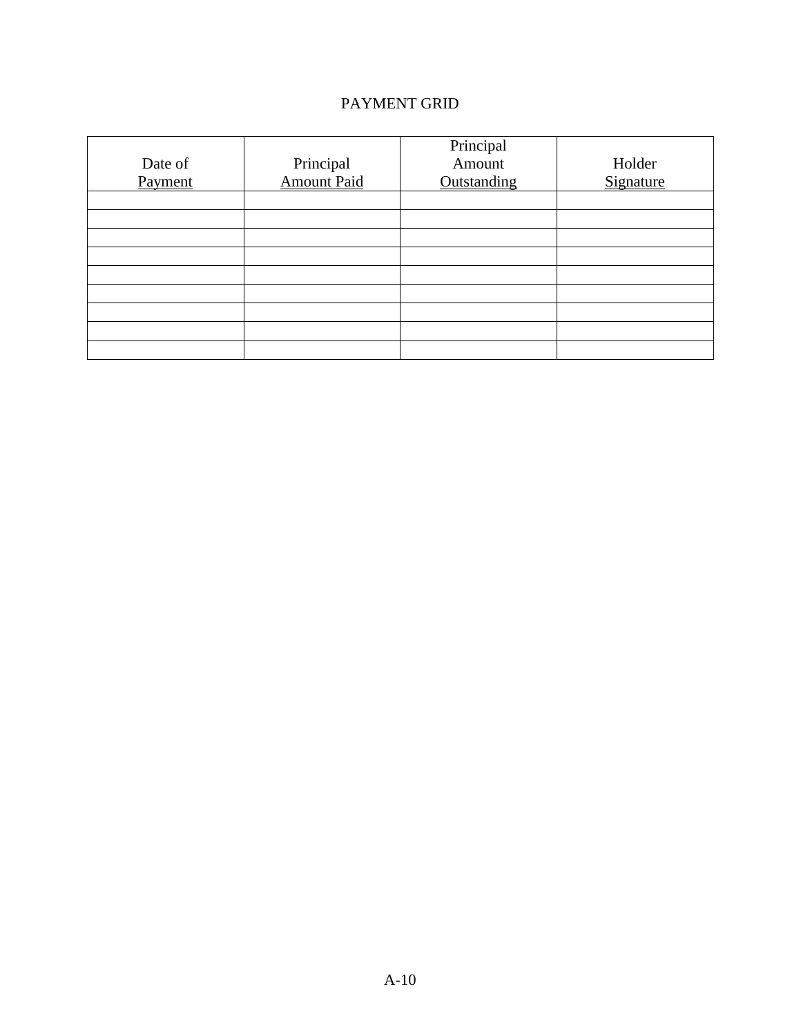PAYMENT GRID

| Date of Payment | Principal Amount Paid | Principal Amount Outstanding | Holder Signature |
|---|---|---|---|
| | | | |
| | | | |
| | | | |
| | | | |
| | | | |
| | | | |
| | | | |
| | | | |
| | | | |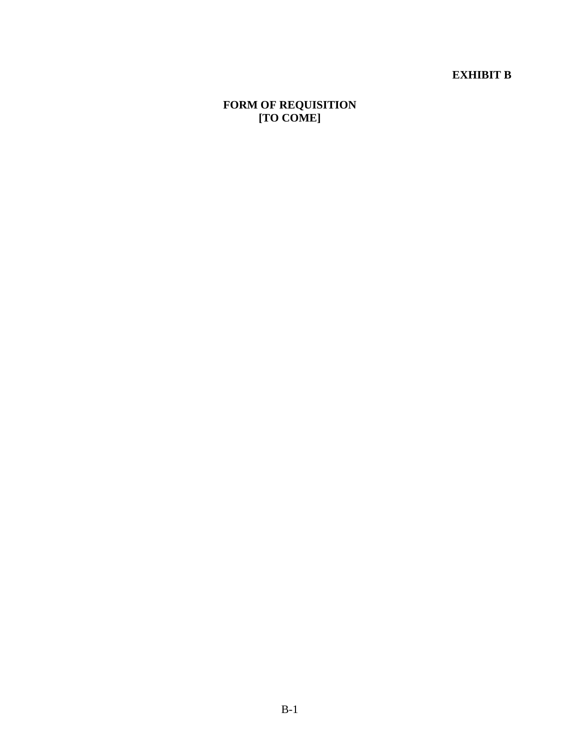**EXHIBIT B**

**FORM OF REQUISITION**
**[TO COME]**